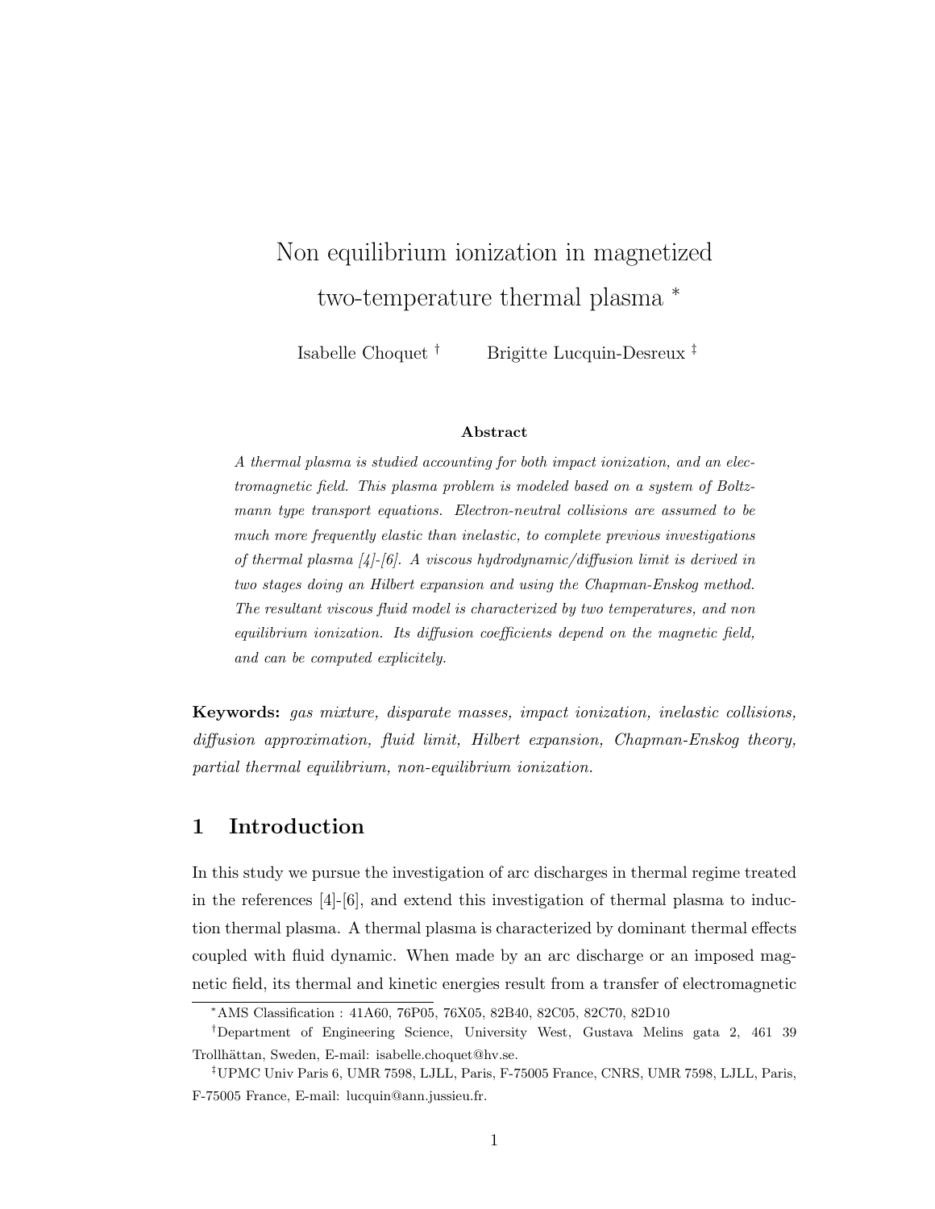# Non equilibrium ionization in magnetized two-temperature thermal plasma *

Isabelle Choquet † Brigitte Lucquin-Desreux ‡

### Abstract

*A thermal plasma is studied accounting for both impact ionization, and an electromagnetic field. This plasma problem is modeled based on a system of Boltzmann type transport equations. Electron-neutral collisions are assumed to be much more frequently elastic than inelastic, to complete previous investigations of thermal plasma [4]-[6]. A viscous hydrodynamic/diffusion limit is derived in two stages doing an Hilbert expansion and using the Chapman-Enskog method. The resultant viscous fluid model is characterized by two temperatures, and non equilibrium ionization. Its diffusion coefficients depend on the magnetic field, and can be computed explicitely.*

**Keywords:** *gas mixture, disparate masses, impact ionization, inelastic collisions, diffusion approximation, fluid limit, Hilbert expansion, Chapman-Enskog theory, partial thermal equilibrium, non-equilibrium ionization.*

## 1 Introduction

In this study we pursue the investigation of arc discharges in thermal regime treated in the references [4]-[6], and extend this investigation of thermal plasma to induction thermal plasma. A thermal plasma is characterized by dominant thermal effects coupled with fluid dynamic. When made by an arc discharge or an imposed magnetic field, its thermal and kinetic energies result from a transfer of electromagnetic

---

*AMS Classification : 41A60, 76P05, 76X05, 82B40, 82C05, 82C70, 82D10

†Department of Engineering Science, University West, Gustava Melins gata 2, 461 39 Trollhättan, Sweden, E-mail: isabelle.choquet@hv.se.

‡UPMC Univ Paris 6, UMR 7598, LJLL, Paris, F-75005 France, CNRS, UMR 7598, LJLL, Paris, F-75005 France, E-mail: lucquin@ann.jussieu.fr.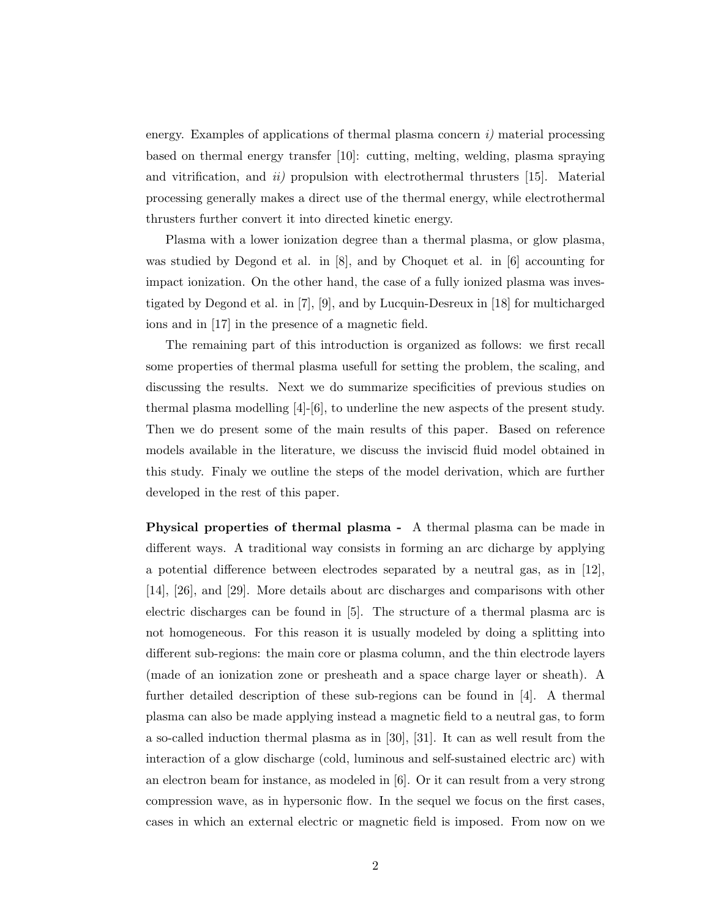energy. Examples of applications of thermal plasma concern *i)* material processing based on thermal energy transfer [10]: cutting, melting, welding, plasma spraying and vitrification, and *ii)* propulsion with electrothermal thrusters [15]. Material processing generally makes a direct use of the thermal energy, while electrothermal thrusters further convert it into directed kinetic energy.

Plasma with a lower ionization degree than a thermal plasma, or glow plasma, was studied by Degond et al. in [8], and by Choquet et al. in [6] accounting for impact ionization. On the other hand, the case of a fully ionized plasma was investigated by Degond et al. in [7], [9], and by Lucquin-Desreux in [18] for multicharged ions and in [17] in the presence of a magnetic field.

The remaining part of this introduction is organized as follows: we first recall some properties of thermal plasma usefull for setting the problem, the scaling, and discussing the results. Next we do summarize specificities of previous studies on thermal plasma modelling [4]-[6], to underline the new aspects of the present study. Then we do present some of the main results of this paper. Based on reference models available in the literature, we discuss the inviscid fluid model obtained in this study. Finaly we outline the steps of the model derivation, which are further developed in the rest of this paper.

**Physical properties of thermal plasma -** A thermal plasma can be made in different ways. A traditional way consists in forming an arc dicharge by applying a potential difference between electrodes separated by a neutral gas, as in [12], [14], [26], and [29]. More details about arc discharges and comparisons with other electric discharges can be found in [5]. The structure of a thermal plasma arc is not homogeneous. For this reason it is usually modeled by doing a splitting into different sub-regions: the main core or plasma column, and the thin electrode layers (made of an ionization zone or presheath and a space charge layer or sheath). A further detailed description of these sub-regions can be found in [4]. A thermal plasma can also be made applying instead a magnetic field to a neutral gas, to form a so-called induction thermal plasma as in [30], [31]. It can as well result from the interaction of a glow discharge (cold, luminous and self-sustained electric arc) with an electron beam for instance, as modeled in [6]. Or it can result from a very strong compression wave, as in hypersonic flow. In the sequel we focus on the first cases, cases in which an external electric or magnetic field is imposed. From now on we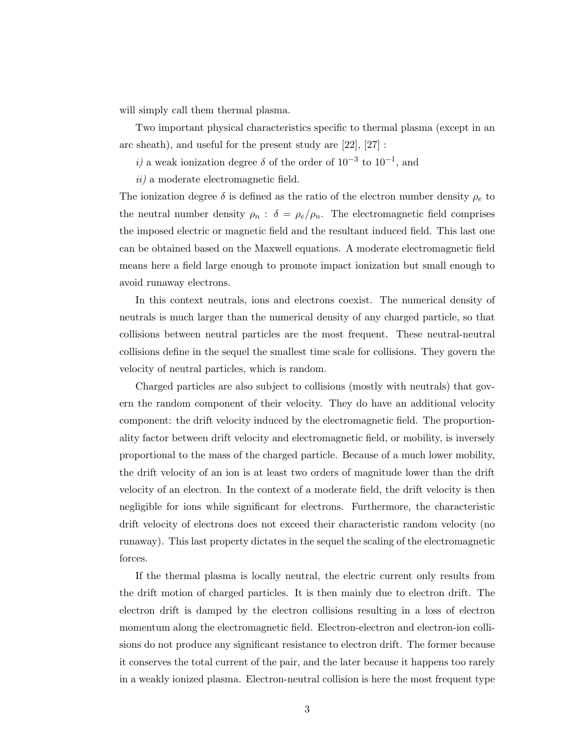will simply call them thermal plasma.

Two important physical characteristics specific to thermal plasma (except in an arc sheath), and useful for the present study are [22], [27] :

*i)* a weak ionization degree $\delta$ of the order of $10^{-3}$ to $10^{-1}$, and

*ii)* a moderate electromagnetic field.

The ionization degree $\delta$ is defined as the ratio of the electron number density $\rho_e$ to the neutral number density $\rho_n$ : $\delta = \rho_e/\rho_n$. The electromagnetic field comprises the imposed electric or magnetic field and the resultant induced field. This last one can be obtained based on the Maxwell equations. A moderate electromagnetic field means here a field large enough to promote impact ionization but small enough to avoid runaway electrons.

In this context neutrals, ions and electrons coexist. The numerical density of neutrals is much larger than the numerical density of any charged particle, so that collisions between neutral particles are the most frequent. These neutral-neutral collisions define in the sequel the smallest time scale for collisions. They govern the velocity of neutral particles, which is random.

Charged particles are also subject to collisions (mostly with neutrals) that govern the random component of their velocity. They do have an additional velocity component: the drift velocity induced by the electromagnetic field. The proportionality factor between drift velocity and electromagnetic field, or mobility, is inversely proportional to the mass of the charged particle. Because of a much lower mobility, the drift velocity of an ion is at least two orders of magnitude lower than the drift velocity of an electron. In the context of a moderate field, the drift velocity is then negligible for ions while significant for electrons. Furthermore, the characteristic drift velocity of electrons does not exceed their characteristic random velocity (no runaway). This last property dictates in the sequel the scaling of the electromagnetic forces.

If the thermal plasma is locally neutral, the electric current only results from the drift motion of charged particles. It is then mainly due to electron drift. The electron drift is damped by the electron collisions resulting in a loss of electron momentum along the electromagnetic field. Electron-electron and electron-ion collisions do not produce any significant resistance to electron drift. The former because it conserves the total current of the pair, and the later because it happens too rarely in a weakly ionized plasma. Electron-neutral collision is here the most frequent type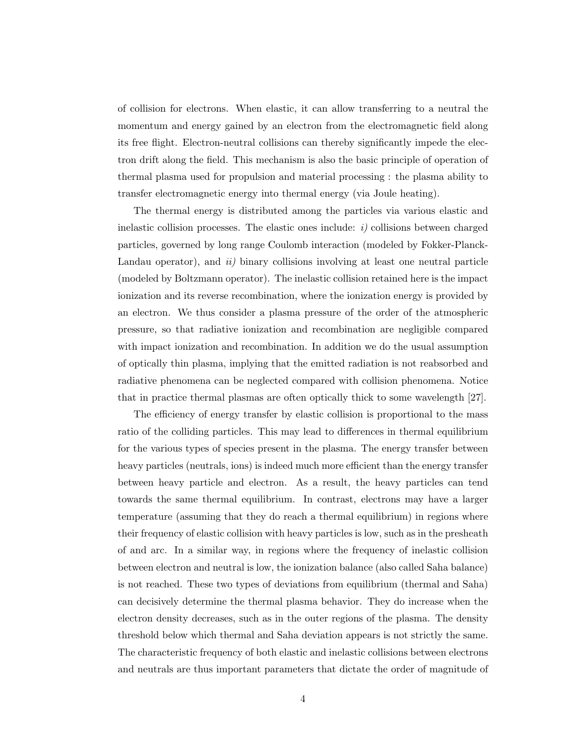of collision for electrons. When elastic, it can allow transferring to a neutral the momentum and energy gained by an electron from the electromagnetic field along its free flight. Electron-neutral collisions can thereby significantly impede the electron drift along the field. This mechanism is also the basic principle of operation of thermal plasma used for propulsion and material processing : the plasma ability to transfer electromagnetic energy into thermal energy (via Joule heating).

The thermal energy is distributed among the particles via various elastic and inelastic collision processes. The elastic ones include: *i)* collisions between charged particles, governed by long range Coulomb interaction (modeled by Fokker-Planck-Landau operator), and *ii)* binary collisions involving at least one neutral particle (modeled by Boltzmann operator). The inelastic collision retained here is the impact ionization and its reverse recombination, where the ionization energy is provided by an electron. We thus consider a plasma pressure of the order of the atmospheric pressure, so that radiative ionization and recombination are negligible compared with impact ionization and recombination. In addition we do the usual assumption of optically thin plasma, implying that the emitted radiation is not reabsorbed and radiative phenomena can be neglected compared with collision phenomena. Notice that in practice thermal plasmas are often optically thick to some wavelength [27].

The efficiency of energy transfer by elastic collision is proportional to the mass ratio of the colliding particles. This may lead to differences in thermal equilibrium for the various types of species present in the plasma. The energy transfer between heavy particles (neutrals, ions) is indeed much more efficient than the energy transfer between heavy particle and electron. As a result, the heavy particles can tend towards the same thermal equilibrium. In contrast, electrons may have a larger temperature (assuming that they do reach a thermal equilibrium) in regions where their frequency of elastic collision with heavy particles is low, such as in the presheath of and arc. In a similar way, in regions where the frequency of inelastic collision between electron and neutral is low, the ionization balance (also called Saha balance) is not reached. These two types of deviations from equilibrium (thermal and Saha) can decisively determine the thermal plasma behavior. They do increase when the electron density decreases, such as in the outer regions of the plasma. The density threshold below which thermal and Saha deviation appears is not strictly the same. The characteristic frequency of both elastic and inelastic collisions between electrons and neutrals are thus important parameters that dictate the order of magnitude of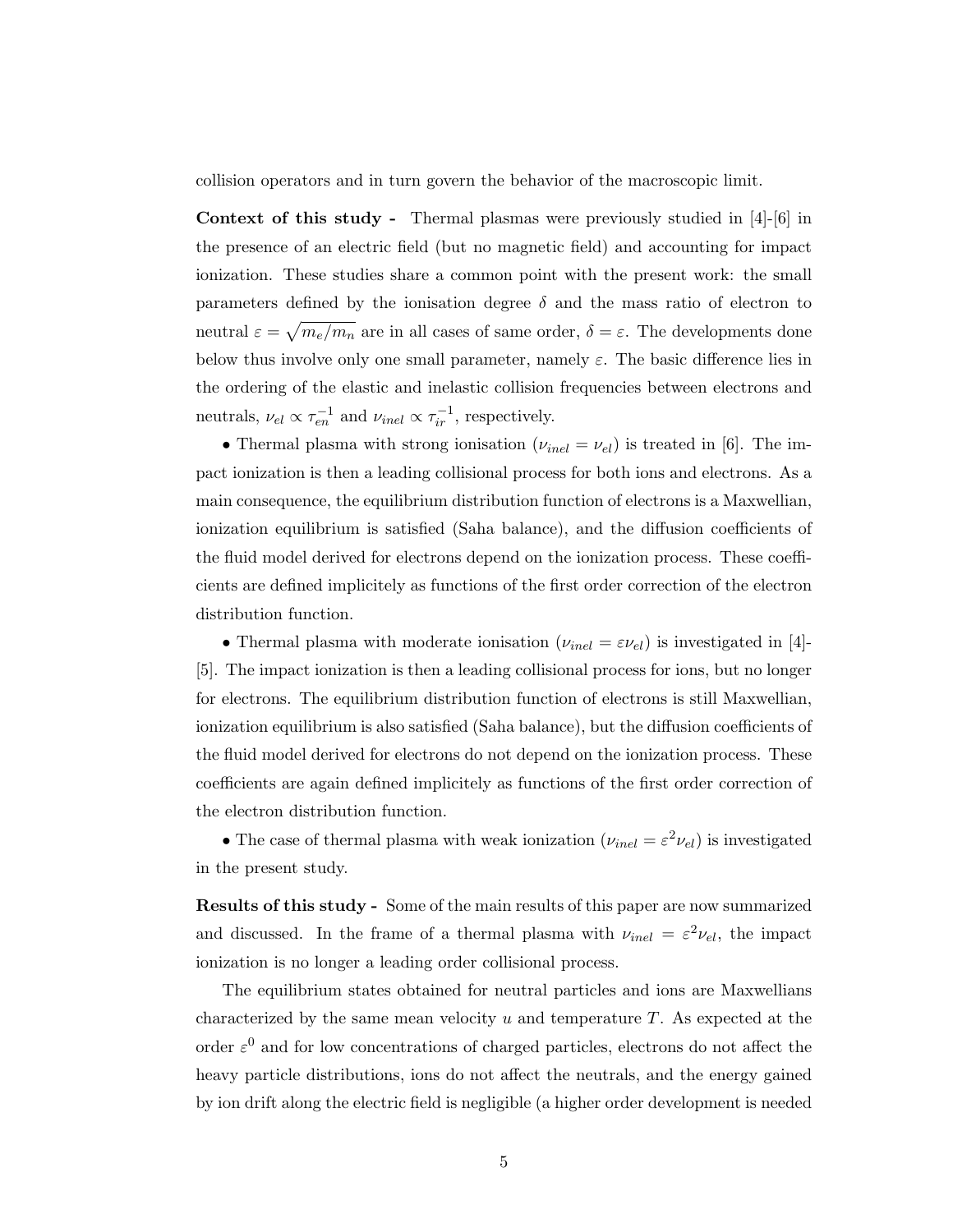collision operators and in turn govern the behavior of the macroscopic limit.

**Context of this study -** Thermal plasmas were previously studied in [4]-[6] in the presence of an electric field (but no magnetic field) and accounting for impact ionization. These studies share a common point with the present work: the small parameters defined by the ionisation degree $\delta$ and the mass ratio of electron to neutral $\varepsilon = \sqrt{m_e/m_n}$ are in all cases of same order, $\delta = \varepsilon$. The developments done below thus involve only one small parameter, namely $\varepsilon$. The basic difference lies in the ordering of the elastic and inelastic collision frequencies between electrons and neutrals, $\nu_{el} \propto \tau_{en}^{-1}$ and $\nu_{inel} \propto \tau_{ir}^{-1}$, respectively.

• Thermal plasma with strong ionisation ($\nu_{inel} = \nu_{el}$) is treated in [6]. The impact ionization is then a leading collisional process for both ions and electrons. As a main consequence, the equilibrium distribution function of electrons is a Maxwellian, ionization equilibrium is satisfied (Saha balance), and the diffusion coefficients of the fluid model derived for electrons depend on the ionization process. These coefficients are defined implicitely as functions of the first order correction of the electron distribution function.

• Thermal plasma with moderate ionisation ($\nu_{inel} = \varepsilon\nu_{el}$) is investigated in [4]-[5]. The impact ionization is then a leading collisional process for ions, but no longer for electrons. The equilibrium distribution function of electrons is still Maxwellian, ionization equilibrium is also satisfied (Saha balance), but the diffusion coefficients of the fluid model derived for electrons do not depend on the ionization process. These coefficients are again defined implicitely as functions of the first order correction of the electron distribution function.

• The case of thermal plasma with weak ionization ($\nu_{inel} = \varepsilon^2\nu_{el}$) is investigated in the present study.

**Results of this study -** Some of the main results of this paper are now summarized and discussed. In the frame of a thermal plasma with $\nu_{inel} = \varepsilon^2\nu_{el}$, the impact ionization is no longer a leading order collisional process.

The equilibrium states obtained for neutral particles and ions are Maxwellians characterized by the same mean velocity $u$ and temperature $T$. As expected at the order $\varepsilon^0$ and for low concentrations of charged particles, electrons do not affect the heavy particle distributions, ions do not affect the neutrals, and the energy gained by ion drift along the electric field is negligible (a higher order development is needed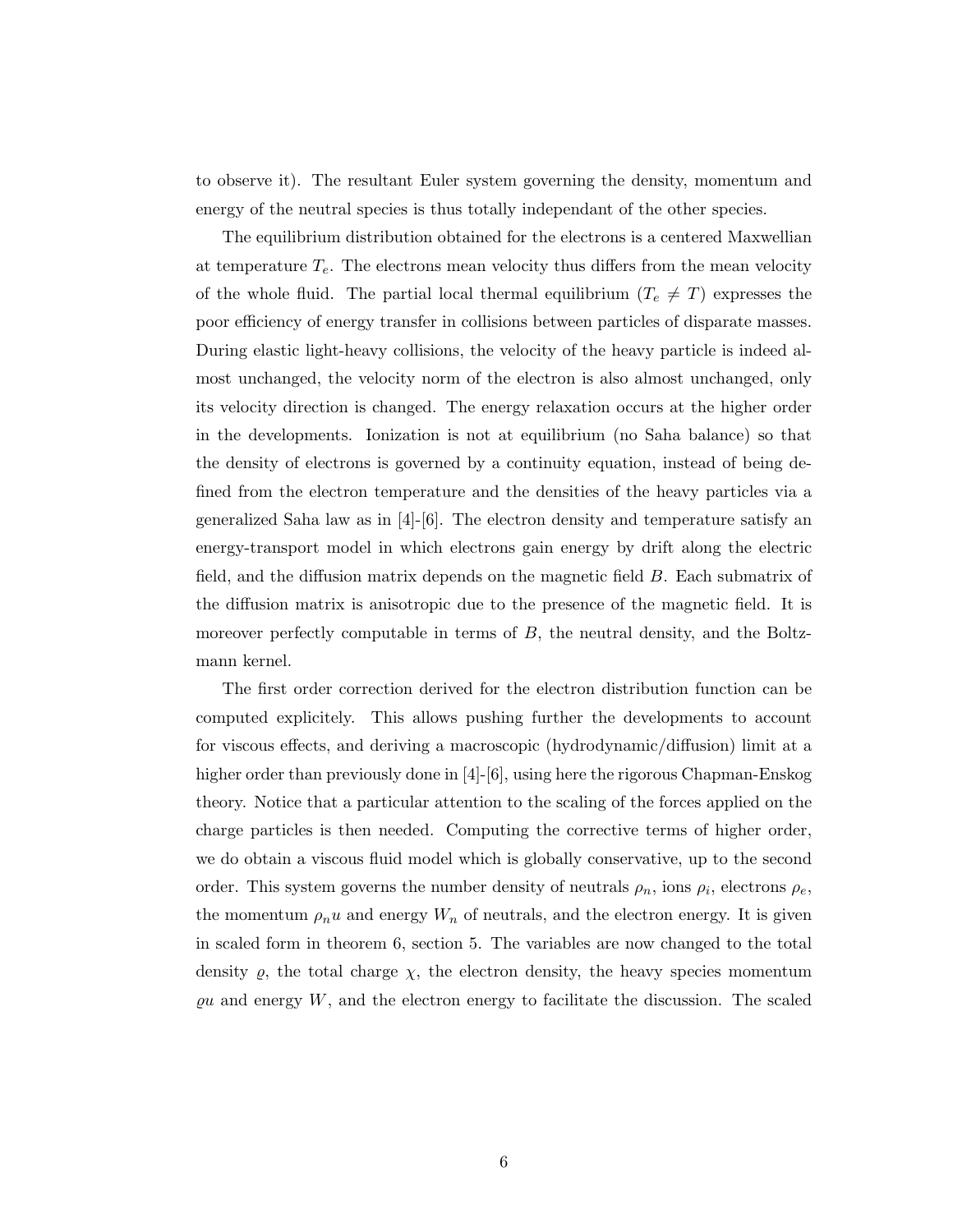to observe it). The resultant Euler system governing the density, momentum and energy of the neutral species is thus totally independant of the other species.

The equilibrium distribution obtained for the electrons is a centered Maxwellian at temperature $T_e$. The electrons mean velocity thus differs from the mean velocity of the whole fluid. The partial local thermal equilibrium ($T_e \neq T$) expresses the poor efficiency of energy transfer in collisions between particles of disparate masses. During elastic light-heavy collisions, the velocity of the heavy particle is indeed almost unchanged, the velocity norm of the electron is also almost unchanged, only its velocity direction is changed. The energy relaxation occurs at the higher order in the developments. Ionization is not at equilibrium (no Saha balance) so that the density of electrons is governed by a continuity equation, instead of being defined from the electron temperature and the densities of the heavy particles via a generalized Saha law as in [4]-[6]. The electron density and temperature satisfy an energy-transport model in which electrons gain energy by drift along the electric field, and the diffusion matrix depends on the magnetic field $B$. Each submatrix of the diffusion matrix is anisotropic due to the presence of the magnetic field. It is moreover perfectly computable in terms of $B$, the neutral density, and the Boltzmann kernel.

The first order correction derived for the electron distribution function can be computed explicitely. This allows pushing further the developments to account for viscous effects, and deriving a macroscopic (hydrodynamic/diffusion) limit at a higher order than previously done in [4]-[6], using here the rigorous Chapman-Enskog theory. Notice that a particular attention to the scaling of the forces applied on the charge particles is then needed. Computing the corrective terms of higher order, we do obtain a viscous fluid model which is globally conservative, up to the second order. This system governs the number density of neutrals $\rho_n$, ions $\rho_i$, electrons $\rho_e$, the momentum $\rho_n u$ and energy $W_n$ of neutrals, and the electron energy. It is given in scaled form in theorem 6, section 5. The variables are now changed to the total density $\varrho$, the total charge $\chi$, the electron density, the heavy species momentum $\varrho u$ and energy $W$, and the electron energy to facilitate the discussion. The scaled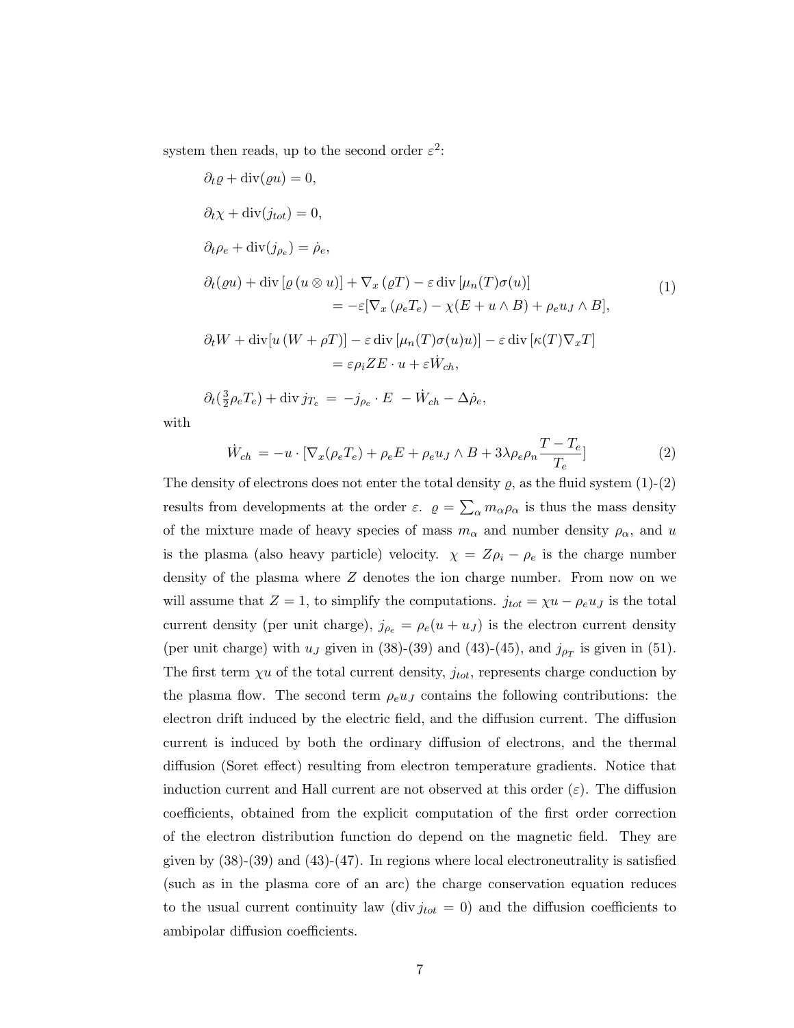system then reads, up to the second order $\varepsilon^2$:

$$
\begin{aligned}
&\partial_t \varrho + \operatorname{div}(\varrho u) = 0, \\
&\partial_t \chi + \operatorname{div}(j_{tot}) = 0, \\
&\partial_t \rho_e + \operatorname{div}(j_{\rho_e}) = \dot{\rho}_e, \\
&\partial_t(\varrho u) + \operatorname{div}\left[\varrho\,(u \otimes u)\right] + \nabla_x\left(\varrho T\right) - \varepsilon \operatorname{div}\left[\mu_n(T)\sigma(u)\right] \\
&\qquad\qquad = -\varepsilon[\nabla_x\left(\rho_e T_e\right) - \chi(E + u \wedge B) + \rho_e u_J \wedge B], \\
&\partial_t W + \operatorname{div}[u\,(W + \rho T)] - \varepsilon \operatorname{div}\left[\mu_n(T)\sigma(u)u)\right] - \varepsilon \operatorname{div}\left[\kappa(T)\nabla_x T\right] \\
&\qquad\qquad = \varepsilon \rho_i Z E \cdot u + \varepsilon \dot{W}_{ch}, \\
&\partial_t(\tfrac{3}{2}\rho_e T_e) + \operatorname{div} j_{T_e} \;=\; -j_{\rho_e} \cdot E \;\; - \dot{W}_{ch} - \Delta\dot{\rho}_e,
\end{aligned}
\tag{1}
$$

with

$$
\dot{W}_{ch} \;= -u \cdot [\nabla_x(\rho_e T_e) + \rho_e E + \rho_e u_J \wedge B + 3\lambda \rho_e \rho_n \frac{T - T_e}{T_e}] \tag{2}
$$

The density of electrons does not enter the total density $\varrho$, as the fluid system (1)-(2) results from developments at the order $\varepsilon$. $\varrho = \sum_\alpha m_\alpha \rho_\alpha$ is thus the mass density of the mixture made of heavy species of mass $m_\alpha$ and number density $\rho_\alpha$, and $u$ is the plasma (also heavy particle) velocity. $\chi = Z\rho_i - \rho_e$ is the charge number density of the plasma where $Z$ denotes the ion charge number. From now on we will assume that $Z = 1$, to simplify the computations. $j_{tot} = \chi u - \rho_e u_J$ is the total current density (per unit charge), $j_{\rho_e} = \rho_e(u + u_J)$ is the electron current density (per unit charge) with $u_J$ given in (38)-(39) and (43)-(45), and $j_{\rho_T}$ is given in (51). The first term $\chi u$ of the total current density, $j_{tot}$, represents charge conduction by the plasma flow. The second term $\rho_e u_J$ contains the following contributions: the electron drift induced by the electric field, and the diffusion current. The diffusion current is induced by both the ordinary diffusion of electrons, and the thermal diffusion (Soret effect) resulting from electron temperature gradients. Notice that induction current and Hall current are not observed at this order ($\varepsilon$). The diffusion coefficients, obtained from the explicit computation of the first order correction of the electron distribution function do depend on the magnetic field. They are given by (38)-(39) and (43)-(47). In regions where local electroneutrality is satisfied (such as in the plasma core of an arc) the charge conservation equation reduces to the usual current continuity law ($\operatorname{div} j_{tot} = 0$) and the diffusion coefficients to ambipolar diffusion coefficients.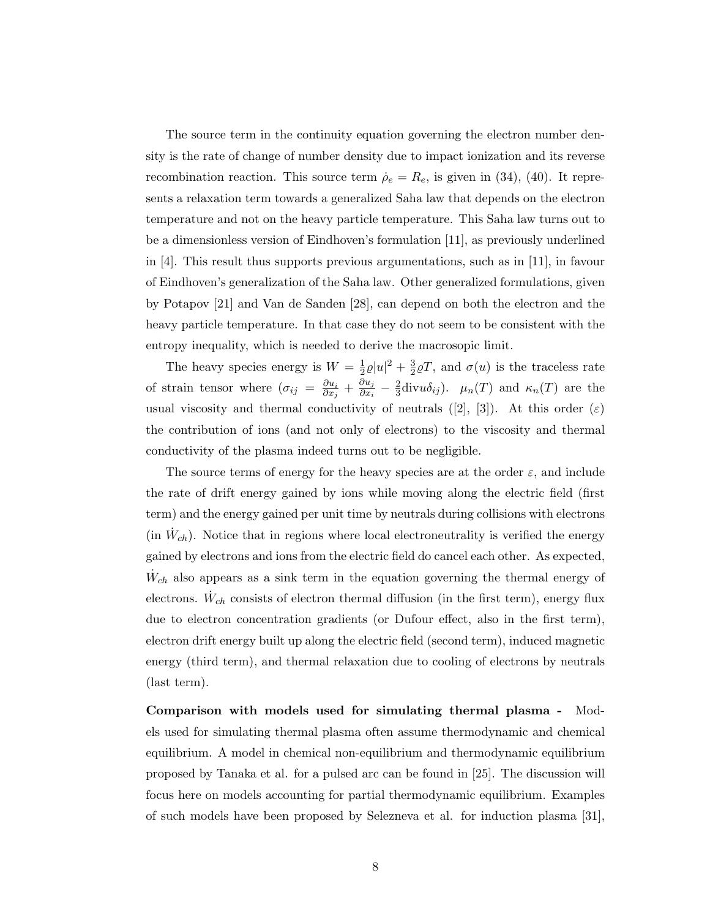The source term in the continuity equation governing the electron number density is the rate of change of number density due to impact ionization and its reverse recombination reaction. This source term $\dot{\rho}_e = R_e$, is given in (34), (40). It represents a relaxation term towards a generalized Saha law that depends on the electron temperature and not on the heavy particle temperature. This Saha law turns out to be a dimensionless version of Eindhoven's formulation [11], as previously underlined in [4]. This result thus supports previous argumentations, such as in [11], in favour of Eindhoven's generalization of the Saha law. Other generalized formulations, given by Potapov [21] and Van de Sanden [28], can depend on both the electron and the heavy particle temperature. In that case they do not seem to be consistent with the entropy inequality, which is needed to derive the macrosopic limit.

The heavy species energy is $W = \frac{1}{2}\varrho|u|^2 + \frac{3}{2}\varrho T$, and $\sigma(u)$ is the traceless rate of strain tensor where ($\sigma_{ij} = \frac{\partial u_i}{\partial x_j} + \frac{\partial u_j}{\partial x_i} - \frac{2}{3}\text{div}u\delta_{ij}$). $\mu_n(T)$ and $\kappa_n(T)$ are the usual viscosity and thermal conductivity of neutrals ([2], [3]). At this order ($\varepsilon$) the contribution of ions (and not only of electrons) to the viscosity and thermal conductivity of the plasma indeed turns out to be negligible.

The source terms of energy for the heavy species are at the order $\varepsilon$, and include the rate of drift energy gained by ions while moving along the electric field (first term) and the energy gained per unit time by neutrals during collisions with electrons (in $\dot{W}_{ch}$). Notice that in regions where local electroneutrality is verified the energy gained by electrons and ions from the electric field do cancel each other. As expected, $\dot{W}_{ch}$ also appears as a sink term in the equation governing the thermal energy of electrons. $\dot{W}_{ch}$ consists of electron thermal diffusion (in the first term), energy flux due to electron concentration gradients (or Dufour effect, also in the first term), electron drift energy built up along the electric field (second term), induced magnetic energy (third term), and thermal relaxation due to cooling of electrons by neutrals (last term).

**Comparison with models used for simulating thermal plasma -** Models used for simulating thermal plasma often assume thermodynamic and chemical equilibrium. A model in chemical non-equilibrium and thermodynamic equilibrium proposed by Tanaka et al. for a pulsed arc can be found in [25]. The discussion will focus here on models accounting for partial thermodynamic equilibrium. Examples of such models have been proposed by Selezneva et al. for induction plasma [31],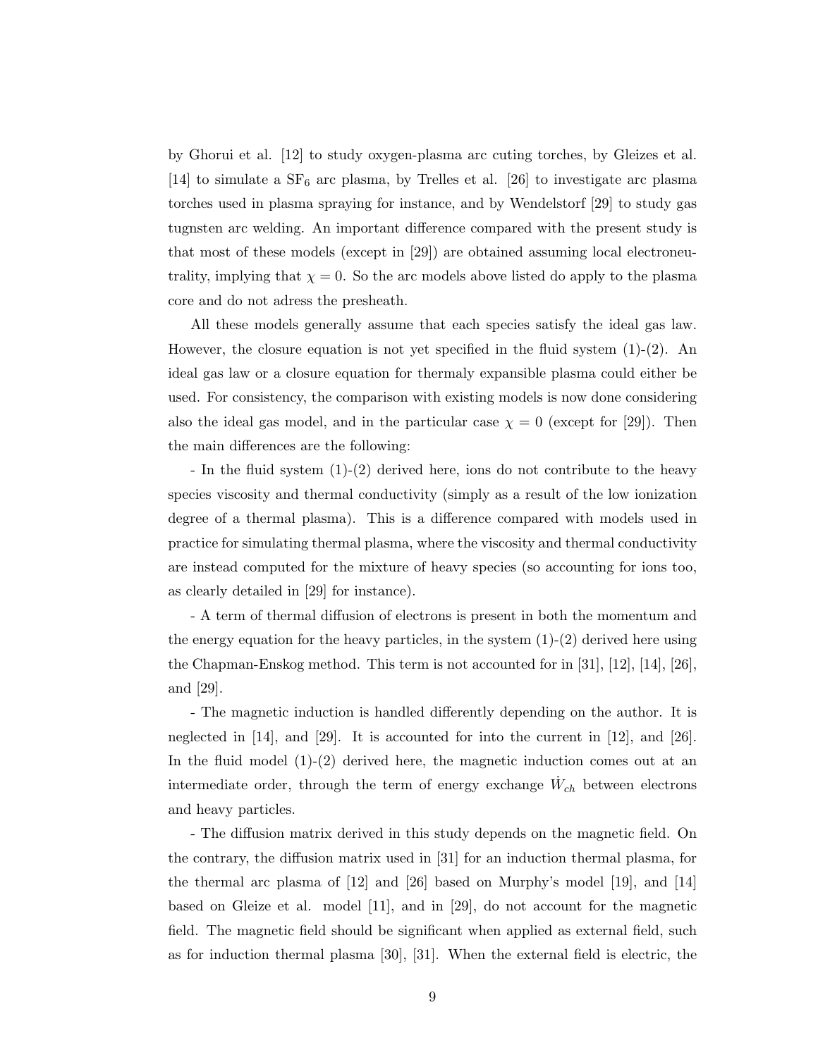by Ghorui et al. [12] to study oxygen-plasma arc cuting torches, by Gleizes et al. [14] to simulate a $SF_6$ arc plasma, by Trelles et al. [26] to investigate arc plasma torches used in plasma spraying for instance, and by Wendelstorf [29] to study gas tugnsten arc welding. An important difference compared with the present study is that most of these models (except in [29]) are obtained assuming local electroneutrality, implying that $\chi = 0$. So the arc models above listed do apply to the plasma core and do not adress the presheath.

All these models generally assume that each species satisfy the ideal gas law. However, the closure equation is not yet specified in the fluid system (1)-(2). An ideal gas law or a closure equation for thermaly expansible plasma could either be used. For consistency, the comparison with existing models is now done considering also the ideal gas model, and in the particular case $\chi = 0$ (except for [29]). Then the main differences are the following:

- In the fluid system (1)-(2) derived here, ions do not contribute to the heavy species viscosity and thermal conductivity (simply as a result of the low ionization degree of a thermal plasma). This is a difference compared with models used in practice for simulating thermal plasma, where the viscosity and thermal conductivity are instead computed for the mixture of heavy species (so accounting for ions too, as clearly detailed in [29] for instance).

- A term of thermal diffusion of electrons is present in both the momentum and the energy equation for the heavy particles, in the system (1)-(2) derived here using the Chapman-Enskog method. This term is not accounted for in [31], [12], [14], [26], and [29].

- The magnetic induction is handled differently depending on the author. It is neglected in [14], and [29]. It is accounted for into the current in [12], and [26]. In the fluid model (1)-(2) derived here, the magnetic induction comes out at an intermediate order, through the term of energy exchange $\dot{W}_{ch}$ between electrons and heavy particles.

- The diffusion matrix derived in this study depends on the magnetic field. On the contrary, the diffusion matrix used in [31] for an induction thermal plasma, for the thermal arc plasma of [12] and [26] based on Murphy's model [19], and [14] based on Gleize et al. model [11], and in [29], do not account for the magnetic field. The magnetic field should be significant when applied as external field, such as for induction thermal plasma [30], [31]. When the external field is electric, the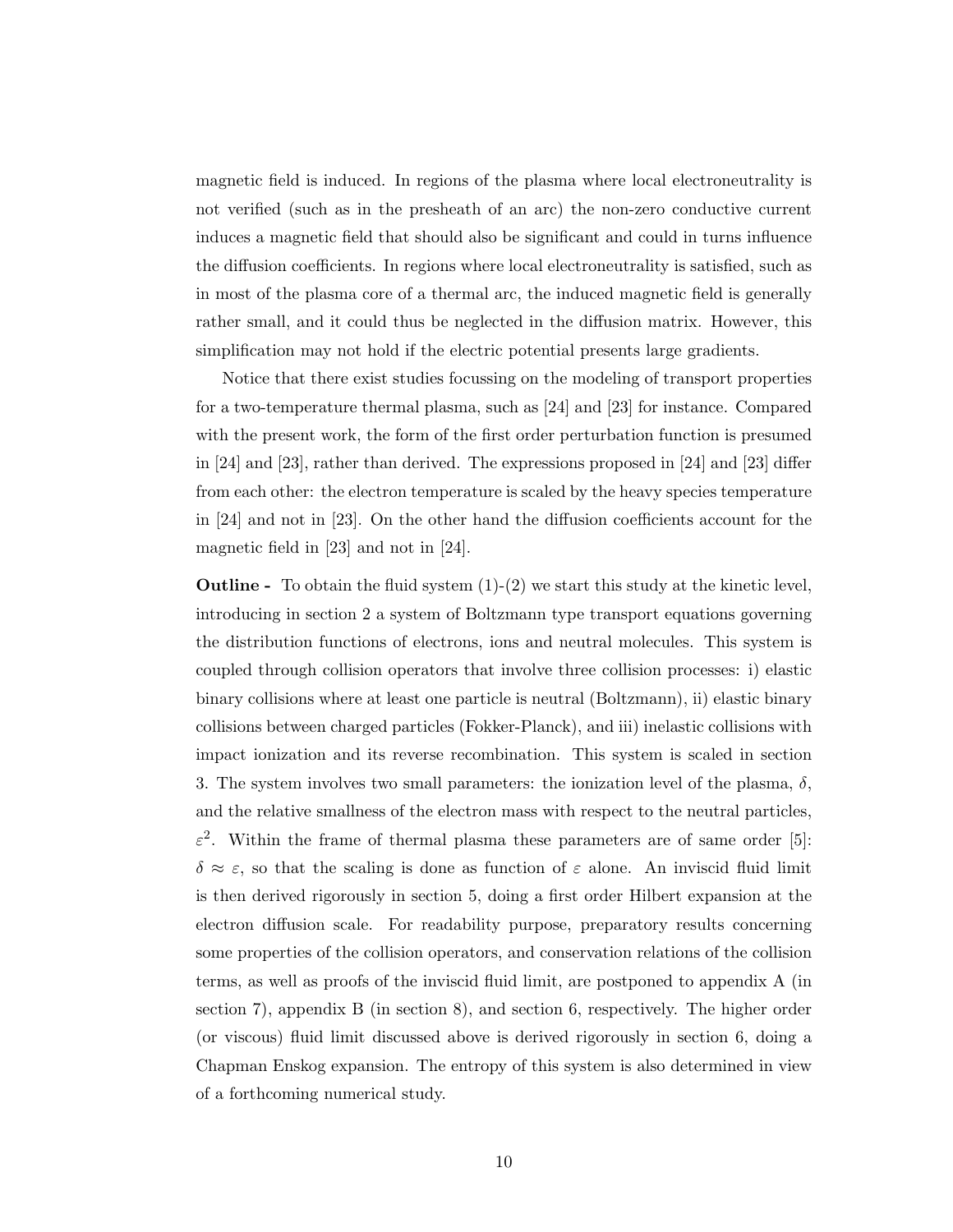magnetic field is induced. In regions of the plasma where local electroneutrality is not verified (such as in the presheath of an arc) the non-zero conductive current induces a magnetic field that should also be significant and could in turns influence the diffusion coefficients. In regions where local electroneutrality is satisfied, such as in most of the plasma core of a thermal arc, the induced magnetic field is generally rather small, and it could thus be neglected in the diffusion matrix. However, this simplification may not hold if the electric potential presents large gradients.

Notice that there exist studies focussing on the modeling of transport properties for a two-temperature thermal plasma, such as [24] and [23] for instance. Compared with the present work, the form of the first order perturbation function is presumed in [24] and [23], rather than derived. The expressions proposed in [24] and [23] differ from each other: the electron temperature is scaled by the heavy species temperature in [24] and not in [23]. On the other hand the diffusion coefficients account for the magnetic field in [23] and not in [24].

**Outline -** To obtain the fluid system (1)-(2) we start this study at the kinetic level, introducing in section 2 a system of Boltzmann type transport equations governing the distribution functions of electrons, ions and neutral molecules. This system is coupled through collision operators that involve three collision processes: i) elastic binary collisions where at least one particle is neutral (Boltzmann), ii) elastic binary collisions between charged particles (Fokker-Planck), and iii) inelastic collisions with impact ionization and its reverse recombination. This system is scaled in section 3. The system involves two small parameters: the ionization level of the plasma, $\delta$, and the relative smallness of the electron mass with respect to the neutral particles, $\varepsilon^2$. Within the frame of thermal plasma these parameters are of same order [5]: $\delta \approx \varepsilon$, so that the scaling is done as function of $\varepsilon$ alone. An inviscid fluid limit is then derived rigorously in section 5, doing a first order Hilbert expansion at the electron diffusion scale. For readability purpose, preparatory results concerning some properties of the collision operators, and conservation relations of the collision terms, as well as proofs of the inviscid fluid limit, are postponed to appendix A (in section 7), appendix B (in section 8), and section 6, respectively. The higher order (or viscous) fluid limit discussed above is derived rigorously in section 6, doing a Chapman Enskog expansion. The entropy of this system is also determined in view of a forthcoming numerical study.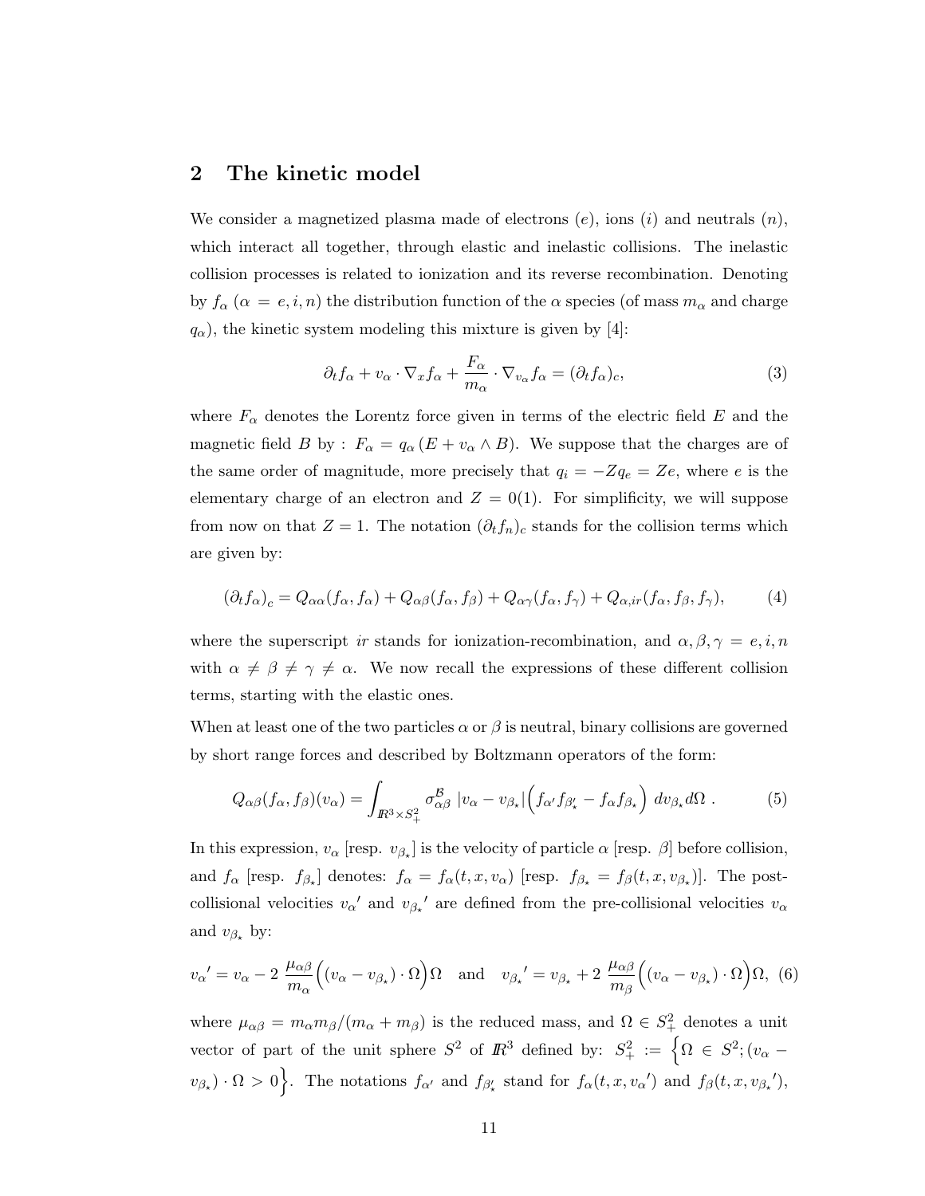## 2 The kinetic model

We consider a magnetized plasma made of electrons ($e$), ions ($i$) and neutrals ($n$), which interact all together, through elastic and inelastic collisions. The inelastic collision processes is related to ionization and its reverse recombination. Denoting by $f_\alpha$ ($\alpha = e, i, n$) the distribution function of the $\alpha$ species (of mass $m_\alpha$ and charge $q_\alpha$), the kinetic system modeling this mixture is given by [4]:

$$\partial_t f_\alpha + v_\alpha \cdot \nabla_x f_\alpha + \frac{F_\alpha}{m_\alpha} \cdot \nabla_{v_\alpha} f_\alpha = (\partial_t f_\alpha)_c, \tag{3}$$

where $F_\alpha$ denotes the Lorentz force given in terms of the electric field $E$ and the magnetic field $B$ by : $F_\alpha = q_\alpha (E + v_\alpha \wedge B)$. We suppose that the charges are of the same order of magnitude, more precisely that $q_i = -Zq_e = Ze$, where $e$ is the elementary charge of an electron and $Z = 0(1)$. For simplificity, we will suppose from now on that $Z = 1$. The notation $(\partial_t f_n)_c$ stands for the collision terms which are given by:

$$(\partial_t f_\alpha)_c = Q_{\alpha\alpha}(f_\alpha, f_\alpha) + Q_{\alpha\beta}(f_\alpha, f_\beta) + Q_{\alpha\gamma}(f_\alpha, f_\gamma) + Q_{\alpha,ir}(f_\alpha, f_\beta, f_\gamma), \tag{4}$$

where the superscript $ir$ stands for ionization-recombination, and $\alpha, \beta, \gamma = e, i, n$ with $\alpha \neq \beta \neq \gamma \neq \alpha$. We now recall the expressions of these different collision terms, starting with the elastic ones.

When at least one of the two particles $\alpha$ or $\beta$ is neutral, binary collisions are governed by short range forces and described by Boltzmann operators of the form:

$$Q_{\alpha\beta}(f_\alpha, f_\beta)(v_\alpha) = \int_{\mathbb{R}^3 \times S^2_+} \sigma^{\mathcal{B}}_{\alpha\beta} \, |v_\alpha - v_{\beta_\star}| \Big( f_{\alpha'} f_{\beta'_\star} - f_\alpha f_{\beta_\star} \Big) \, dv_{\beta_\star} d\Omega \, . \tag{5}$$

In this expression, $v_\alpha$ [resp. $v_{\beta_\star}$] is the velocity of particle $\alpha$ [resp. $\beta$] before collision, and $f_\alpha$ [resp. $f_{\beta_\star}$] denotes: $f_\alpha = f_\alpha(t, x, v_\alpha)$ [resp. $f_{\beta_\star} = f_\beta(t, x, v_{\beta_\star})$]. The post-collisional velocities ${v_\alpha}'$ and ${v_{\beta_\star}}'$ are defined from the pre-collisional velocities $v_\alpha$ and $v_{\beta_\star}$ by:

$${v_\alpha}' = v_\alpha - 2 \, \frac{\mu_{\alpha\beta}}{m_\alpha} \Big( (v_\alpha - v_{\beta_\star}) \cdot \Omega \Big) \Omega \quad \text{and} \quad {v_{\beta_\star}}' = v_{\beta_\star} + 2 \, \frac{\mu_{\alpha\beta}}{m_\beta} \Big( (v_\alpha - v_{\beta_\star}) \cdot \Omega \Big) \Omega, \tag{6}$$

where $\mu_{\alpha\beta} = m_\alpha m_\beta / (m_\alpha + m_\beta)$ is the reduced mass, and $\Omega \in S^2_+$ denotes a unit vector of part of the unit sphere $S^2$ of $\mathbb{R}^3$ defined by: $S^2_+ := \Big\{ \Omega \in S^2; (v_\alpha - v_{\beta_\star}) \cdot \Omega > 0 \Big\}$. The notations $f_{\alpha'}$ and $f_{\beta'_\star}$ stand for $f_\alpha(t, x, {v_\alpha}')$ and $f_\beta(t, x, {v_{\beta_\star}}')$,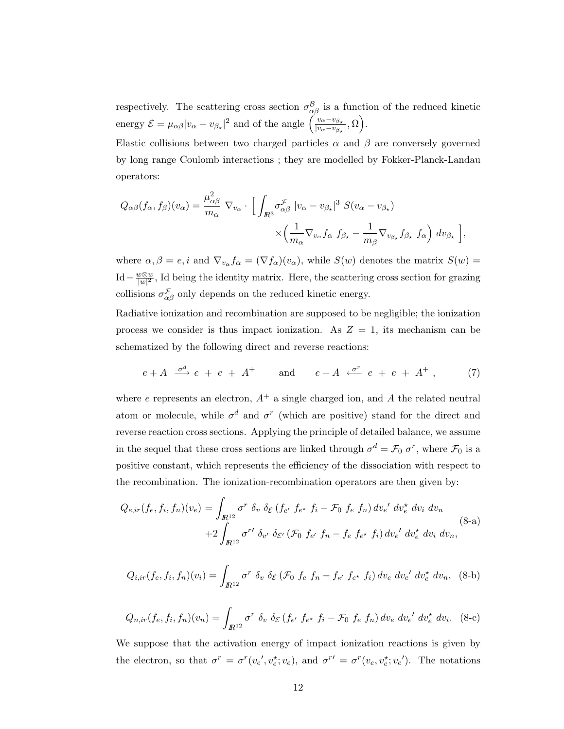respectively. The scattering cross section $\sigma^{\mathcal{B}}_{\alpha\beta}$ is a function of the reduced kinetic energy $\mathcal{E} = \mu_{\alpha\beta}|v_\alpha - v_{\beta_\star}|^2$ and of the angle $\left(\frac{v_\alpha - v_{\beta_\star}}{|v_\alpha - v_{\beta_\star}|}, \Omega\right)$.

Elastic collisions between two charged particles $\alpha$ and $\beta$ are conversely governed by long range Coulomb interactions ; they are modelled by Fokker-Planck-Landau operators:

$$
\begin{aligned}
Q_{\alpha\beta}(f_\alpha, f_\beta)(v_\alpha) = \frac{\mu^2_{\alpha\beta}}{m_\alpha} \nabla_{v_\alpha} \cdot \Big[ \int_{\mathbb{R}^3} \sigma^{\mathcal{F}}_{\alpha\beta} \, |v_\alpha - v_{\beta_\star}|^3 \, S(v_\alpha - v_{\beta_\star}) \\
\times \Big( \frac{1}{m_\alpha} \nabla_{v_\alpha} f_\alpha \, f_{\beta_\star} - \frac{1}{m_\beta} \nabla_{v_{\beta_\star}} f_{\beta_\star} \, f_\alpha \Big) \, dv_{\beta_\star} \Big],
\end{aligned}
$$

where $\alpha, \beta = e, i$ and $\nabla_{v_\alpha} f_\alpha = (\nabla f_\alpha)(v_\alpha)$, while $S(w)$ denotes the matrix $S(w) = \mathrm{Id} - \frac{w \otimes w}{|w|^2}$, Id being the identity matrix. Here, the scattering cross section for grazing collisions $\sigma^{\mathcal{F}}_{\alpha\beta}$ only depends on the reduced kinetic energy.

Radiative ionization and recombination are supposed to be negligible; the ionization process we consider is thus impact ionization. As $Z = 1$, its mechanism can be schematized by the following direct and reverse reactions:

$$
e + A \overset{\sigma^d}{\longrightarrow} e \,+\, e \,+\, A^+ \qquad \text{and} \qquad e + A \overset{\sigma^r}{\longleftarrow} e \,+\, e \,+\, A^+ \,, \tag{7}
$$

where $e$ represents an electron, $A^+$ a single charged ion, and $A$ the related neutral atom or molecule, while $\sigma^d$ and $\sigma^r$ (which are positive) stand for the direct and reverse reaction cross sections. Applying the principle of detailed balance, we assume in the sequel that these cross sections are linked through $\sigma^d = \mathcal{F}_0 \, \sigma^r$, where $\mathcal{F}_0$ is a positive constant, which represents the efficiency of the dissociation with respect to the recombination. The ionization-recombination operators are then given by:

$$
\begin{aligned}
Q_{e,ir}(f_e, f_i, f_n)(v_e) = \int_{\mathbb{R}^{12}} \sigma^r \, \delta_v \, \delta_{\mathcal{E}} \, (f_{e'} \, f_{e^\star} \, f_i - \mathcal{F}_0 \, f_e \, f_n) \, dv_e{}' \, dv_e^\star \, dv_i \, dv_n \\
+2 \int_{\mathbb{R}^{12}} \sigma^{r\prime} \, \delta_{v'} \, \delta_{\mathcal{E}'} \, (\mathcal{F}_0 \, f_{e'} \, f_n - f_e \, f_{e^\star} \, f_i) \, dv_e{}' \, dv_e^\star \, dv_i \, dv_n,
\end{aligned} \tag{8-a}
$$

$$
Q_{i,ir}(f_e, f_i, f_n)(v_i) = \int_{\mathbb{R}^{12}} \sigma^r \, \delta_v \, \delta_{\mathcal{E}} \, (\mathcal{F}_0 \, f_e \, f_n - f_{e'} \, f_{e^\star} \, f_i) \, dv_e \, dv_e{}' \, dv_e^\star \, dv_n, \tag{8-b}
$$

$$
Q_{n,ir}(f_e, f_i, f_n)(v_n) = \int_{\mathbb{R}^{12}} \sigma^r \, \delta_v \, \delta_{\mathcal{E}} \, (f_{e'} \, f_{e^\star} \, f_i - \mathcal{F}_0 \, f_e \, f_n) \, dv_e \, dv_e{}' \, dv_e^\star \, dv_i. \tag{8-c}
$$

We suppose that the activation energy of impact ionization reactions is given by the electron, so that $\sigma^r = \sigma^r(v_e{}', v_e^\star; v_e)$, and $\sigma^{r\prime} = \sigma^r(v_e, v_e^\star; v_e{}')$. The notations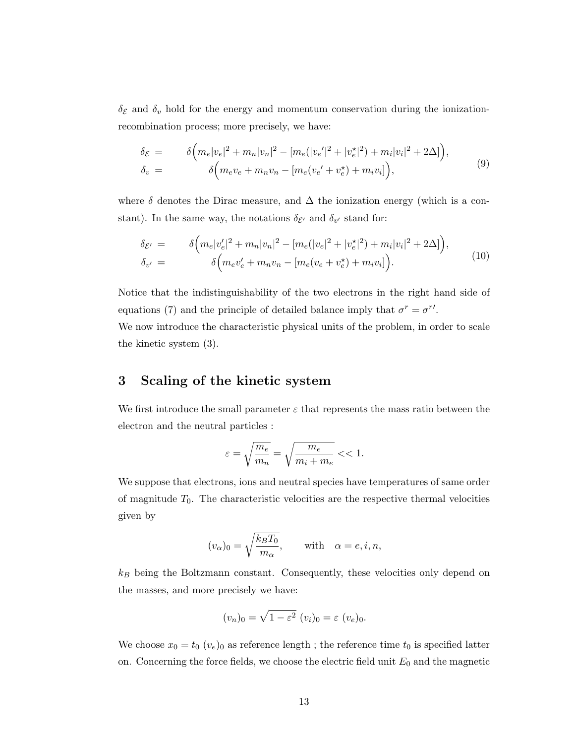$\delta_{\mathcal{E}}$ and $\delta_v$ hold for the energy and momentum conservation during the ionization-recombination process; more precisely, we have:

$$
\begin{aligned}
\delta_{\mathcal{E}} \;=\; & \quad \delta\Big(m_e|v_e|^2 + m_n|v_n|^2 - [m_e(|v_e{}'|^2 + |v_e^{\star}|^2) + m_i|v_i|^2 + 2\Delta]\Big), \\
\delta_v \;=\; & \qquad\quad \delta\Big(m_e v_e + m_n v_n - [m_e(v_e{}' + v_e^{\star}) + m_i v_i]\Big),
\end{aligned}
\tag{9}
$$

where $\delta$ denotes the Dirac measure, and $\Delta$ the ionization energy (which is a constant). In the same way, the notations $\delta_{\mathcal{E}'}$ and $\delta_{v'}$ stand for:

$$
\begin{aligned}
\delta_{\mathcal{E}'} \;=\; & \quad \delta\Big(m_e|v_e'|^2 + m_n|v_n|^2 - [m_e(|v_e|^2 + |v_e^{\star}|^2) + m_i|v_i|^2 + 2\Delta]\Big), \\
\delta_{v'} \;=\; & \qquad\quad \delta\Big(m_e v_e' + m_n v_n - [m_e(v_e + v_e^{\star}) + m_i v_i]\Big).
\end{aligned}
\tag{10}
$$

Notice that the indistinguishability of the two electrons in the right hand side of equations (7) and the principle of detailed balance imply that $\sigma^r = \sigma^{r\prime}$.

We now introduce the characteristic physical units of the problem, in order to scale the kinetic system (3).

## 3 Scaling of the kinetic system

We first introduce the small parameter $\varepsilon$ that represents the mass ratio between the electron and the neutral particles :

$$
\varepsilon = \sqrt{\frac{m_e}{m_n}} = \sqrt{\frac{m_e}{m_i + m_e}} << 1.
$$

We suppose that electrons, ions and neutral species have temperatures of same order of magnitude $T_0$. The characteristic velocities are the respective thermal velocities given by

$$
(v_\alpha)_0 = \sqrt{\frac{k_B T_0}{m_\alpha}}, \qquad \text{with} \quad \alpha = e, i, n,
$$

$k_B$ being the Boltzmann constant. Consequently, these velocities only depend on the masses, and more precisely we have:

$$
(v_n)_0 = \sqrt{1 - \varepsilon^2}\ (v_i)_0 = \varepsilon\ (v_e)_0.
$$

We choose $x_0 = t_0\ (v_e)_0$ as reference length ; the reference time $t_0$ is specified latter on. Concerning the force fields, we choose the electric field unit $E_0$ and the magnetic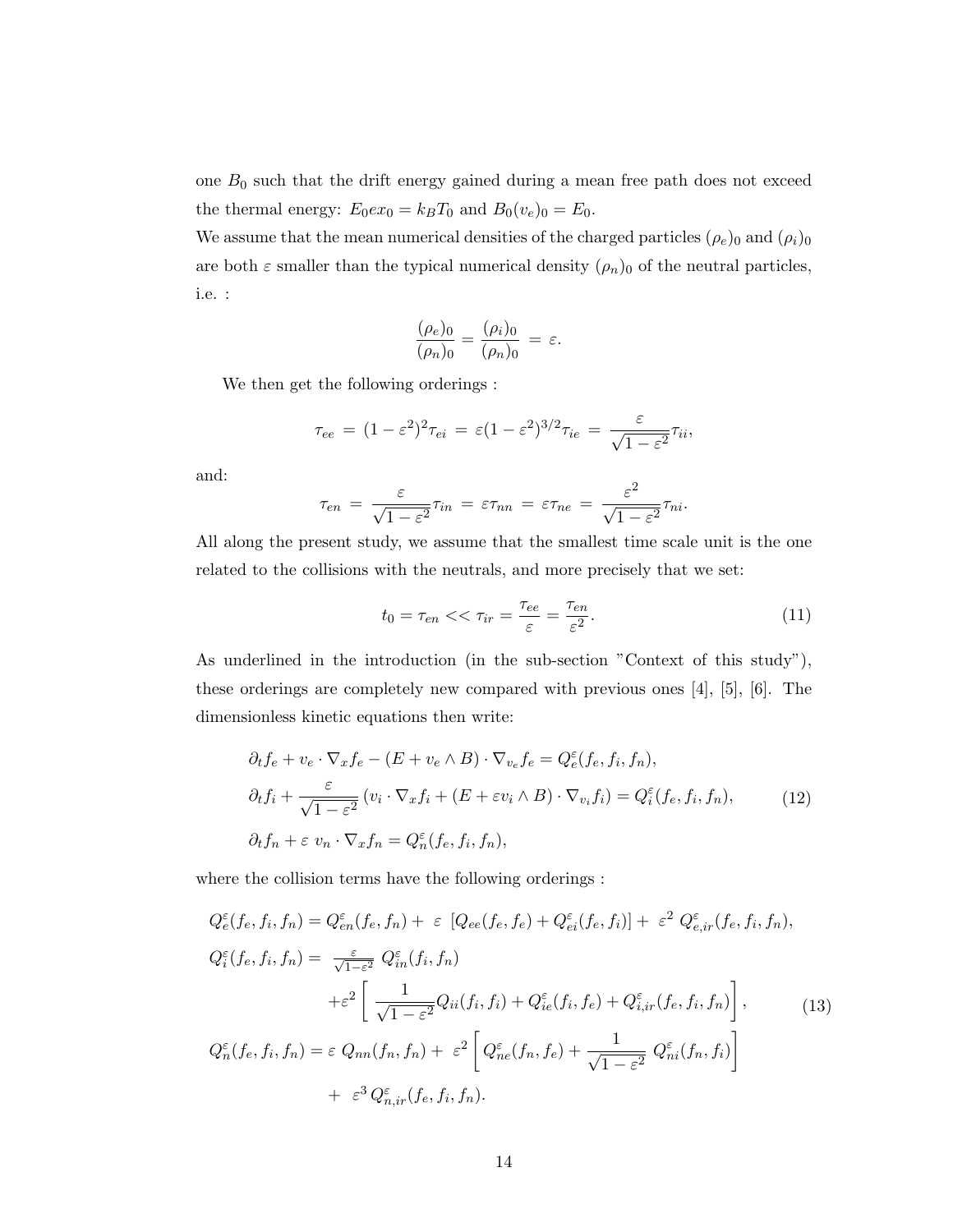one $B_0$ such that the drift energy gained during a mean free path does not exceed the thermal energy: $E_0 e x_0 = k_B T_0$ and $B_0 (v_e)_0 = E_0$.
We assume that the mean numerical densities of the charged particles $(\rho_e)_0$ and $(\rho_i)_0$ are both $\varepsilon$ smaller than the typical numerical density $(\rho_n)_0$ of the neutral particles, i.e. :

$$\frac{(\rho_e)_0}{(\rho_n)_0} = \frac{(\rho_i)_0}{(\rho_n)_0} \,=\, \varepsilon.$$

We then get the following orderings :

$$\tau_{ee} \,=\, (1-\varepsilon^2)^2 \tau_{ei} \,=\, \varepsilon (1-\varepsilon^2)^{3/2} \tau_{ie} \,=\, \frac{\varepsilon}{\sqrt{1-\varepsilon^2}} \tau_{ii},$$

and:

$$\tau_{en} \,=\, \frac{\varepsilon}{\sqrt{1-\varepsilon^2}} \tau_{in} \,=\, \varepsilon \tau_{nn} \,=\, \varepsilon \tau_{ne} \,=\, \frac{\varepsilon^2}{\sqrt{1-\varepsilon^2}} \tau_{ni}.$$

All along the present study, we assume that the smallest time scale unit is the one related to the collisions with the neutrals, and more precisely that we set:

$$t_0 = \tau_{en} << \tau_{ir} = \frac{\tau_{ee}}{\varepsilon} = \frac{\tau_{en}}{\varepsilon^2}. \tag{11}$$

As underlined in the introduction (in the sub-section "Context of this study"), these orderings are completely new compared with previous ones [4], [5], [6]. The dimensionless kinetic equations then write:

$$\begin{aligned}
&\partial_t f_e + v_e \cdot \nabla_x f_e - (E + v_e \wedge B) \cdot \nabla_{v_e} f_e = Q_e^\varepsilon(f_e, f_i, f_n), \\
&\partial_t f_i + \frac{\varepsilon}{\sqrt{1-\varepsilon^2}} \left( v_i \cdot \nabla_x f_i + (E + \varepsilon v_i \wedge B) \cdot \nabla_{v_i} f_i \right) = Q_i^\varepsilon(f_e, f_i, f_n), \\
&\partial_t f_n + \varepsilon \; v_n \cdot \nabla_x f_n = Q_n^\varepsilon(f_e, f_i, f_n),
\end{aligned} \tag{12}$$

where the collision terms have the following orderings :

$$\begin{aligned}
Q_e^\varepsilon(f_e, f_i, f_n) &= Q_{en}^\varepsilon(f_e, f_n) + \; \varepsilon \; \left[ Q_{ee}(f_e, f_e) + Q_{ei}^\varepsilon(f_e, f_i) \right] + \; \varepsilon^2 \; Q_{e,ir}^\varepsilon(f_e, f_i, f_n), \\
Q_i^\varepsilon(f_e, f_i, f_n) &= \; \tfrac{\varepsilon}{\sqrt{1-\varepsilon^2}} \; Q_{in}^\varepsilon(f_i, f_n) \\
&\quad + \varepsilon^2 \left[ \; \frac{1}{\sqrt{1-\varepsilon^2}} Q_{ii}(f_i, f_i) + Q_{ie}^\varepsilon(f_i, f_e) + Q_{i,ir}^\varepsilon(f_e, f_i, f_n) \right], \\
Q_n^\varepsilon(f_e, f_i, f_n) &= \varepsilon \; Q_{nn}(f_n, f_n) + \; \varepsilon^2 \left[ Q_{ne}^\varepsilon(f_n, f_e) + \frac{1}{\sqrt{1-\varepsilon^2}} \; Q_{ni}^\varepsilon(f_n, f_i) \right] \\
&\quad + \; \varepsilon^3 \, Q_{n,ir}^\varepsilon(f_e, f_i, f_n).
\end{aligned} \tag{13}$$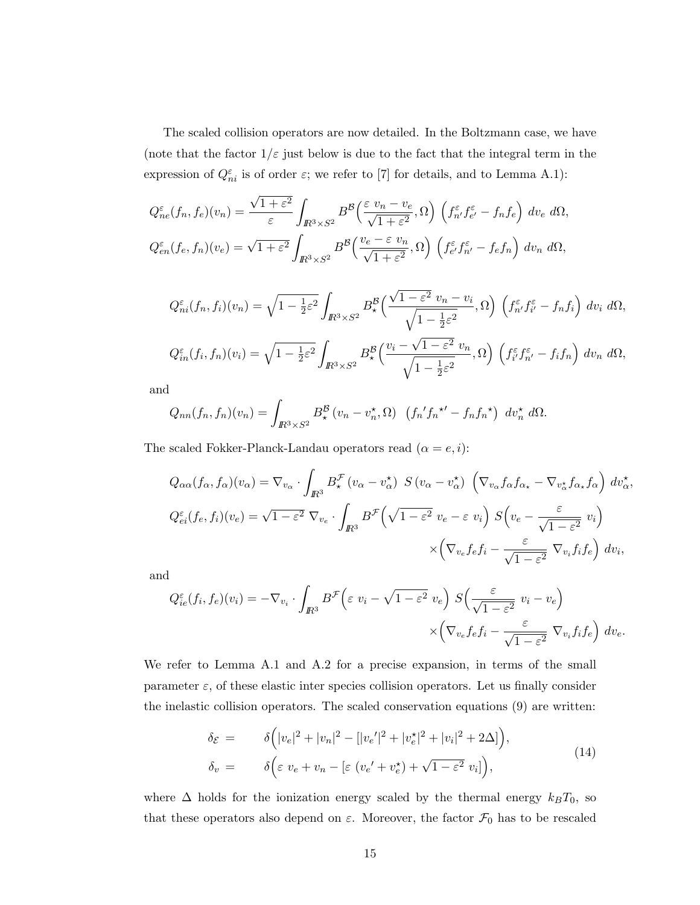The scaled collision operators are now detailed. In the Boltzmann case, we have (note that the factor $1/\varepsilon$ just below is due to the fact that the integral term in the expression of $Q^\varepsilon_{ni}$ is of order $\varepsilon$; we refer to [7] for details, and to Lemma A.1):

$$
Q^\varepsilon_{ne}(f_n, f_e)(v_n) = \frac{\sqrt{1+\varepsilon^2}}{\varepsilon} \int_{I\!R^3\times S^2} B^{\mathcal{B}}\Big(\frac{\varepsilon\ v_n - v_e}{\sqrt{1+\varepsilon^2}}, \Omega\Big)\ \Big(f^\varepsilon_{n'} f^\varepsilon_{e'} - f_n f_e\Big)\ dv_e\ d\Omega,
$$

$$
Q^\varepsilon_{en}(f_e, f_n)(v_e) = \sqrt{1+\varepsilon^2} \int_{I\!R^3\times S^2} B^{\mathcal{B}}\Big(\frac{v_e - \varepsilon\ v_n}{\sqrt{1+\varepsilon^2}}, \Omega\Big)\ \Big(f^\varepsilon_{e'} f^\varepsilon_{n'} - f_e f_n\Big)\ dv_n\ d\Omega,
$$

$$
Q^\varepsilon_{ni}(f_n, f_i)(v_n) = \sqrt{1-\tfrac{1}{2}\varepsilon^2} \int_{I\!R^3\times S^2} B^{\mathcal{B}}_\star\Big(\frac{\sqrt{1-\varepsilon^2}\ v_n - v_i}{\sqrt{1-\frac{1}{2}\varepsilon^2}}, \Omega\Big)\ \Big(f^\varepsilon_{n'} f^\varepsilon_{i'} - f_n f_i\Big)\ dv_i\ d\Omega,
$$

$$
Q^\varepsilon_{in}(f_i, f_n)(v_i) = \sqrt{1-\tfrac{1}{2}\varepsilon^2} \int_{I\!R^3\times S^2} B^{\mathcal{B}}_\star\Big(\frac{v_i - \sqrt{1-\varepsilon^2}\ v_n}{\sqrt{1-\frac{1}{2}\varepsilon^2}}, \Omega\Big)\ \Big(f^\varepsilon_{i'} f^\varepsilon_{n'} - f_i f_n\Big)\ dv_n\ d\Omega,
$$

and

$$
Q_{nn}(f_n, f_n)(v_n) = \int_{I\!R^3\times S^2} B^{\mathcal{B}}_\star\left(v_n - v^\star_n, \Omega\right)\ \left(f_n{}' f_n{}^{\star\prime} - f_n f_n{}^\star\right)\ dv^\star_n\ d\Omega.
$$

The scaled Fokker-Planck-Landau operators read ($\alpha = e, i$):

$$
Q_{\alpha\alpha}(f_\alpha, f_\alpha)(v_\alpha) = \nabla_{v_\alpha} \cdot \int_{I\!R^3} B^{\mathcal{F}}_\star\left(v_\alpha - v^\star_\alpha\right)\ S\left(v_\alpha - v^\star_\alpha\right)\ \Big(\nabla_{v_\alpha} f_\alpha f_{\alpha_\star} - \nabla_{v^\star_\alpha} f_{\alpha_\star} f_\alpha\Big)\ dv^\star_\alpha,
$$

$$
\begin{aligned}
Q^\varepsilon_{ei}(f_e, f_i)(v_e) = \sqrt{1-\varepsilon^2}\ \nabla_{v_e} \cdot \int_{I\!R^3} B^{\mathcal{F}}\Big(\sqrt{1-\varepsilon^2}\ v_e - \varepsilon\ v_i\Big)\ S\Big(v_e - \frac{\varepsilon}{\sqrt{1-\varepsilon^2}}\ v_i\Big) \\
\times\Big(\nabla_{v_e} f_e f_i - \frac{\varepsilon}{\sqrt{1-\varepsilon^2}}\ \nabla_{v_i} f_i f_e\Big)\ dv_i,
\end{aligned}
$$

and

$$
\begin{aligned}
Q^\varepsilon_{ie}(f_i, f_e)(v_i) = -\nabla_{v_i} \cdot \int_{I\!R^3} B^{\mathcal{F}}\Big(\varepsilon\ v_i - \sqrt{1-\varepsilon^2}\ v_e\Big)\ S\Big(\frac{\varepsilon}{\sqrt{1-\varepsilon^2}}\ v_i - v_e\Big) \\
\times\Big(\nabla_{v_e} f_e f_i - \frac{\varepsilon}{\sqrt{1-\varepsilon^2}}\ \nabla_{v_i} f_i f_e\Big)\ dv_e.
\end{aligned}
$$

We refer to Lemma A.1 and A.2 for a precise expansion, in terms of the small parameter $\varepsilon$, of these elastic inter species collision operators. Let us finally consider the inelastic collision operators. The scaled conservation equations (9) are written:

$$
\begin{aligned}
\delta_{\mathcal{E}} \ =\ & \delta\Big(|v_e|^2 + |v_n|^2 - [|v_e{}'|^2 + |v^\star_e|^2 + |v_i|^2 + 2\Delta]\Big), \\
\delta_v \ =\ & \delta\Big(\varepsilon\ v_e + v_n - [\varepsilon\ (v_e{}' + v^\star_e) + \sqrt{1-\varepsilon^2}\ v_i]\Big),
\end{aligned}
\tag{14}
$$

where $\Delta$ holds for the ionization energy scaled by the thermal energy $k_B T_0$, so that these operators also depend on $\varepsilon$. Moreover, the factor $\mathcal{F}_0$ has to be rescaled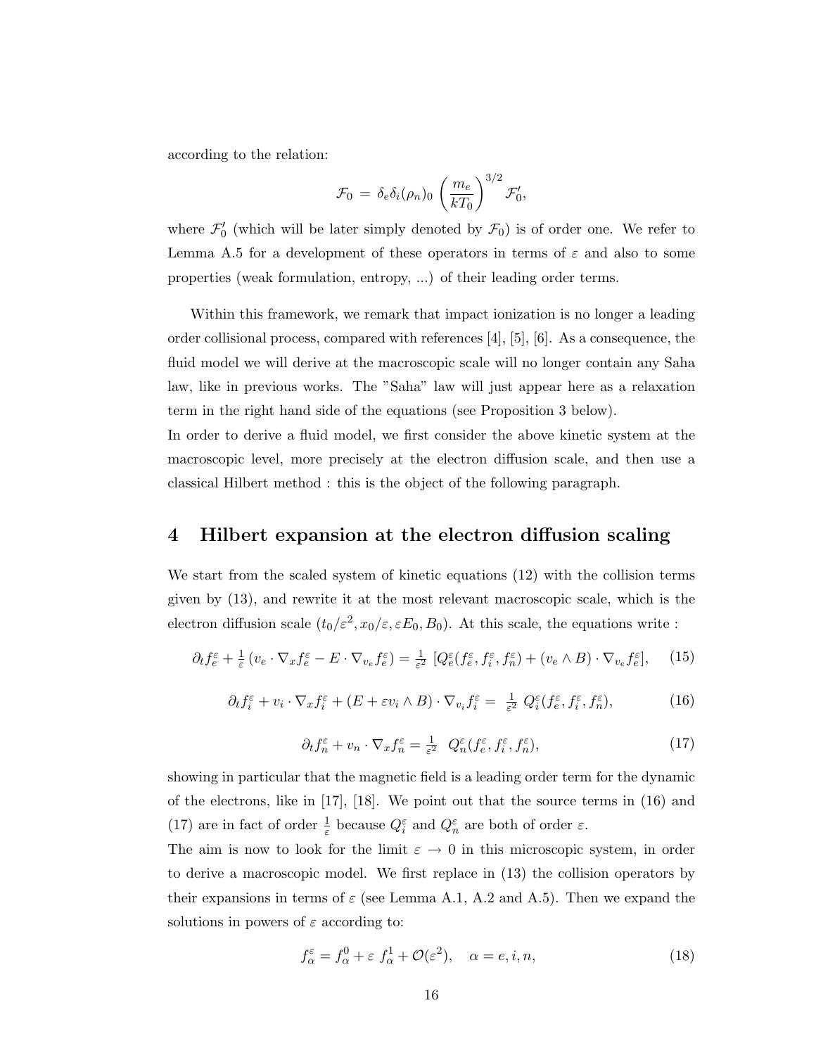according to the relation:

$$\mathcal{F}_0 \,=\, \delta_e \delta_i (\rho_n)_0 \left(\frac{m_e}{kT_0}\right)^{3/2} \mathcal{F}_0',$$

where $\mathcal{F}_0'$ (which will be later simply denoted by $\mathcal{F}_0$) is of order one. We refer to Lemma A.5 for a development of these operators in terms of $\varepsilon$ and also to some properties (weak formulation, entropy, ...) of their leading order terms.

Within this framework, we remark that impact ionization is no longer a leading order collisional process, compared with references [4], [5], [6]. As a consequence, the fluid model we will derive at the macroscopic scale will no longer contain any Saha law, like in previous works. The "Saha" law will just appear here as a relaxation term in the right hand side of the equations (see Proposition 3 below).
In order to derive a fluid model, we first consider the above kinetic system at the macroscopic level, more precisely at the electron diffusion scale, and then use a classical Hilbert method : this is the object of the following paragraph.

# 4 Hilbert expansion at the electron diffusion scaling

We start from the scaled system of kinetic equations (12) with the collision terms given by (13), and rewrite it at the most relevant macroscopic scale, which is the electron diffusion scale $(t_0/\varepsilon^2, x_0/\varepsilon, \varepsilon E_0, B_0)$. At this scale, the equations write :

$$\partial_t f_e^\varepsilon + \tfrac{1}{\varepsilon}\left(v_e \cdot \nabla_x f_e^\varepsilon - E \cdot \nabla_{v_e} f_e^\varepsilon\right) = \tfrac{1}{\varepsilon^2}\left[Q_e^\varepsilon(f_e^\varepsilon, f_i^\varepsilon, f_n^\varepsilon) + (v_e \wedge B)\cdot \nabla_{v_e} f_e^\varepsilon\right], \quad (15)$$

$$\partial_t f_i^\varepsilon + v_i \cdot \nabla_x f_i^\varepsilon + (E + \varepsilon v_i \wedge B)\cdot \nabla_{v_i} f_i^\varepsilon = \tfrac{1}{\varepsilon^2}\; Q_i^\varepsilon(f_e^\varepsilon, f_i^\varepsilon, f_n^\varepsilon), \quad (16)$$

$$\partial_t f_n^\varepsilon + v_n \cdot \nabla_x f_n^\varepsilon = \tfrac{1}{\varepsilon^2}\;\; Q_n^\varepsilon(f_e^\varepsilon, f_i^\varepsilon, f_n^\varepsilon), \quad (17)$$

showing in particular that the magnetic field is a leading order term for the dynamic of the electrons, like in [17], [18]. We point out that the source terms in (16) and (17) are in fact of order $\frac{1}{\varepsilon}$ because $Q_i^\varepsilon$ and $Q_n^\varepsilon$ are both of order $\varepsilon$.
The aim is now to look for the limit $\varepsilon \to 0$ in this microscopic system, in order to derive a macroscopic model. We first replace in (13) the collision operators by their expansions in terms of $\varepsilon$ (see Lemma A.1, A.2 and A.5). Then we expand the solutions in powers of $\varepsilon$ according to:

$$f_\alpha^\varepsilon = f_\alpha^0 + \varepsilon\; f_\alpha^1 + \mathcal{O}(\varepsilon^2), \quad \alpha = e, i, n, \quad (18)$$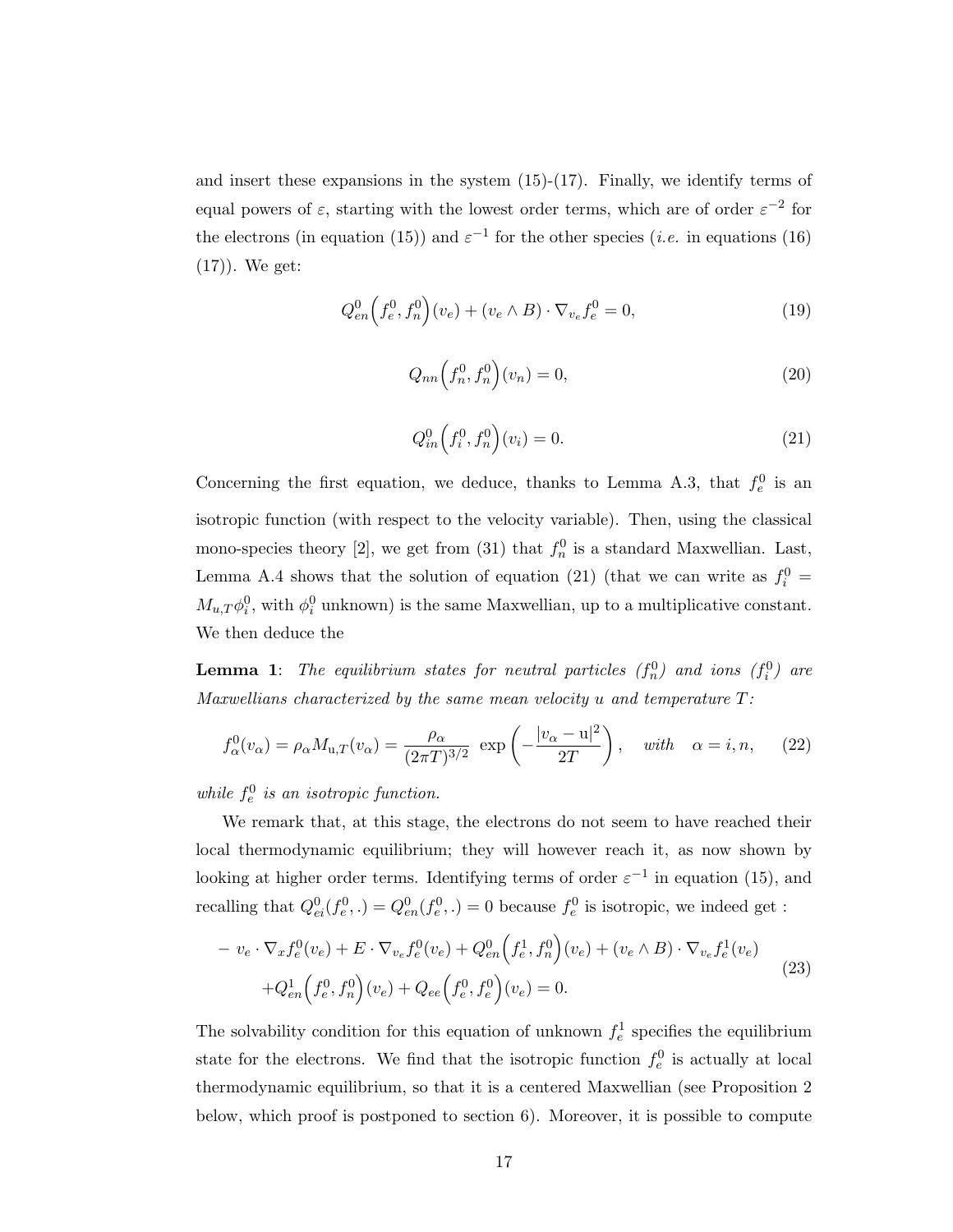and insert these expansions in the system (15)-(17). Finally, we identify terms of equal powers of $\varepsilon$, starting with the lowest order terms, which are of order $\varepsilon^{-2}$ for the electrons (in equation (15)) and $\varepsilon^{-1}$ for the other species (*i.e.* in equations (16) (17)). We get:

$$Q^0_{en}\Big(f^0_e, f^0_n\Big)(v_e) + (v_e \wedge B)\cdot \nabla_{v_e} f^0_e = 0, \tag{19}$$

$$Q_{nn}\Big(f^0_n, f^0_n\Big)(v_n) = 0, \tag{20}$$

$$Q^0_{in}\Big(f^0_i, f^0_n\Big)(v_i) = 0. \tag{21}$$

Concerning the first equation, we deduce, thanks to Lemma A.3, that $f^0_e$ is an isotropic function (with respect to the velocity variable). Then, using the classical mono-species theory [2], we get from (31) that $f^0_n$ is a standard Maxwellian. Last, Lemma A.4 shows that the solution of equation (21) (that we can write as $f^0_i = M_{u,T}\phi^0_i$, with $\phi^0_i$ unknown) is the same Maxwellian, up to a multiplicative constant. We then deduce the

**Lemma 1**: *The equilibrium states for neutral particles ($f^0_n$) and ions ($f^0_i$) are Maxwellians characterized by the same mean velocity $u$ and temperature $T$:*

$$f^0_\alpha(v_\alpha) = \rho_\alpha M_{\mathrm{u},T}(v_\alpha) = \frac{\rho_\alpha}{(2\pi T)^{3/2}}\ \exp\left(-\frac{|v_\alpha - \mathrm{u}|^2}{2T}\right), \quad \textit{with} \quad \alpha = i, n, \tag{22}$$

*while $f^0_e$ is an isotropic function.*

We remark that, at this stage, the electrons do not seem to have reached their local thermodynamic equilibrium; they will however reach it, as now shown by looking at higher order terms. Identifying terms of order $\varepsilon^{-1}$ in equation (15), and recalling that $Q^0_{ei}(f^0_e, .) = Q^0_{en}(f^0_e, .) = 0$ because $f^0_e$ is isotropic, we indeed get :

$$\begin{aligned} &- v_e\cdot\nabla_x f^0_e(v_e) + E\cdot\nabla_{v_e} f^0_e(v_e) + Q^0_{en}\Big(f^1_e, f^0_n\Big)(v_e) + (v_e\wedge B)\cdot\nabla_{v_e} f^1_e(v_e) \\ &\quad + Q^1_{en}\Big(f^0_e, f^0_n\Big)(v_e) + Q_{ee}\Big(f^0_e, f^0_e\Big)(v_e) = 0. \end{aligned} \tag{23}$$

The solvability condition for this equation of unknown $f^1_e$ specifies the equilibrium state for the electrons. We find that the isotropic function $f^0_e$ is actually at local thermodynamic equilibrium, so that it is a centered Maxwellian (see Proposition 2 below, which proof is postponed to section 6). Moreover, it is possible to compute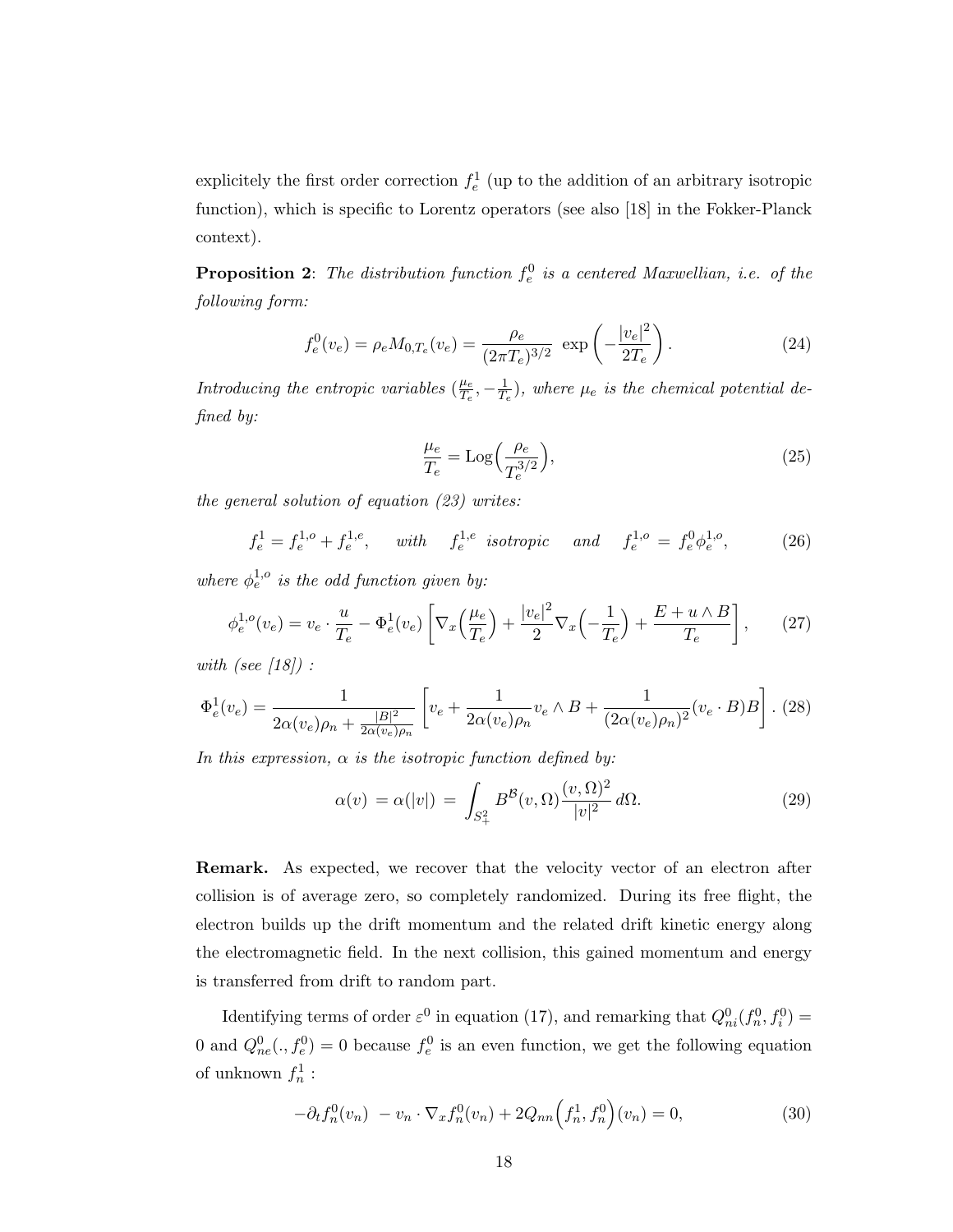explicitely the first order correction $f_e^1$ (up to the addition of an arbitrary isotropic function), which is specific to Lorentz operators (see also [18] in the Fokker-Planck context).

**Proposition 2**: *The distribution function $f_e^0$ is a centered Maxwellian, i.e. of the following form:*

$$f_e^0(v_e) = \rho_e M_{0,T_e}(v_e) = \frac{\rho_e}{(2\pi T_e)^{3/2}}\ \exp\left(-\frac{|v_e|^2}{2T_e}\right). \tag{24}$$

*Introducing the entropic variables $(\frac{\mu_e}{T_e}, -\frac{1}{T_e})$, where $\mu_e$ is the chemical potential defined by:*

$$\frac{\mu_e}{T_e} = \mathrm{Log}\Big(\frac{\rho_e}{T_e^{3/2}}\Big), \tag{25}$$

*the general solution of equation (23) writes:*

$$f_e^1 = f_e^{1,o} + f_e^{1,e}, \quad \text{ with } \quad f_e^{1,e} \text{ isotropic } \quad \text{and} \quad f_e^{1,o} = f_e^0 \phi_e^{1,o}, \tag{26}$$

*where $\phi_e^{1,o}$ is the odd function given by:*

$$\phi_e^{1,o}(v_e) = v_e \cdot \frac{u}{T_e} - \Phi_e^1(v_e)\left[\nabla_x\Big(\frac{\mu_e}{T_e}\Big) + \frac{|v_e|^2}{2}\nabla_x\Big(-\frac{1}{T_e}\Big) + \frac{E + u\wedge B}{T_e}\right], \tag{27}$$

*with (see [18]) :*

$$\Phi_e^1(v_e) = \frac{1}{2\alpha(v_e)\rho_n + \frac{|B|^2}{2\alpha(v_e)\rho_n}}\left[v_e + \frac{1}{2\alpha(v_e)\rho_n} v_e\wedge B + \frac{1}{(2\alpha(v_e)\rho_n)^2}(v_e\cdot B)B\right]. \tag{28}$$

*In this expression, $\alpha$ is the isotropic function defined by:*

$$\alpha(v) = \alpha(|v|) = \int_{S_+^2} B^{\mathcal{B}}(v,\Omega)\frac{(v,\Omega)^2}{|v|^2}\, d\Omega. \tag{29}$$

**Remark.** As expected, we recover that the velocity vector of an electron after collision is of average zero, so completely randomized. During its free flight, the electron builds up the drift momentum and the related drift kinetic energy along the electromagnetic field. In the next collision, this gained momentum and energy is transferred from drift to random part.

Identifying terms of order $\varepsilon^0$ in equation (17), and remarking that $Q_{ni}^0(f_n^0, f_i^0) = 0$ and $Q_{ne}^0(., f_e^0) = 0$ because $f_e^0$ is an even function, we get the following equation of unknown $f_n^1$ :

$$-\partial_t f_n^0(v_n) \ - v_n\cdot\nabla_x f_n^0(v_n) + 2Q_{nn}\Big(f_n^1, f_n^0\Big)(v_n) = 0, \tag{30}$$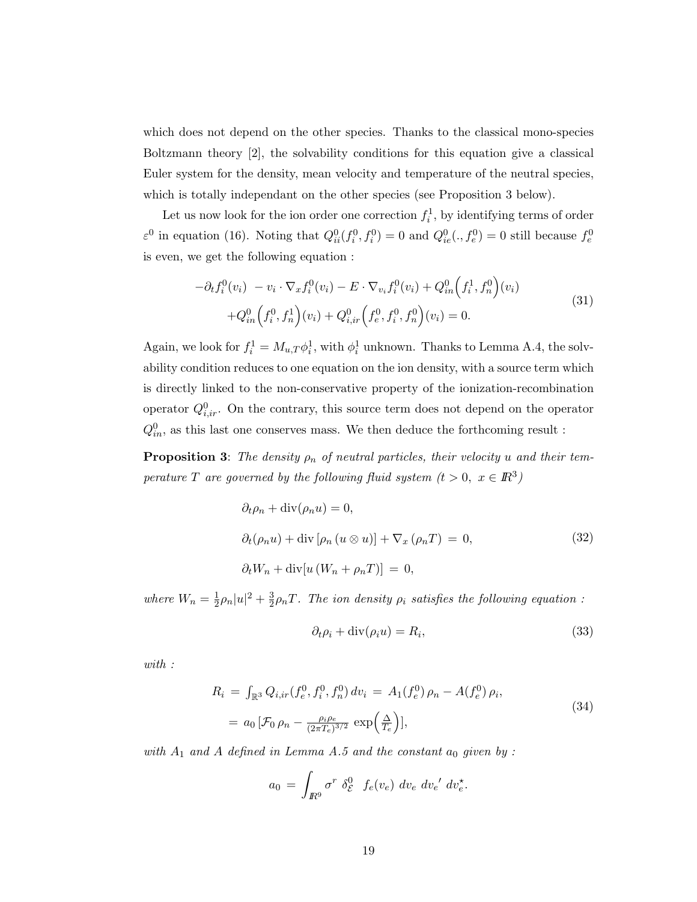which does not depend on the other species. Thanks to the classical mono-species Boltzmann theory [2], the solvability conditions for this equation give a classical Euler system for the density, mean velocity and temperature of the neutral species, which is totally independant on the other species (see Proposition 3 below).

Let us now look for the ion order one correction $f_i^1$, by identifying terms of order $\varepsilon^0$ in equation (16). Noting that $Q_{ii}^0(f_i^0, f_i^0) = 0$ and $Q_{ie}^0(., f_e^0) = 0$ still because $f_e^0$ is even, we get the following equation :

$$
\begin{aligned}
-\partial_t f_i^0(v_i) \; - v_i \cdot \nabla_x f_i^0(v_i) - E \cdot \nabla_{v_i} f_i^0(v_i) + Q_{in}^0\Big(f_i^1, f_n^0\Big)(v_i) \\
+ Q_{in}^0\Big(f_i^0, f_n^1\Big)(v_i) + Q_{i,ir}^0\Big(f_e^0, f_i^0, f_n^0\Big)(v_i) = 0.
\end{aligned}
\tag{31}
$$

Again, we look for $f_i^1 = M_{u,T}\phi_i^1$, with $\phi_i^1$ unknown. Thanks to Lemma A.4, the solvability condition reduces to one equation on the ion density, with a source term which is directly linked to the non-conservative property of the ionization-recombination operator $Q_{i,ir}^0$. On the contrary, this source term does not depend on the operator $Q_{in}^0$, as this last one conserves mass. We then deduce the forthcoming result :

**Proposition 3**: *The density $\rho_n$ of neutral particles, their velocity $u$ and their temperature $T$ are governed by the following fluid system ($t > 0$, $x \in I\!R^3$)*

$$
\begin{aligned}
&\partial_t \rho_n + \mathrm{div}(\rho_n u) = 0, \\
&\partial_t(\rho_n u) + \mathrm{div}\left[\rho_n \,(u \otimes u)\right] + \nabla_x\,(\rho_n T) \;=\; 0, \\
&\partial_t W_n + \mathrm{div}[u\,(W_n + \rho_n T)] \;=\; 0,
\end{aligned}
\tag{32}
$$

*where $W_n = \frac{1}{2}\rho_n|u|^2 + \frac{3}{2}\rho_n T$. The ion density $\rho_i$ satisfies the following equation :*

$$
\partial_t \rho_i + \mathrm{div}(\rho_i u) = R_i,
\tag{33}
$$

*with :*

$$
\begin{aligned}
R_i \;&=\; \textstyle\int_{\mathbb{R}^3} Q_{i,ir}(f_e^0, f_i^0, f_n^0)\, dv_i \;=\; A_1(f_e^0)\,\rho_n - A(f_e^0)\,\rho_i, \\
&=\; a_0\,[\mathcal{F}_0\,\rho_n - \tfrac{\rho_i \rho_e}{(2\pi T_e)^{3/2}}\,\exp\Big(\tfrac{\Delta}{T_e}\Big)],
\end{aligned}
\tag{34}
$$

*with $A_1$ and $A$ defined in Lemma A.5 and the constant $a_0$ given by :*

$$
a_0 \;=\; \int_{I\!R^9} \sigma^r \;\delta^0_{\mathcal{E}} \;\; f_e(v_e)\; dv_e\; dv_e{}'\; dv_e^\star.
$$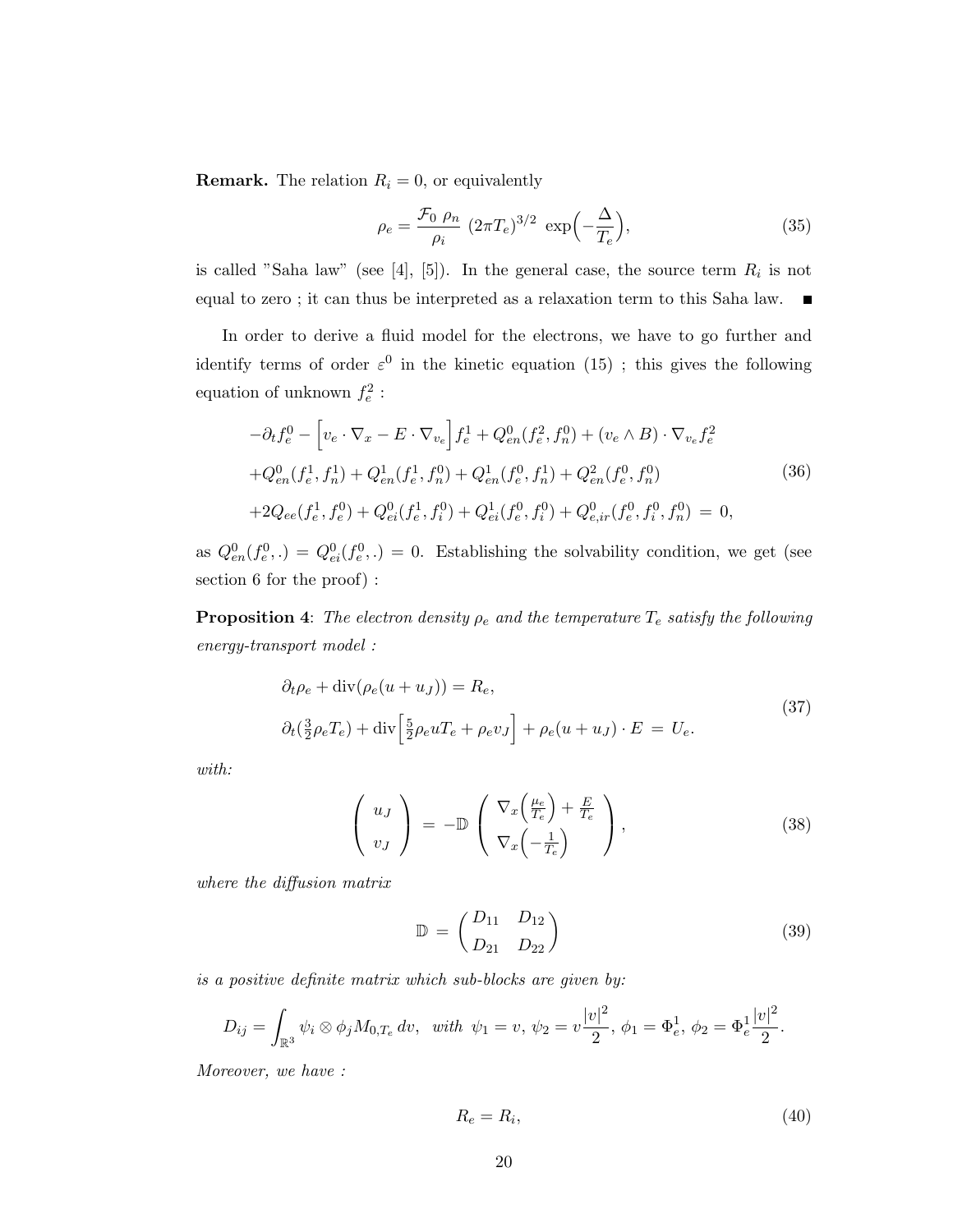**Remark.** The relation $R_i = 0$, or equivalently

$$\rho_e = \frac{\mathcal{F}_0 \ \rho_n}{\rho_i} \ (2\pi T_e)^{3/2} \ \exp\Big(-\frac{\Delta}{T_e}\Big), \tag{35}$$

is called "Saha law" (see [4], [5]). In the general case, the source term $R_i$ is not equal to zero ; it can thus be interpreted as a relaxation term to this Saha law. $\blacksquare$

In order to derive a fluid model for the electrons, we have to go further and identify terms of order $\varepsilon^0$ in the kinetic equation (15) ; this gives the following equation of unknown $f_e^2$ :

$$\begin{aligned}
&-\partial_t f_e^0 - \Big[v_e \cdot \nabla_x - E \cdot \nabla_{v_e}\Big] f_e^1 + Q_{en}^0(f_e^2, f_n^0) + (v_e \wedge B) \cdot \nabla_{v_e} f_e^2 \\
&+Q_{en}^0(f_e^1, f_n^1) + Q_{en}^1(f_e^1, f_n^0) + Q_{en}^1(f_e^0, f_n^1) + Q_{en}^2(f_e^0, f_n^0) \\
&+2Q_{ee}(f_e^1, f_e^0) + Q_{ei}^0(f_e^1, f_i^0) + Q_{ei}^1(f_e^0, f_i^0) + Q_{e,ir}^0(f_e^0, f_i^0, f_n^0) \ = \ 0,
\end{aligned} \tag{36}$$

as $Q_{en}^0(f_e^0, .) = Q_{ei}^0(f_e^0, .) = 0$. Establishing the solvability condition, we get (see section 6 for the proof) :

**Proposition 4**: *The electron density $\rho_e$ and the temperature $T_e$ satisfy the following energy-transport model :*

$$\begin{aligned}
&\partial_t \rho_e + \mathrm{div}(\rho_e(u + u_J)) = R_e, \\
&\partial_t(\tfrac{3}{2}\rho_e T_e) + \mathrm{div}\Big[\tfrac{5}{2}\rho_e u T_e + \rho_e v_J\Big] + \rho_e(u + u_J) \cdot E \ = \ U_e.
\end{aligned} \tag{37}$$

*with:*

$$\begin{pmatrix} u_J \\ v_J \end{pmatrix} \ = \ -\mathbb{D} \begin{pmatrix} \nabla_x\Big(\frac{\mu_e}{T_e}\Big) + \frac{E}{T_e} \\ \nabla_x\Big(-\frac{1}{T_e}\Big) \end{pmatrix}, \tag{38}$$

*where the diffusion matrix*

$$\mathbb{D} \ = \ \begin{pmatrix} D_{11} & D_{12} \\ D_{21} & D_{22} \end{pmatrix} \tag{39}$$

*is a positive definite matrix which sub-blocks are given by:*

$$D_{ij} = \int_{\mathbb{R}^3} \psi_i \otimes \phi_j M_{0,T_e} \, dv, \ \ \textit{with} \ \psi_1 = v, \ \psi_2 = v\frac{|v|^2}{2}, \ \phi_1 = \Phi_e^1, \ \phi_2 = \Phi_e^1 \frac{|v|^2}{2}.$$

*Moreover, we have :*

$$R_e = R_i, \tag{40}$$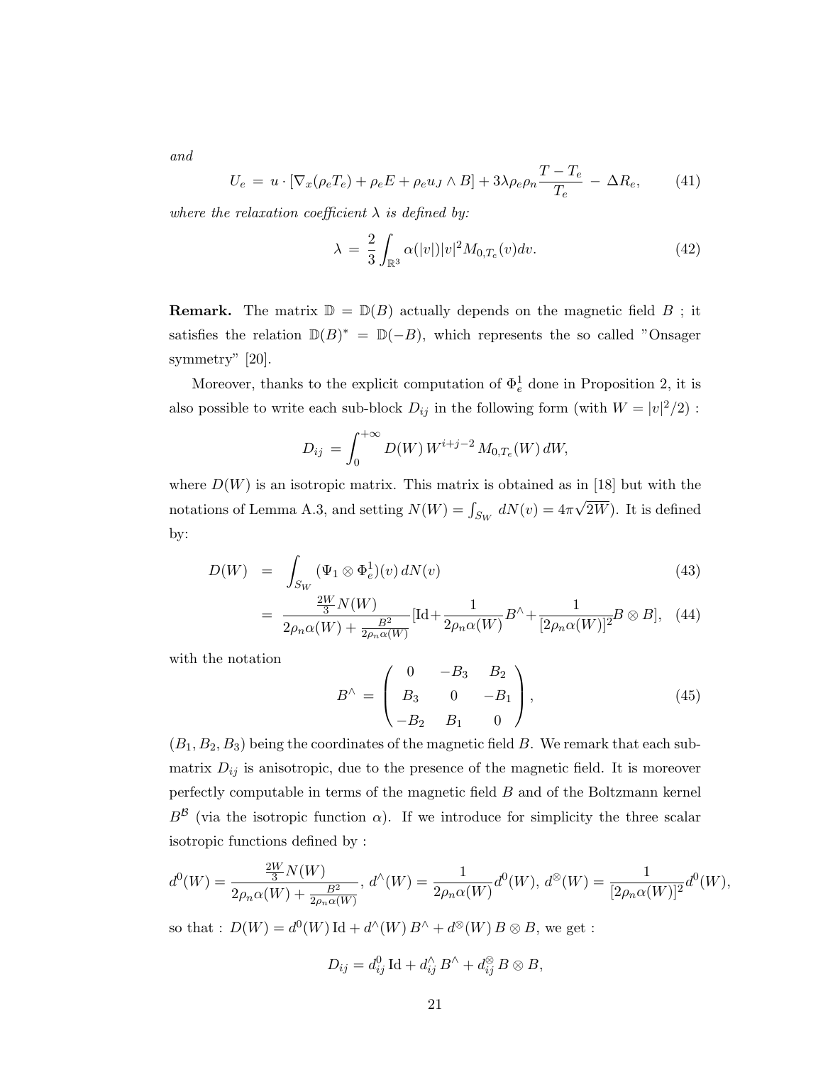*and*

$$U_e \,=\, u\cdot[\nabla_x(\rho_e T_e) + \rho_e E + \rho_e u_J \wedge B] + 3\lambda\rho_e\rho_n \frac{T-T_e}{T_e} \,-\, \Delta R_e, \tag{41}$$

*where the relaxation coefficient $\lambda$ is defined by:*

$$\lambda \,=\, \frac{2}{3}\int_{\mathbb{R}^3} \alpha(|v|)|v|^2 M_{0,T_e}(v)dv. \tag{42}$$

**Remark.** The matrix $\mathbb{D} = \mathbb{D}(B)$ actually depends on the magnetic field $B$ ; it satisfies the relation $\mathbb{D}(B)^* = \mathbb{D}(-B)$, which represents the so called "Onsager symmetry" [20].

Moreover, thanks to the explicit computation of $\Phi_e^1$ done in Proposition 2, it is also possible to write each sub-block $D_{ij}$ in the following form (with $W = |v|^2/2$) :

$$D_{ij} \,=\int_0^{+\infty} D(W)\, W^{i+j-2}\, M_{0,T_e}(W)\, dW,$$

where $D(W)$ is an isotropic matrix. This matrix is obtained as in [18] but with the notations of Lemma A.3, and setting $N(W) = \int_{S_W} dN(v) = 4\pi\sqrt{2W}$). It is defined by:

$$\begin{aligned} D(W) \;&=\; \int_{S_W} (\Psi_1 \otimes \Phi_e^1)(v)\, dN(v) &(43)\\ &=\; \frac{\frac{2W}{3}N(W)}{2\rho_n\alpha(W) + \frac{B^2}{2\rho_n\alpha(W)}}[\mathrm{Id} + \frac{1}{2\rho_n\alpha(W)}B^\wedge + \frac{1}{[2\rho_n\alpha(W)]^2}B\otimes B], &(44)\end{aligned}$$

with the notation

$$B^\wedge \,=\, \begin{pmatrix} 0 & -B_3 & B_2 \\ B_3 & 0 & -B_1 \\ -B_2 & B_1 & 0 \end{pmatrix}, \tag{45}$$

$(B_1, B_2, B_3)$ being the coordinates of the magnetic field $B$. We remark that each submatrix $D_{ij}$ is anisotropic, due to the presence of the magnetic field. It is moreover perfectly computable in terms of the magnetic field $B$ and of the Boltzmann kernel $B^{\mathcal{B}}$ (via the isotropic function $\alpha$). If we introduce for simplicity the three scalar isotropic functions defined by :

$$d^0(W) = \frac{\frac{2W}{3}N(W)}{2\rho_n\alpha(W) + \frac{B^2}{2\rho_n\alpha(W)}},\; d^\wedge(W) = \frac{1}{2\rho_n\alpha(W)}d^0(W),\; d^\otimes(W) = \frac{1}{[2\rho_n\alpha(W)]^2}d^0(W),$$

so that : $D(W) = d^0(W)\,\mathrm{Id} + d^\wedge(W)\,B^\wedge + d^\otimes(W)\,B\otimes B$, we get :

$$D_{ij} = d^0_{ij}\,\mathrm{Id} + d^\wedge_{ij}\,B^\wedge + d^\otimes_{ij}\,B\otimes B,$$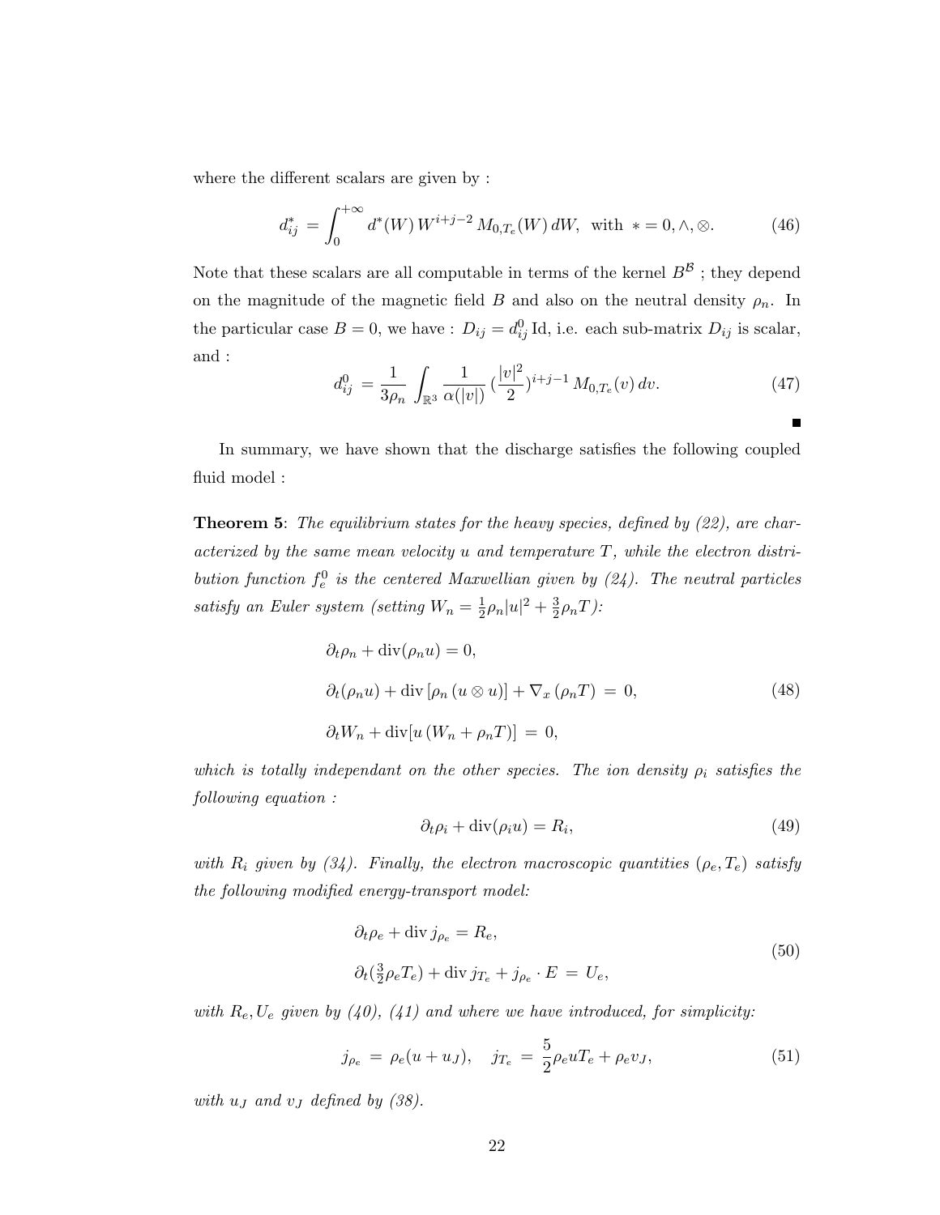where the different scalars are given by :

$$d_{ij}^{*} = \int_0^{+\infty} d^{*}(W)\, W^{i+j-2}\, M_{0,T_e}(W)\, dW, \ \text{ with } \ * = 0, \wedge, \otimes. \tag{46}$$

Note that these scalars are all computable in terms of the kernel $B^{\mathcal{B}}$ ; they depend on the magnitude of the magnetic field $B$ and also on the neutral density $\rho_n$. In the particular case $B = 0$, we have : $D_{ij} = d_{ij}^0 \, \mathrm{Id}$, i.e. each sub-matrix $D_{ij}$ is scalar, and :

$$d_{ij}^0 = \frac{1}{3\rho_n} \int_{\mathbb{R}^3} \frac{1}{\alpha(|v|)} \left(\frac{|v|^2}{2}\right)^{i+j-1} M_{0,T_e}(v)\, dv. \tag{47}$$

$\blacksquare$

In summary, we have shown that the discharge satisfies the following coupled fluid model :

**Theorem 5**: *The equilibrium states for the heavy species, defined by (22), are characterized by the same mean velocity $u$ and temperature $T$, while the electron distribution function $f_e^0$ is the centered Maxwellian given by (24). The neutral particles satisfy an Euler system (setting $W_n = \frac{1}{2}\rho_n|u|^2 + \frac{3}{2}\rho_n T$):*

$$\begin{aligned}
&\partial_t \rho_n + \mathrm{div}(\rho_n u) = 0, \\
&\partial_t(\rho_n u) + \mathrm{div}\left[\rho_n \,(u \otimes u)\right] + \nabla_x \left(\rho_n T\right) = 0, \\
&\partial_t W_n + \mathrm{div}[u\,(W_n + \rho_n T)] = 0,
\end{aligned} \tag{48}$$

*which is totally independant on the other species. The ion density $\rho_i$ satisfies the following equation :*

$$\partial_t \rho_i + \mathrm{div}(\rho_i u) = R_i, \tag{49}$$

*with $R_i$ given by (34). Finally, the electron macroscopic quantities $(\rho_e, T_e)$ satisfy the following modified energy-transport model:*

$$\begin{aligned}
&\partial_t \rho_e + \mathrm{div}\, j_{\rho_e} = R_e, \\
&\partial_t(\tfrac{3}{2}\rho_e T_e) + \mathrm{div}\, j_{T_e} + j_{\rho_e} \cdot E = U_e,
\end{aligned} \tag{50}$$

*with $R_e, U_e$ given by (40), (41) and where we have introduced, for simplicity:*

$$j_{\rho_e} = \rho_e(u + u_J), \quad j_{T_e} = \frac{5}{2}\rho_e u T_e + \rho_e v_J, \tag{51}$$

*with $u_J$ and $v_J$ defined by (38).*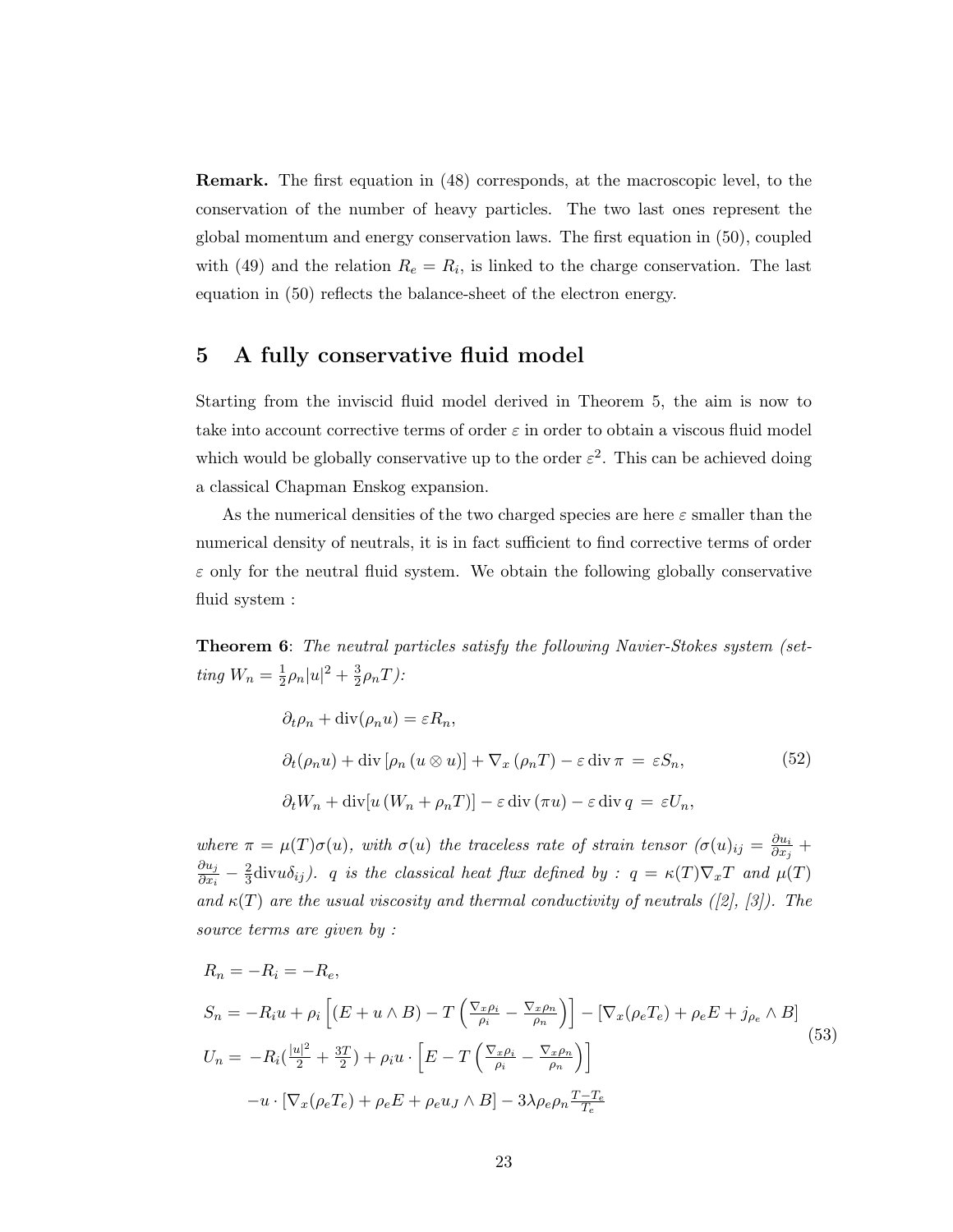**Remark.** The first equation in (48) corresponds, at the macroscopic level, to the conservation of the number of heavy particles. The two last ones represent the global momentum and energy conservation laws. The first equation in (50), coupled with (49) and the relation $R_e = R_i$, is linked to the charge conservation. The last equation in (50) reflects the balance-sheet of the electron energy.

## 5 A fully conservative fluid model

Starting from the inviscid fluid model derived in Theorem 5, the aim is now to take into account corrective terms of order $\varepsilon$ in order to obtain a viscous fluid model which would be globally conservative up to the order $\varepsilon^2$. This can be achieved doing a classical Chapman Enskog expansion.

As the numerical densities of the two charged species are here $\varepsilon$ smaller than the numerical density of neutrals, it is in fact sufficient to find corrective terms of order $\varepsilon$ only for the neutral fluid system. We obtain the following globally conservative fluid system :

**Theorem 6**: *The neutral particles satisfy the following Navier-Stokes system (setting $W_n = \frac{1}{2}\rho_n|u|^2 + \frac{3}{2}\rho_n T$):*

$$
\begin{aligned}
&\partial_t \rho_n + \mathrm{div}(\rho_n u) = \varepsilon R_n, \\
&\partial_t(\rho_n u) + \mathrm{div}\left[\rho_n \left(u \otimes u\right)\right] + \nabla_x \left(\rho_n T\right) - \varepsilon \,\mathrm{div}\, \pi \;=\; \varepsilon S_n, \\
&\partial_t W_n + \mathrm{div}[u \left(W_n + \rho_n T\right)] - \varepsilon \,\mathrm{div}\left(\pi u\right) - \varepsilon \,\mathrm{div}\, q \;=\; \varepsilon U_n,
\end{aligned}
\tag{52}
$$

*where $\pi = \mu(T)\sigma(u)$, with $\sigma(u)$ the traceless rate of strain tensor ($(\sigma(u))_{ij} = \frac{\partial u_i}{\partial x_j} + \frac{\partial u_j}{\partial x_i} - \frac{2}{3}\mathrm{div} u \delta_{ij}$). $q$ is the classical heat flux defined by : $q = \kappa(T)\nabla_x T$ and $\mu(T)$ and $\kappa(T)$ are the usual viscosity and thermal conductivity of neutrals ([2], [3]). The source terms are given by :*

$$
\begin{aligned}
R_n &= -R_i = -R_e, \\
S_n &= -R_i u + \rho_i \left[ (E + u \wedge B) - T\left(\frac{\nabla_x \rho_i}{\rho_i} - \frac{\nabla_x \rho_n}{\rho_n}\right)\right] - \left[\nabla_x(\rho_e T_e) + \rho_e E + j_{\rho_e} \wedge B\right] \\
U_n &= -R_i\left(\frac{|u|^2}{2} + \frac{3T}{2}\right) + \rho_i u \cdot \left[ E - T\left(\frac{\nabla_x \rho_i}{\rho_i} - \frac{\nabla_x \rho_n}{\rho_n}\right)\right] \\
&\quad - u \cdot \left[\nabla_x(\rho_e T_e) + \rho_e E + \rho_e u_J \wedge B\right] - 3\lambda \rho_e \rho_n \frac{T - T_e}{T_e}
\end{aligned}
\tag{53}
$$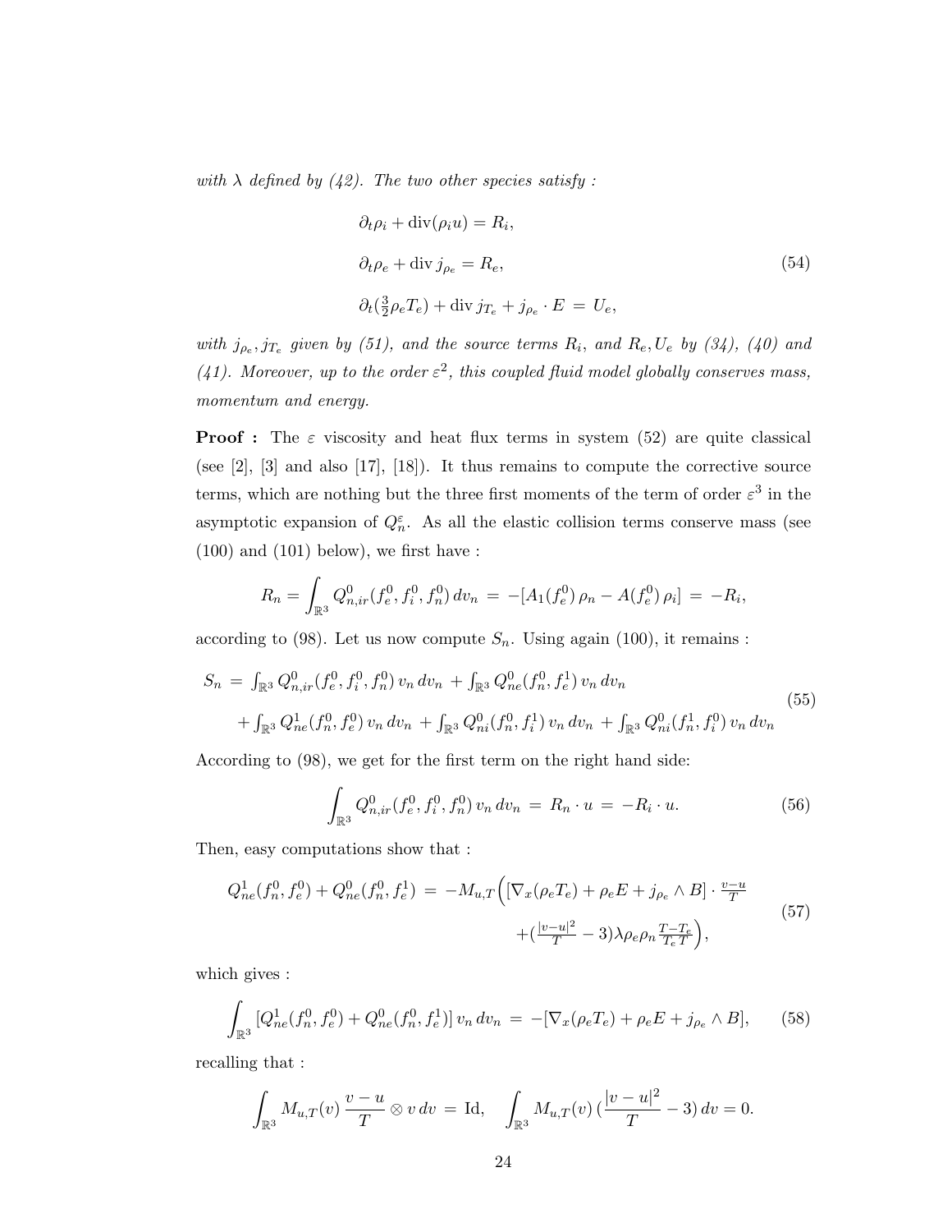*with $\lambda$ defined by (42). The two other species satisfy :*

$$
\begin{aligned}
&\partial_t \rho_i + \operatorname{div}(\rho_i u) = R_i, \\
&\partial_t \rho_e + \operatorname{div} j_{\rho_e} = R_e, \\
&\partial_t (\tfrac{3}{2}\rho_e T_e) + \operatorname{div} j_{T_e} + j_{\rho_e} \cdot E \,=\, U_e,
\end{aligned}
\tag{54}
$$

*with $j_{\rho_e}, j_{T_e}$ given by (51), and the source terms $R_i$, and $R_e, U_e$ by (34), (40) and (41). Moreover, up to the order $\varepsilon^2$, this coupled fluid model globally conserves mass, momentum and energy.*

**Proof :** The $\varepsilon$ viscosity and heat flux terms in system (52) are quite classical (see [2], [3] and also [17], [18]). It thus remains to compute the corrective source terms, which are nothing but the three first moments of the term of order $\varepsilon^3$ in the asymptotic expansion of $Q_n^\varepsilon$. As all the elastic collision terms conserve mass (see (100) and (101) below), we first have :

$$
R_n = \int_{\mathbb{R}^3} Q^0_{n,ir}(f_e^0, f_i^0, f_n^0)\, dv_n \,=\, -[A_1(f_e^0)\, \rho_n - A(f_e^0)\, \rho_i] \,=\, -R_i,
$$

according to (98). Let us now compute $S_n$. Using again (100), it remains :

$$
\begin{aligned}
S_n \,=\, &\textstyle\int_{\mathbb{R}^3} Q^0_{n,ir}(f_e^0, f_i^0, f_n^0)\, v_n\, dv_n \,+ \int_{\mathbb{R}^3} Q^0_{ne}(f_n^0, f_e^1)\, v_n\, dv_n \\
&+ \textstyle\int_{\mathbb{R}^3} Q^1_{ne}(f_n^0, f_e^0)\, v_n\, dv_n \,+ \int_{\mathbb{R}^3} Q^0_{ni}(f_n^0, f_i^1)\, v_n\, dv_n \,+ \int_{\mathbb{R}^3} Q^0_{ni}(f_n^1, f_i^0)\, v_n\, dv_n
\end{aligned}
\tag{55}
$$

According to (98), we get for the first term on the right hand side:

$$
\int_{\mathbb{R}^3} Q^0_{n,ir}(f_e^0, f_i^0, f_n^0)\, v_n\, dv_n \,=\, R_n \cdot u \,=\, -R_i \cdot u. \tag{56}
$$

Then, easy computations show that :

$$
\begin{aligned}
Q^1_{ne}(f_n^0, f_e^0) + Q^0_{ne}(f_n^0, f_e^1) \,=\, -M_{u,T}\Big(&[\nabla_x(\rho_e T_e) + \rho_e E + j_{\rho_e} \wedge B] \cdot \tfrac{v-u}{T} \\
&+ (\tfrac{|v-u|^2}{T} - 3)\lambda \rho_e \rho_n \tfrac{T - T_e}{T_e T}\Big),
\end{aligned}
\tag{57}
$$

which gives :

$$
\int_{\mathbb{R}^3} [Q^1_{ne}(f_n^0, f_e^0) + Q^0_{ne}(f_n^0, f_e^1)]\, v_n\, dv_n \,=\, -[\nabla_x(\rho_e T_e) + \rho_e E + j_{\rho_e} \wedge B], \tag{58}
$$

recalling that :

$$
\int_{\mathbb{R}^3} M_{u,T}(v)\, \frac{v-u}{T} \otimes v\, dv \,=\, \mathrm{Id}, \quad \int_{\mathbb{R}^3} M_{u,T}(v)\, (\frac{|v-u|^2}{T} - 3)\, dv = 0.
$$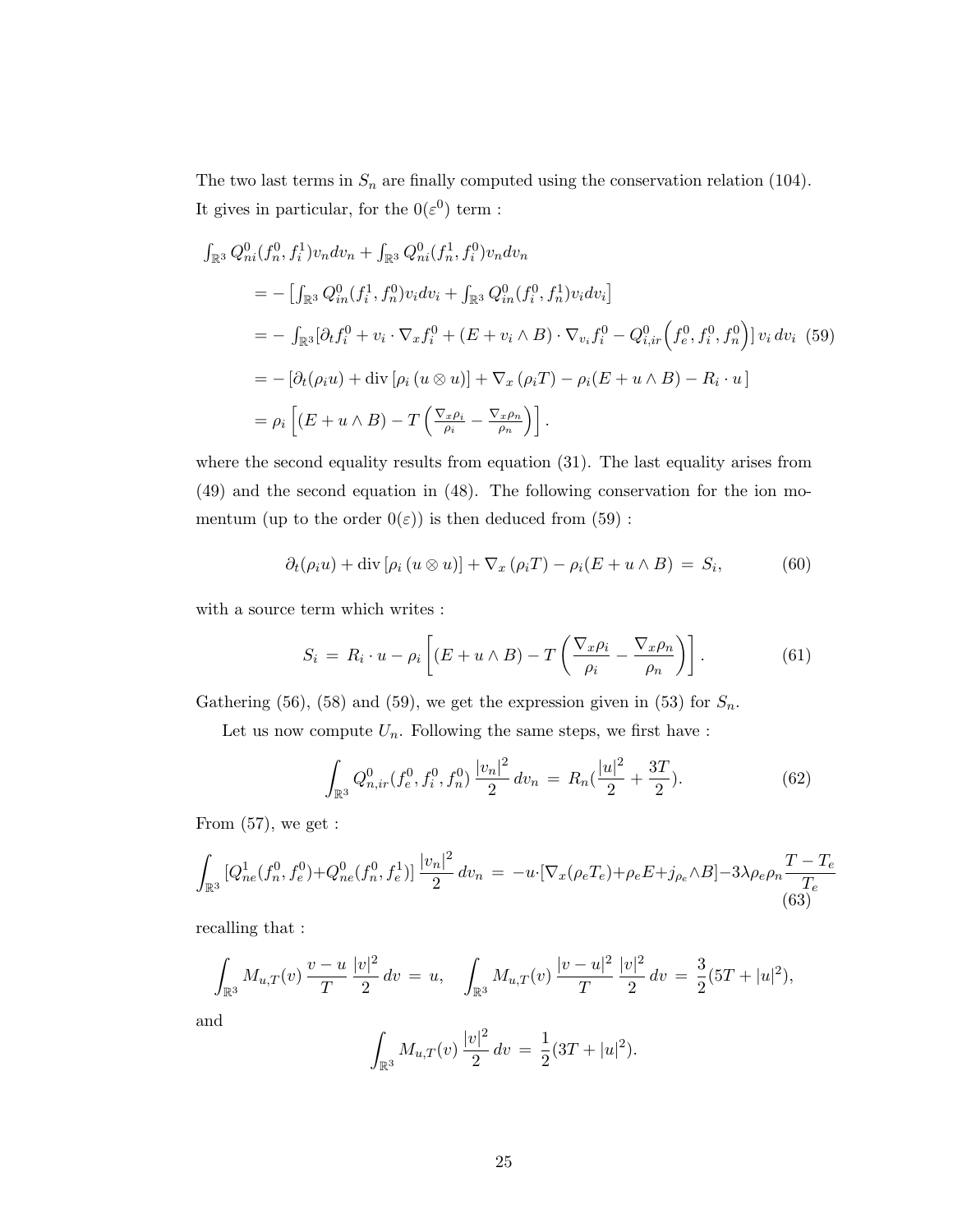The two last terms in $S_n$ are finally computed using the conservation relation (104). It gives in particular, for the $0(\varepsilon^0)$ term :

$$
\begin{aligned}
&\int_{\mathbb{R}^3} Q^0_{ni}(f^0_n, f^1_i) v_n dv_n + \int_{\mathbb{R}^3} Q^0_{ni}(f^1_n, f^0_i) v_n dv_n \\
&\quad = -\left[\int_{\mathbb{R}^3} Q^0_{in}(f^1_i, f^0_n) v_i dv_i + \int_{\mathbb{R}^3} Q^0_{in}(f^0_i, f^1_n) v_i dv_i\right] \\
&\quad = -\int_{\mathbb{R}^3} [\partial_t f^0_i + v_i \cdot \nabla_x f^0_i + (E + v_i \wedge B) \cdot \nabla_{v_i} f^0_i - Q^0_{i,ir}\Big(f^0_e, f^0_i, f^0_n\Big)]\, v_i \, dv_i \quad (59) \\
&\quad = -\left[\partial_t(\rho_i u) + \mathrm{div}\left[\rho_i \left(u \otimes u\right)\right] + \nabla_x \left(\rho_i T\right) - \rho_i (E + u \wedge B) - R_i \cdot u\,\right] \\
&\quad = \rho_i \left[(E + u \wedge B) - T\left(\frac{\nabla_x \rho_i}{\rho_i} - \frac{\nabla_x \rho_n}{\rho_n}\right)\right].
\end{aligned}
$$

where the second equality results from equation (31). The last equality arises from (49) and the second equation in (48). The following conservation for the ion momentum (up to the order $0(\varepsilon)$) is then deduced from (59) :

$$
\partial_t(\rho_i u) + \mathrm{div}\left[\rho_i \left(u \otimes u\right)\right] + \nabla_x \left(\rho_i T\right) - \rho_i (E + u \wedge B) \,=\, S_i, \tag{60}
$$

with a source term which writes :

$$
S_i \,=\, R_i \cdot u - \rho_i \left[(E + u \wedge B) - T\left(\frac{\nabla_x \rho_i}{\rho_i} - \frac{\nabla_x \rho_n}{\rho_n}\right)\right]. \tag{61}
$$

Gathering (56), (58) and (59), we get the expression given in (53) for $S_n$.

Let us now compute $U_n$. Following the same steps, we first have :

$$
\int_{\mathbb{R}^3} Q^0_{n,ir}(f^0_e, f^0_i, f^0_n)\, \frac{|v_n|^2}{2}\, dv_n \,=\, R_n\left(\frac{|u|^2}{2} + \frac{3T}{2}\right). \tag{62}
$$

From (57), we get :

$$
\int_{\mathbb{R}^3} [Q^1_{ne}(f^0_n, f^0_e) + Q^0_{ne}(f^0_n, f^1_e)]\, \frac{|v_n|^2}{2}\, dv_n \,=\, -u \cdot [\nabla_x(\rho_e T_e) + \rho_e E + j_{\rho_e} \wedge B] - 3\lambda \rho_e \rho_n \frac{T - T_e}{T_e} \tag{63}
$$

recalling that :

$$
\int_{\mathbb{R}^3} M_{u,T}(v)\, \frac{v-u}{T}\, \frac{|v|^2}{2}\, dv \,=\, u, \quad \int_{\mathbb{R}^3} M_{u,T}(v)\, \frac{|v-u|^2}{T}\, \frac{|v|^2}{2}\, dv \,=\, \frac{3}{2}(5T + |u|^2),
$$

and

$$
\int_{\mathbb{R}^3} M_{u,T}(v)\, \frac{|v|^2}{2}\, dv \,=\, \frac{1}{2}(3T + |u|^2).
$$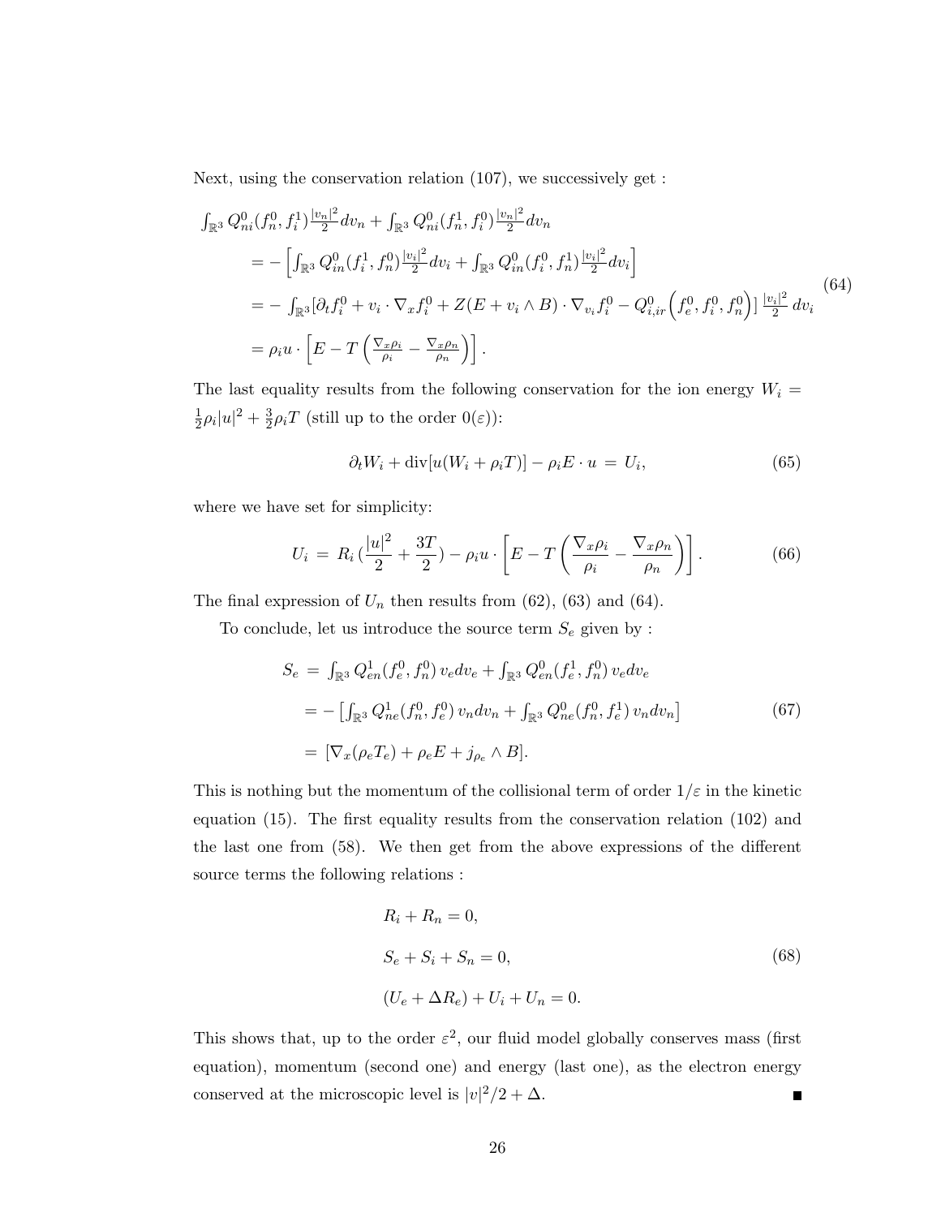Next, using the conservation relation (107), we successively get :

$$
\begin{aligned}
&\int_{\mathbb{R}^3} Q^0_{ni}(f^0_n, f^1_i)\frac{|v_n|^2}{2}dv_n + \int_{\mathbb{R}^3} Q^0_{ni}(f^1_n, f^0_i)\frac{|v_n|^2}{2}dv_n \\
&\quad = -\left[\int_{\mathbb{R}^3} Q^0_{in}(f^1_i, f^0_n)\frac{|v_i|^2}{2}dv_i + \int_{\mathbb{R}^3} Q^0_{in}(f^0_i, f^1_n)\frac{|v_i|^2}{2}dv_i\right] \\
&\quad = -\int_{\mathbb{R}^3}[\partial_t f^0_i + v_i\cdot\nabla_x f^0_i + Z(E + v_i\wedge B)\cdot\nabla_{v_i} f^0_i - Q^0_{i,ir}\Big(f^0_e, f^0_i, f^0_n\Big)]\,\frac{|v_i|^2}{2}\,dv_i \\
&\quad = \rho_i u\cdot\left[E - T\left(\frac{\nabla_x\rho_i}{\rho_i} - \frac{\nabla_x\rho_n}{\rho_n}\right)\right].
\end{aligned}
\tag{64}
$$

The last equality results from the following conservation for the ion energy $W_i = \frac{1}{2}\rho_i|u|^2 + \frac{3}{2}\rho_i T$ (still up to the order $0(\varepsilon)$):

$$
\partial_t W_i + \mathrm{div}[u(W_i + \rho_i T)] - \rho_i E\cdot u \,=\, U_i, \tag{65}
$$

where we have set for simplicity:

$$
U_i \,=\, R_i\,(\frac{|u|^2}{2} + \frac{3T}{2}) - \rho_i u\cdot\left[E - T\left(\frac{\nabla_x\rho_i}{\rho_i} - \frac{\nabla_x\rho_n}{\rho_n}\right)\right]. \tag{66}
$$

The final expression of $U_n$ then results from (62), (63) and (64).

To conclude, let us introduce the source term $S_e$ given by :

$$
\begin{aligned}
S_e \,&=\, \int_{\mathbb{R}^3} Q^1_{en}(f^0_e, f^0_n)\, v_e dv_e + \int_{\mathbb{R}^3} Q^0_{en}(f^1_e, f^0_n)\, v_e dv_e \\
&= -\left[\int_{\mathbb{R}^3} Q^1_{ne}(f^0_n, f^0_e)\, v_n dv_n + \int_{\mathbb{R}^3} Q^0_{ne}(f^0_n, f^1_e)\, v_n dv_n\right] \\
&=\, [\nabla_x(\rho_e T_e) + \rho_e E + j_{\rho_e}\wedge B].
\end{aligned}
\tag{67}
$$

This is nothing but the momentum of the collisional term of order $1/\varepsilon$ in the kinetic equation (15). The first equality results from the conservation relation (102) and the last one from (58). We then get from the above expressions of the different source terms the following relations :

$$
\begin{aligned}
&R_i + R_n = 0, \\
&S_e + S_i + S_n = 0, \\
&(U_e + \Delta R_e) + U_i + U_n = 0.
\end{aligned}
\tag{68}
$$

This shows that, up to the order $\varepsilon^2$, our fluid model globally conserves mass (first equation), momentum (second one) and energy (last one), as the electron energy conserved at the microscopic level is $|v|^2/2 + \Delta$. ∎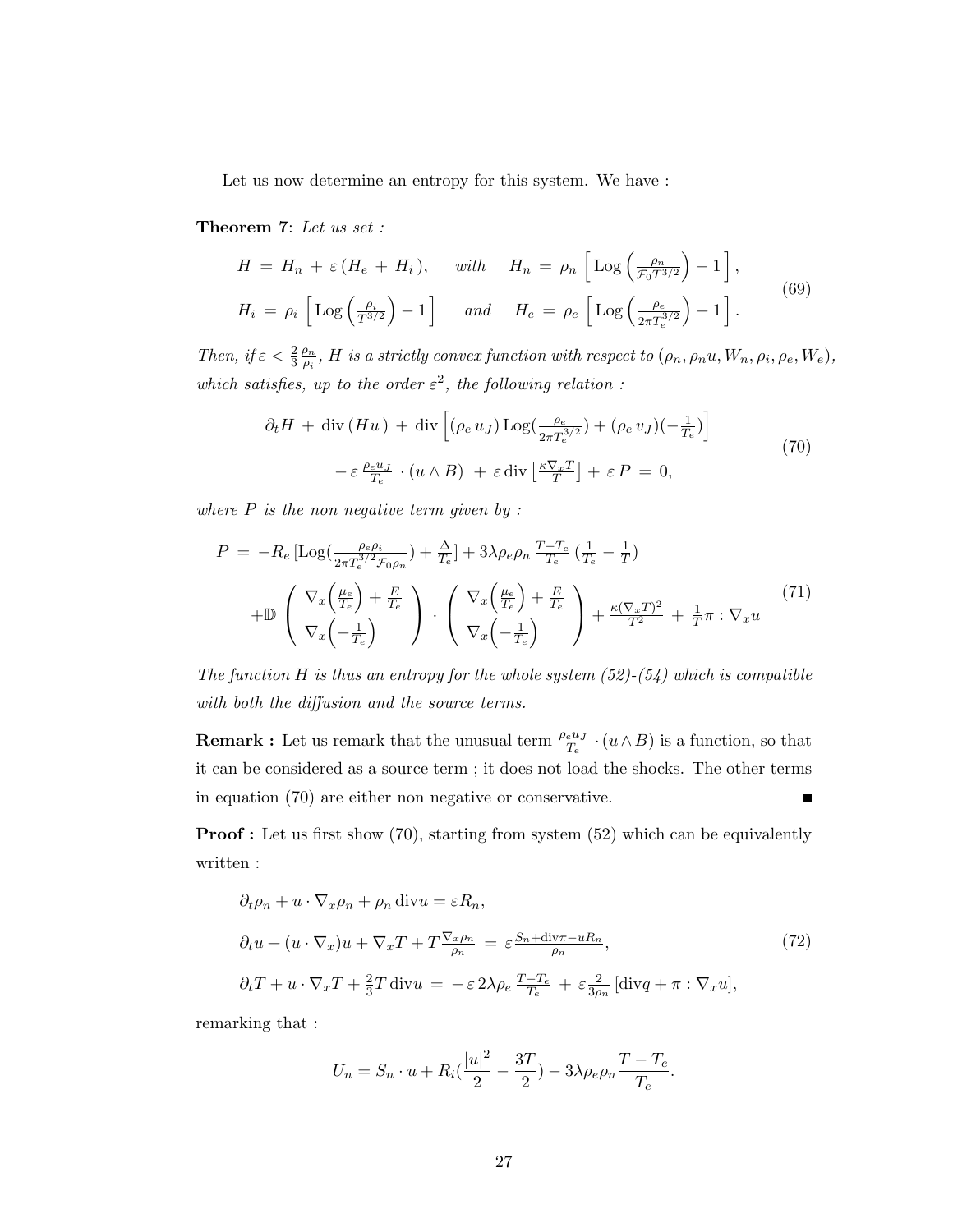Let us now determine an entropy for this system. We have :

**Theorem 7**: *Let us set :*

$$
\begin{aligned}
&H \,=\, H_n \,+\, \varepsilon\,(H_e \,+\, H_i\,), \qquad \text{with} \qquad H_n \,=\, \rho_n \left[ \operatorname{Log}\left(\tfrac{\rho_n}{\mathcal{F}_0 T^{3/2}}\right) - 1 \right], \\
&H_i \,=\, \rho_i \left[ \operatorname{Log}\left(\tfrac{\rho_i}{T^{3/2}}\right) - 1 \right] \qquad \text{and} \qquad H_e \,=\, \rho_e \left[ \operatorname{Log}\left(\tfrac{\rho_e}{2\pi T_e^{3/2}}\right) - 1 \right].
\end{aligned}
\tag{69}
$$

*Then, if* $\varepsilon < \frac{2}{3}\frac{\rho_n}{\rho_i}$, *$H$ is a strictly convex function with respect to* $(\rho_n, \rho_n u, W_n, \rho_i, \rho_e, W_e)$, *which satisfies, up to the order* $\varepsilon^2$, *the following relation :*

$$
\begin{aligned}
&\partial_t H \,+\, \operatorname{div}(H u\,) \,+\, \operatorname{div}\left[ (\rho_e\, u_J) \operatorname{Log}\left(\tfrac{\rho_e}{2\pi T_e^{3/2}}\right) + (\rho_e\, v_J)\left(-\tfrac{1}{T_e}\right) \right] \\
&\qquad - \varepsilon\, \tfrac{\rho_e u_J}{T_e} \cdot (u \wedge B) \,+\, \varepsilon \operatorname{div}\left[ \tfrac{\kappa \nabla_x T}{T} \right] + \varepsilon\, P \,=\, 0,
\end{aligned}
\tag{70}
$$

*where $P$ is the non negative term given by :*

$$
\begin{aligned}
P \,=\, &-R_e\left[\operatorname{Log}\left(\tfrac{\rho_e \rho_i}{2\pi T_e^{3/2} \mathcal{F}_0 \rho_n}\right) + \tfrac{\Delta}{T_e}\right] + 3\lambda \rho_e \rho_n \, \tfrac{T - T_e}{T_e}\left(\tfrac{1}{T_e} - \tfrac{1}{T}\right) \\
&+ \mathbb{D} \begin{pmatrix} \nabla_x\left(\frac{\mu_e}{T_e}\right) + \frac{E}{T_e} \\ \nabla_x\left(-\frac{1}{T_e}\right) \end{pmatrix} \cdot \begin{pmatrix} \nabla_x\left(\frac{\mu_e}{T_e}\right) + \frac{E}{T_e} \\ \nabla_x\left(-\frac{1}{T_e}\right) \end{pmatrix} + \tfrac{\kappa (\nabla_x T)^2}{T^2} \,+\, \tfrac{1}{T}\pi : \nabla_x u
\end{aligned}
\tag{71}
$$

*The function $H$ is thus an entropy for the whole system (52)-(54) which is compatible with both the diffusion and the source terms.*

**Remark :** Let us remark that the unusual term $\frac{\rho_e u_J}{T_e} \cdot (u \wedge B)$ is a function, so that it can be considered as a source term ; it does not load the shocks. The other terms in equation (70) are either non negative or conservative. ■

**Proof :** Let us first show (70), starting from system (52) which can be equivalently written :

$$
\begin{aligned}
&\partial_t \rho_n + u \cdot \nabla_x \rho_n + \rho_n \operatorname{div} u = \varepsilon R_n, \\
&\partial_t u + (u \cdot \nabla_x) u + \nabla_x T + T \tfrac{\nabla_x \rho_n}{\rho_n} \,=\, \varepsilon \tfrac{S_n + \operatorname{div}\pi - u R_n}{\rho_n}, \\
&\partial_t T + u \cdot \nabla_x T + \tfrac{2}{3} T \operatorname{div} u \,=\, -\,\varepsilon\, 2\lambda \rho_e \,\tfrac{T - T_e}{T_e} \,+\, \varepsilon \tfrac{2}{3\rho_n}\left[\operatorname{div} q + \pi : \nabla_x u\right],
\end{aligned}
\tag{72}
$$

remarking that :

$$
U_n = S_n \cdot u + R_i\left(\frac{|u|^2}{2} - \frac{3T}{2}\right) - 3\lambda \rho_e \rho_n \frac{T - T_e}{T_e}.
$$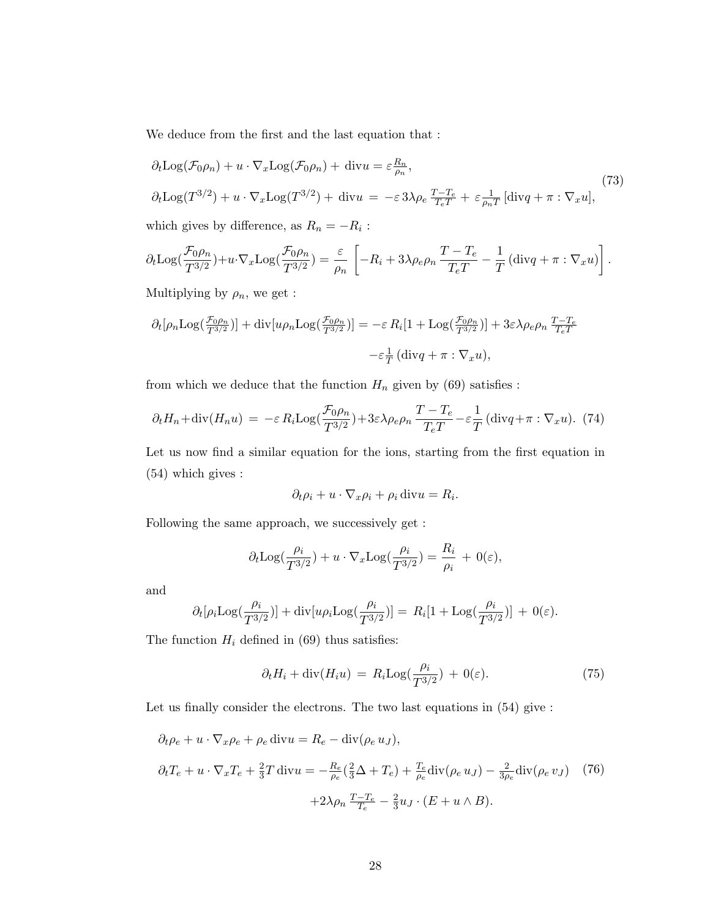We deduce from the first and the last equation that :

$$
\begin{aligned}
&\partial_t \text{Log}(\mathcal{F}_0\rho_n) + u\cdot\nabla_x \text{Log}(\mathcal{F}_0\rho_n) + \text{div}u = \varepsilon\frac{R_n}{\rho_n},\\
&\partial_t \text{Log}(T^{3/2}) + u\cdot\nabla_x \text{Log}(T^{3/2}) + \text{div}u = -\varepsilon\, 3\lambda\rho_e\,\frac{T-T_e}{T_eT} + \varepsilon\frac{1}{\rho_nT}\,[\text{div}q + \pi:\nabla_x u],
\end{aligned}
\tag{73}
$$

which gives by difference, as $R_n = -R_i$ :

$$
\partial_t \text{Log}(\frac{\mathcal{F}_0\rho_n}{T^{3/2}}) + u\cdot\nabla_x \text{Log}(\frac{\mathcal{F}_0\rho_n}{T^{3/2}}) = \frac{\varepsilon}{\rho_n}\left[-R_i + 3\lambda\rho_e\rho_n\frac{T-T_e}{T_eT} - \frac{1}{T}\,(\text{div}q + \pi:\nabla_x u)\right].
$$

Multiplying by $\rho_n$, we get :

$$
\begin{aligned}
\partial_t[\rho_n \text{Log}(\tfrac{\mathcal{F}_0\rho_n}{T^{3/2}})] + \text{div}[u\rho_n \text{Log}(\tfrac{\mathcal{F}_0\rho_n}{T^{3/2}})] &= -\varepsilon\, R_i[1+\text{Log}(\tfrac{\mathcal{F}_0\rho_n}{T^{3/2}})] + 3\varepsilon\lambda\rho_e\rho_n\,\frac{T-T_e}{T_eT}\\
&\quad -\varepsilon\frac{1}{T}\,(\text{div}q + \pi:\nabla_x u),
\end{aligned}
$$

from which we deduce that the function $H_n$ given by (69) satisfies :

$$
\partial_t H_n + \text{div}(H_n u) = -\varepsilon\, R_i \text{Log}(\frac{\mathcal{F}_0\rho_n}{T^{3/2}}) + 3\varepsilon\lambda\rho_e\rho_n\frac{T-T_e}{T_eT} - \varepsilon\frac{1}{T}\,(\text{div}q + \pi:\nabla_x u). \tag{74}
$$

Let us now find a similar equation for the ions, starting from the first equation in (54) which gives :

$$
\partial_t\rho_i + u\cdot\nabla_x\rho_i + \rho_i\,\text{div}u = R_i.
$$

Following the same approach, we successively get :

$$
\partial_t \text{Log}(\frac{\rho_i}{T^{3/2}}) + u\cdot\nabla_x \text{Log}(\frac{\rho_i}{T^{3/2}}) = \frac{R_i}{\rho_i} + 0(\varepsilon),
$$

and

$$
\partial_t[\rho_i \text{Log}(\frac{\rho_i}{T^{3/2}})] + \text{div}[u\rho_i \text{Log}(\frac{\rho_i}{T^{3/2}})] = R_i[1+\text{Log}(\frac{\rho_i}{T^{3/2}})] + 0(\varepsilon).
$$

The function $H_i$ defined in (69) thus satisfies:

$$
\partial_t H_i + \text{div}(H_i u) = R_i \text{Log}(\frac{\rho_i}{T^{3/2}}) + 0(\varepsilon). \tag{75}
$$

Let us finally consider the electrons. The two last equations in (54) give :

$$
\begin{aligned}
&\partial_t\rho_e + u\cdot\nabla_x\rho_e + \rho_e\,\text{div}u = R_e - \text{div}(\rho_e\, u_J),\\
&\partial_t T_e + u\cdot\nabla_x T_e + \tfrac{2}{3}T\,\text{div}u = -\tfrac{R_e}{\rho_e}(\tfrac{2}{3}\Delta + T_e) + \tfrac{T_e}{\rho_e}\text{div}(\rho_e\, u_J) - \tfrac{2}{3\rho_e}\text{div}(\rho_e\, v_J)\\
&\qquad\qquad + 2\lambda\rho_n\,\tfrac{T-T_e}{T_e} - \tfrac{2}{3}u_J\cdot(E + u\wedge B).
\end{aligned}
\tag{76}
$$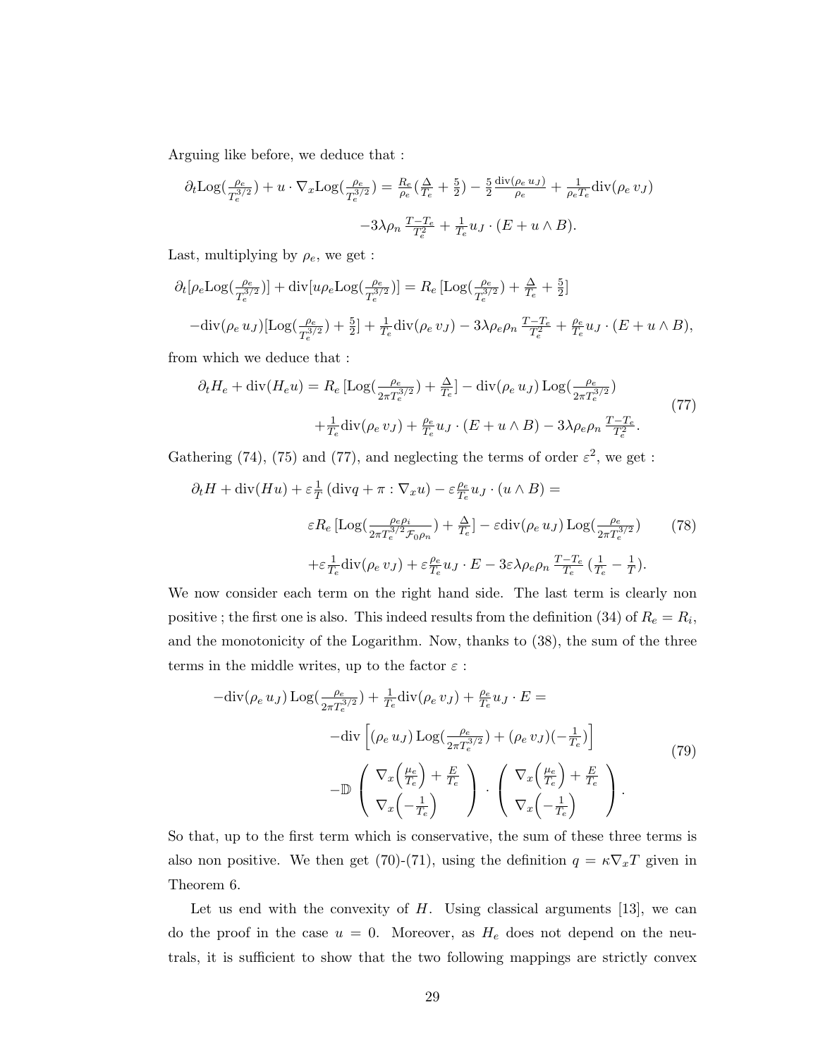Arguing like before, we deduce that :

$$\partial_t \mathrm{Log}(\tfrac{\rho_e}{T_e^{3/2}}) + u \cdot \nabla_x \mathrm{Log}(\tfrac{\rho_e}{T_e^{3/2}}) = \tfrac{R_e}{\rho_e}(\tfrac{\Delta}{T_e} + \tfrac{5}{2}) - \tfrac{5}{2}\tfrac{\mathrm{div}(\rho_e\, u_J)}{\rho_e} + \tfrac{1}{\rho_e T_e}\mathrm{div}(\rho_e\, v_J)$$

$$-3\lambda \rho_n \, \tfrac{T - T_e}{T_e^2} + \tfrac{1}{T_e} u_J \cdot (E + u \wedge B).$$

Last, multiplying by $\rho_e$, we get :

$$\partial_t[\rho_e \mathrm{Log}(\tfrac{\rho_e}{T_e^{3/2}})] + \mathrm{div}[u\rho_e \mathrm{Log}(\tfrac{\rho_e}{T_e^{3/2}})] = R_e\, [\mathrm{Log}(\tfrac{\rho_e}{T_e^{3/2}}) + \tfrac{\Delta}{T_e} + \tfrac{5}{2}]$$

$$-\mathrm{div}(\rho_e\, u_J)[\mathrm{Log}(\tfrac{\rho_e}{T_e^{3/2}}) + \tfrac{5}{2}] + \tfrac{1}{T_e}\mathrm{div}(\rho_e\, v_J) - 3\lambda\rho_e\rho_n\, \tfrac{T-T_e}{T_e^2} + \tfrac{\rho_e}{T_e} u_J \cdot (E + u \wedge B),$$

from which we deduce that :

$$\begin{aligned} \partial_t H_e + \mathrm{div}(H_e u) = {} & R_e\, [\mathrm{Log}(\tfrac{\rho_e}{2\pi T_e^{3/2}}) + \tfrac{\Delta}{T_e}] - \mathrm{div}(\rho_e\, u_J)\, \mathrm{Log}(\tfrac{\rho_e}{2\pi T_e^{3/2}}) \\ & + \tfrac{1}{T_e}\mathrm{div}(\rho_e\, v_J) + \tfrac{\rho_e}{T_e} u_J \cdot (E + u \wedge B) - 3\lambda\rho_e\rho_n\, \tfrac{T-T_e}{T_e^2}. \end{aligned} \tag{77}$$

Gathering (74), (75) and (77), and neglecting the terms of order $\varepsilon^2$, we get :

$$\begin{aligned} \partial_t H + \mathrm{div}(Hu) + \varepsilon \tfrac{1}{T}\,(\mathrm{div} q + \pi : \nabla_x u) - \varepsilon \tfrac{\rho_e}{T_e} u_J \cdot (u \wedge B) = {} & \\ \varepsilon R_e\, [\mathrm{Log}(\tfrac{\rho_e \rho_i}{2\pi T_e^{3/2} \mathcal{F}_0 \rho_n}) + \tfrac{\Delta}{T_e}] - \varepsilon \mathrm{div}(\rho_e\, u_J)\, \mathrm{Log}(\tfrac{\rho_e}{2\pi T_e^{3/2}}) & \\ + \varepsilon \tfrac{1}{T_e}\mathrm{div}(\rho_e\, v_J) + \varepsilon \tfrac{\rho_e}{T_e} u_J \cdot E - 3\varepsilon\lambda\rho_e\rho_n\, \tfrac{T-T_e}{T_e}\,(\tfrac{1}{T_e} - \tfrac{1}{T}). & \end{aligned} \tag{78}$$

We now consider each term on the right hand side. The last term is clearly non positive ; the first one is also. This indeed results from the definition (34) of $R_e = R_i$, and the monotonicity of the Logarithm. Now, thanks to (38), the sum of the three terms in the middle writes, up to the factor $\varepsilon$ :

$$\begin{aligned} -\mathrm{div}(\rho_e\, u_J)\, \mathrm{Log}(\tfrac{\rho_e}{2\pi T_e^{3/2}}) + \tfrac{1}{T_e}\mathrm{div}(\rho_e\, v_J) + \tfrac{\rho_e}{T_e} u_J \cdot E = {} & \\ -\mathrm{div}\left[(\rho_e\, u_J)\, \mathrm{Log}(\tfrac{\rho_e}{2\pi T_e^{3/2}}) + (\rho_e\, v_J)(-\tfrac{1}{T_e})\right] & \\ -\mathbb{D} \begin{pmatrix} \nabla_x\Big(\frac{\mu_e}{T_e}\Big) + \frac{E}{T_e} \\ \nabla_x\Big(-\frac{1}{T_e}\Big) \end{pmatrix} \cdot \begin{pmatrix} \nabla_x\Big(\frac{\mu_e}{T_e}\Big) + \frac{E}{T_e} \\ \nabla_x\Big(-\frac{1}{T_e}\Big) \end{pmatrix}. & \end{aligned} \tag{79}$$

So that, up to the first term which is conservative, the sum of these three terms is also non positive. We then get (70)-(71), using the definition $q = \kappa \nabla_x T$ given in Theorem 6.

Let us end with the convexity of $H$. Using classical arguments [13], we can do the proof in the case $u = 0$. Moreover, as $H_e$ does not depend on the neutrals, it is sufficient to show that the two following mappings are strictly convex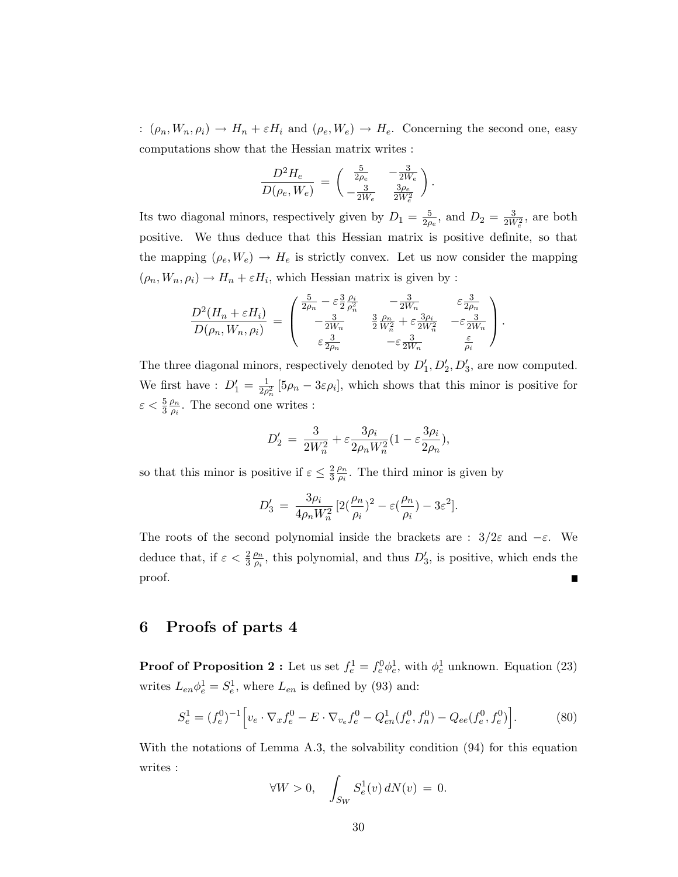: $(\rho_n, W_n, \rho_i) \to H_n + \varepsilon H_i$ and $(\rho_e, W_e) \to H_e$. Concerning the second one, easy computations show that the Hessian matrix writes :

$$\frac{D^2 H_e}{D(\rho_e, W_e)} = \begin{pmatrix} \frac{5}{2\rho_e} & -\frac{3}{2W_e} \\ -\frac{3}{2W_e} & \frac{3\rho_e}{2W_e^2} \end{pmatrix}.$$

Its two diagonal minors, respectively given by $D_1 = \frac{5}{2\rho_e}$, and $D_2 = \frac{3}{2W_e^2}$, are both positive. We thus deduce that this Hessian matrix is positive definite, so that the mapping $(\rho_e, W_e) \to H_e$ is strictly convex. Let us now consider the mapping $(\rho_n, W_n, \rho_i) \to H_n + \varepsilon H_i$, which Hessian matrix is given by :

$$\frac{D^2(H_n + \varepsilon H_i)}{D(\rho_n, W_n, \rho_i)} = \begin{pmatrix} \frac{5}{2\rho_n} - \varepsilon \frac{3}{2}\frac{\rho_i}{\rho_n^2} & -\frac{3}{2W_n} & \varepsilon \frac{3}{2\rho_n} \\ -\frac{3}{2W_n} & \frac{3}{2}\frac{\rho_n}{W_n^2} + \varepsilon \frac{3\rho_i}{2W_n^2} & -\varepsilon \frac{3}{2W_n} \\ \varepsilon \frac{3}{2\rho_n} & -\varepsilon \frac{3}{2W_n} & \frac{\varepsilon}{\rho_i} \end{pmatrix}.$$

The three diagonal minors, respectively denoted by $D'_1, D'_2, D'_3$, are now computed. We first have : $D'_1 = \frac{1}{2\rho_n^2}\left[5\rho_n - 3\varepsilon\rho_i\right]$, which shows that this minor is positive for $\varepsilon < \frac{5}{3}\frac{\rho_n}{\rho_i}$. The second one writes :

$$D'_2 = \frac{3}{2W_n^2} + \varepsilon \frac{3\rho_i}{2\rho_n W_n^2}(1 - \varepsilon \frac{3\rho_i}{2\rho_n}),$$

so that this minor is positive if $\varepsilon \leq \frac{2}{3}\frac{\rho_n}{\rho_i}$. The third minor is given by

$$D'_3 = \frac{3\rho_i}{4\rho_n W_n^2}\left[2(\frac{\rho_n}{\rho_i})^2 - \varepsilon(\frac{\rho_n}{\rho_i}) - 3\varepsilon^2\right].$$

The roots of the second polynomial inside the brackets are : $3/2\varepsilon$ and $-\varepsilon$. We deduce that, if $\varepsilon < \frac{2}{3}\frac{\rho_n}{\rho_i}$, this polynomial, and thus $D'_3$, is positive, which ends the proof. ∎

## 6 Proofs of parts 4

**Proof of Proposition 2 :** Let us set $f_e^1 = f_e^0 \phi_e^1$, with $\phi_e^1$ unknown. Equation (23) writes $L_{en}\phi_e^1 = S_e^1$, where $L_{en}$ is defined by (93) and:

$$S_e^1 = (f_e^0)^{-1}\Big[v_e \cdot \nabla_x f_e^0 - E \cdot \nabla_{v_e} f_e^0 - Q_{en}^1(f_e^0, f_n^0) - Q_{ee}(f_e^0, f_e^0)\Big]. \tag{80}$$

With the notations of Lemma A.3, the solvability condition (94) for this equation writes :

$$\forall W > 0, \quad \int_{S_W} S_e^1(v)\, dN(v) = 0.$$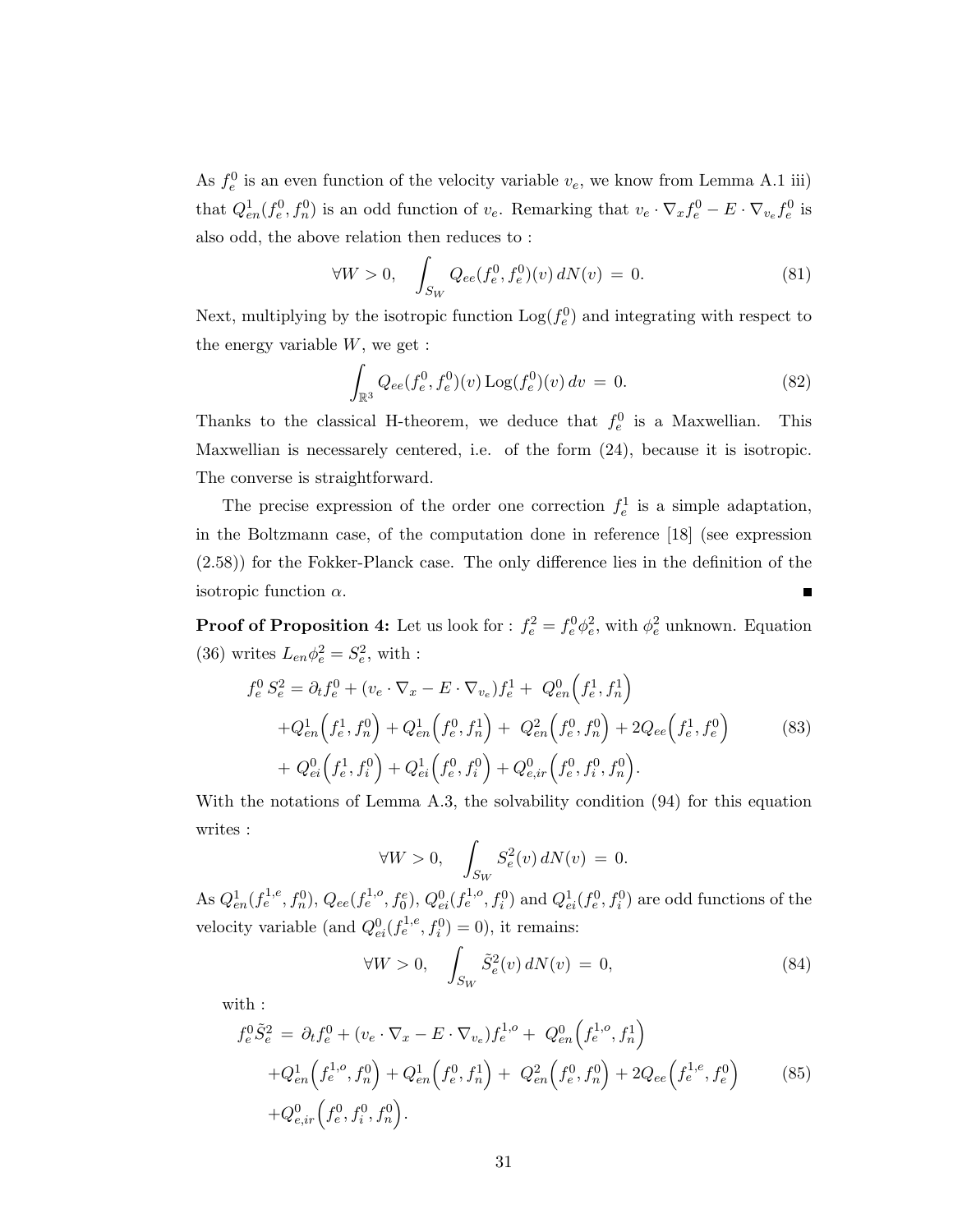As $f_e^0$ is an even function of the velocity variable $v_e$, we know from Lemma A.1 iii) that $Q_{en}^1(f_e^0, f_n^0)$ is an odd function of $v_e$. Remarking that $v_e \cdot \nabla_x f_e^0 - E \cdot \nabla_{v_e} f_e^0$ is also odd, the above relation then reduces to :

$$\forall W > 0, \quad \int_{S_W} Q_{ee}(f_e^0, f_e^0)(v)\, dN(v) \;=\; 0. \tag{81}$$

Next, multiplying by the isotropic function $\mathrm{Log}(f_e^0)$ and integrating with respect to the energy variable $W$, we get :

$$\int_{\mathbb{R}^3} Q_{ee}(f_e^0, f_e^0)(v)\, \mathrm{Log}(f_e^0)(v)\, dv \;=\; 0. \tag{82}$$

Thanks to the classical H-theorem, we deduce that $f_e^0$ is a Maxwellian. This Maxwellian is necessarely centered, i.e. of the form (24), because it is isotropic. The converse is straightforward.

The precise expression of the order one correction $f_e^1$ is a simple adaptation, in the Boltzmann case, of the computation done in reference [18] (see expression (2.58)) for the Fokker-Planck case. The only difference lies in the definition of the isotropic function $\alpha$. ∎

**Proof of Proposition 4:** Let us look for : $f_e^2 = f_e^0 \phi_e^2$, with $\phi_e^2$ unknown. Equation (36) writes $L_{en}\phi_e^2 = S_e^2$, with :

$$\begin{aligned}
f_e^0\, S_e^2 = \;& \partial_t f_e^0 + (v_e \cdot \nabla_x - E \cdot \nabla_{v_e}) f_e^1 + \; Q_{en}^0\Big(f_e^1, f_n^1\Big) \\
& + Q_{en}^1\Big(f_e^1, f_n^0\Big) + Q_{en}^1\Big(f_e^0, f_n^1\Big) + \; Q_{en}^2\Big(f_e^0, f_n^0\Big) + 2Q_{ee}\Big(f_e^1, f_e^0\Big) \\
& + \; Q_{ei}^0\Big(f_e^1, f_i^0\Big) + Q_{ei}^1\Big(f_e^0, f_i^0\Big) + Q_{e,ir}^0\Big(f_e^0, f_i^0, f_n^0\Big).
\end{aligned} \tag{83}$$

With the notations of Lemma A.3, the solvability condition (94) for this equation writes :

$$\forall W > 0, \quad \int_{S_W} S_e^2(v)\, dN(v) \;=\; 0.$$

As $Q_{en}^1(f_e^{1,e}, f_n^0)$, $Q_{ee}(f_e^{1,o}, f_0^e)$, $Q_{ei}^0(f_e^{1,o}, f_i^0)$ and $Q_{ei}^1(f_e^0, f_i^0)$ are odd functions of the velocity variable (and $Q_{ei}^0(f_e^{1,e}, f_i^0) = 0$), it remains:

$$\forall W > 0, \quad \int_{S_W} \tilde{S}_e^2(v)\, dN(v) \;=\; 0, \tag{84}$$

with :

$$\begin{aligned}
f_e^0 \tilde{S}_e^2 \;=\; & \partial_t f_e^0 + (v_e \cdot \nabla_x - E \cdot \nabla_{v_e}) f_e^{1,o} + \; Q_{en}^0\Big(f_e^{1,o}, f_n^1\Big) \\
& + Q_{en}^1\Big(f_e^{1,o}, f_n^0\Big) + Q_{en}^1\Big(f_e^0, f_n^1\Big) + \; Q_{en}^2\Big(f_e^0, f_n^0\Big) + 2Q_{ee}\Big(f_e^{1,e}, f_e^0\Big) \\
& + Q_{e,ir}^0\Big(f_e^0, f_i^0, f_n^0\Big).
\end{aligned} \tag{85}$$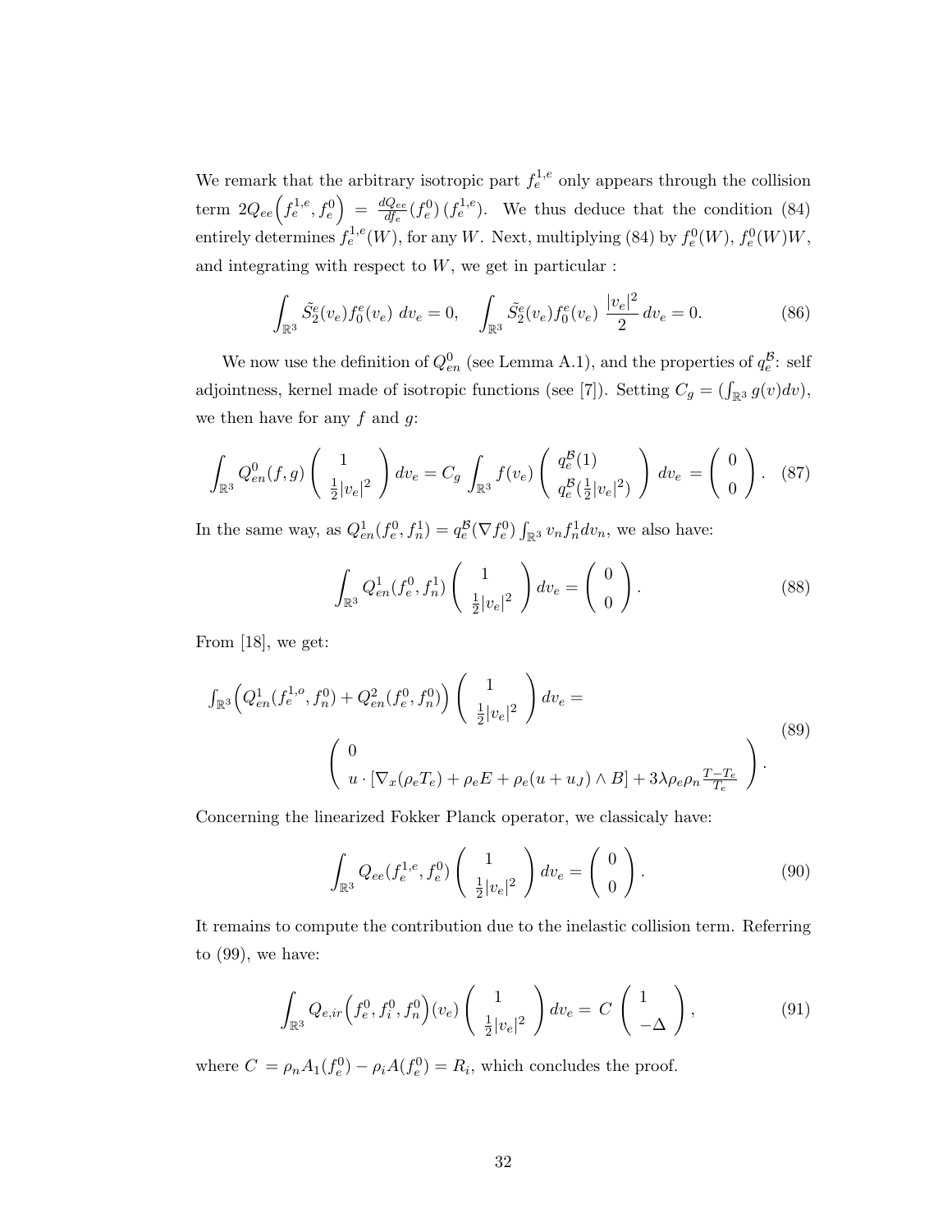We remark that the arbitrary isotropic part $f_e^{1,e}$ only appears through the collision term $2Q_{ee}\Big(f_e^{1,e}, f_e^0\Big) = \frac{dQ_{ee}}{df_e}(f_e^0)\,(f_e^{1,e})$. We thus deduce that the condition (84) entirely determines $f_e^{1,e}(W)$, for any $W$. Next, multiplying (84) by $f_e^0(W)$, $f_e^0(W)W$, and integrating with respect to $W$, we get in particular :

$$\int_{\mathbb{R}^3} \tilde{S}_2^e(v_e) f_0^e(v_e)\; dv_e = 0, \quad \int_{\mathbb{R}^3} \tilde{S}_2^e(v_e) f_0^e(v_e)\; \frac{|v_e|^2}{2}\, dv_e = 0. \tag{86}$$

We now use the definition of $Q_{en}^0$ (see Lemma A.1), and the properties of $q_e^{\mathcal{B}}$: self adjointness, kernel made of isotropic functions (see [7]). Setting $C_g = (\int_{\mathbb{R}^3} g(v)dv)$, we then have for any $f$ and $g$:

$$\int_{\mathbb{R}^3} Q_{en}^0(f,g) \begin{pmatrix} 1 \\ \frac{1}{2}|v_e|^2 \end{pmatrix} dv_e = C_g \int_{\mathbb{R}^3} f(v_e) \begin{pmatrix} q_e^{\mathcal{B}}(1) \\ q_e^{\mathcal{B}}(\frac{1}{2}|v_e|^2) \end{pmatrix} dv_e = \begin{pmatrix} 0 \\ 0 \end{pmatrix}. \tag{87}$$

In the same way, as $Q_{en}^1(f_e^0, f_n^1) = q_e^{\mathcal{B}}(\nabla f_e^0) \int_{\mathbb{R}^3} v_n f_n^1 dv_n$, we also have:

$$\int_{\mathbb{R}^3} Q_{en}^1(f_e^0, f_n^1) \begin{pmatrix} 1 \\ \frac{1}{2}|v_e|^2 \end{pmatrix} dv_e = \begin{pmatrix} 0 \\ 0 \end{pmatrix}. \tag{88}$$

From [18], we get:

$$\int_{\mathbb{R}^3} \Big(Q_{en}^1(f_e^{1,o}, f_n^0) + Q_{en}^2(f_e^0, f_n^0)\Big) \begin{pmatrix} 1 \\ \frac{1}{2}|v_e|^2 \end{pmatrix} dv_e = \begin{pmatrix} 0 \\ u \cdot [\nabla_x(\rho_e T_e) + \rho_e E + \rho_e(u + u_J) \wedge B] + 3\lambda \rho_e \rho_n \frac{T - T_e}{T_e} \end{pmatrix}. \tag{89}$$

Concerning the linearized Fokker Planck operator, we classicaly have:

$$\int_{\mathbb{R}^3} Q_{ee}(f_e^{1,e}, f_e^0) \begin{pmatrix} 1 \\ \frac{1}{2}|v_e|^2 \end{pmatrix} dv_e = \begin{pmatrix} 0 \\ 0 \end{pmatrix}. \tag{90}$$

It remains to compute the contribution due to the inelastic collision term. Referring to (99), we have:

$$\int_{\mathbb{R}^3} Q_{e,ir}\Big(f_e^0, f_i^0, f_n^0\Big)(v_e) \begin{pmatrix} 1 \\ \frac{1}{2}|v_e|^2 \end{pmatrix} dv_e = C \begin{pmatrix} 1 \\ -\Delta \end{pmatrix}, \tag{91}$$

where $C = \rho_n A_1(f_e^0) - \rho_i A(f_e^0) = R_i$, which concludes the proof.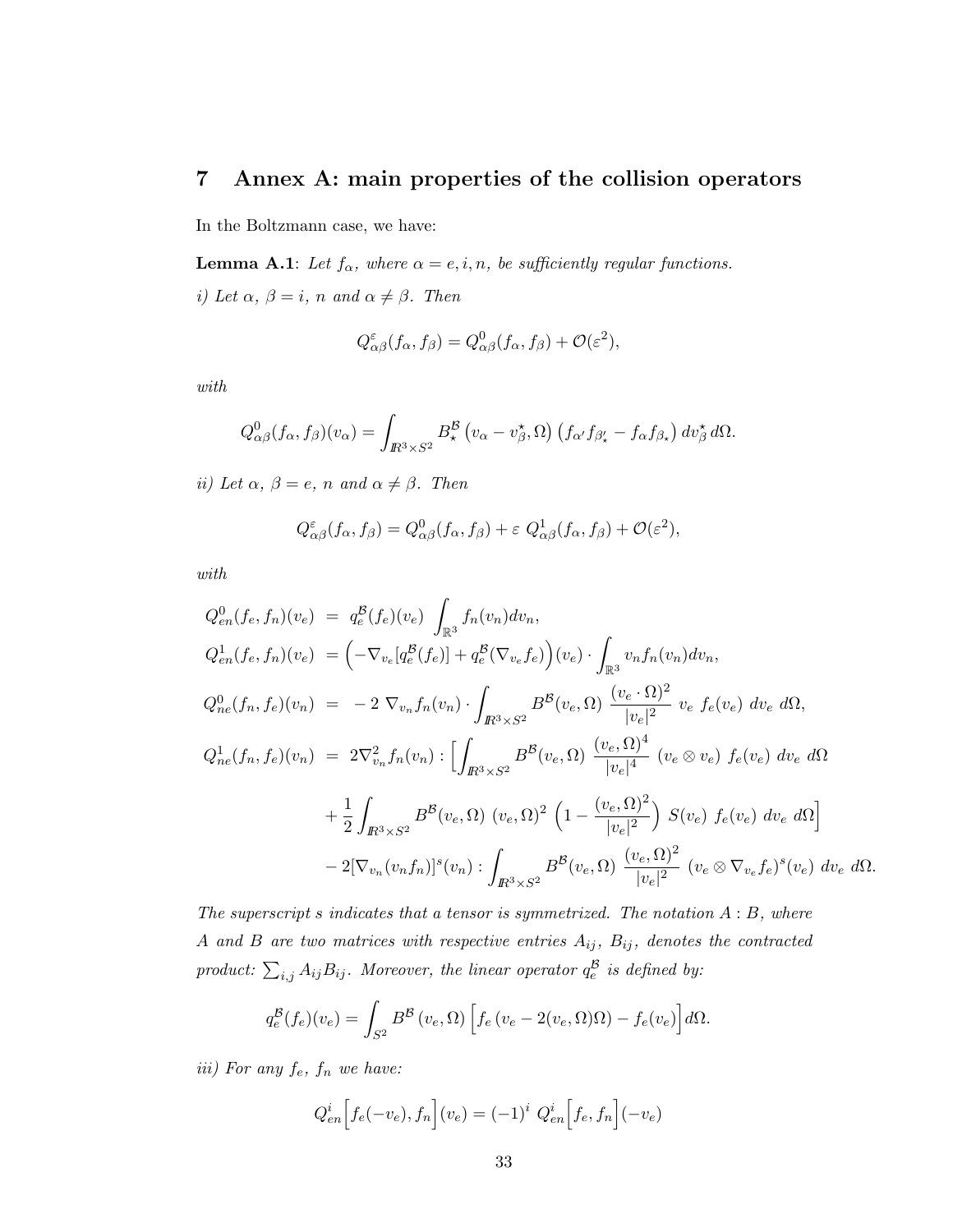# 7 Annex A: main properties of the collision operators

In the Boltzmann case, we have:

**Lemma A.1**: *Let $f_\alpha$, where $\alpha = e, i, n$, be sufficiently regular functions.*

*i) Let $\alpha$, $\beta = i$, $n$ and $\alpha \neq \beta$. Then*

$$Q^\varepsilon_{\alpha\beta}(f_\alpha, f_\beta) = Q^0_{\alpha\beta}(f_\alpha, f_\beta) + \mathcal{O}(\varepsilon^2),$$

*with*

$$Q^0_{\alpha\beta}(f_\alpha, f_\beta)(v_\alpha) = \int_{I\!R^3\times S^2} B^{\mathcal{B}}_\star\left(v_\alpha - v^\star_\beta, \Omega\right)\left(f_{\alpha'} f_{\beta'_\star} - f_\alpha f_{\beta_\star}\right) dv^\star_\beta \, d\Omega.$$

*ii) Let $\alpha$, $\beta = e$, $n$ and $\alpha \neq \beta$. Then*

$$Q^\varepsilon_{\alpha\beta}(f_\alpha, f_\beta) = Q^0_{\alpha\beta}(f_\alpha, f_\beta) + \varepsilon \; Q^1_{\alpha\beta}(f_\alpha, f_\beta) + \mathcal{O}(\varepsilon^2),$$

*with*

$$\begin{aligned}
Q^0_{en}(f_e, f_n)(v_e) &= q^{\mathcal{B}}_e(f_e)(v_e) \int_{\mathbb{R}^3} f_n(v_n) dv_n, \\
Q^1_{en}(f_e, f_n)(v_e) &= \Big(-\nabla_{v_e}[q^{\mathcal{B}}_e(f_e)] + q^{\mathcal{B}}_e(\nabla_{v_e} f_e)\Big)(v_e) \cdot \int_{\mathbb{R}^3} v_n f_n(v_n) dv_n, \\
Q^0_{ne}(f_n, f_e)(v_n) &= -2 \; \nabla_{v_n} f_n(v_n) \cdot \int_{I\!R^3\times S^2} B^{\mathcal{B}}(v_e, \Omega) \; \frac{(v_e \cdot \Omega)^2}{|v_e|^2} \; v_e \; f_e(v_e) \; dv_e \; d\Omega, \\
Q^1_{ne}(f_n, f_e)(v_n) &= 2\nabla^2_{v_n} f_n(v_n) : \Big[\int_{I\!R^3\times S^2} B^{\mathcal{B}}(v_e, \Omega) \; \frac{(v_e, \Omega)^4}{|v_e|^4} \; (v_e \otimes v_e) \; f_e(v_e) \; dv_e \; d\Omega \\
&\quad + \frac{1}{2} \int_{I\!R^3\times S^2} B^{\mathcal{B}}(v_e, \Omega) \; (v_e, \Omega)^2 \; \Big(1 - \frac{(v_e, \Omega)^2}{|v_e|^2}\Big) \; S(v_e) \; f_e(v_e) \; dv_e \; d\Omega\Big] \\
&\quad - 2[\nabla_{v_n}(v_n f_n)]^s(v_n) : \int_{I\!R^3\times S^2} B^{\mathcal{B}}(v_e, \Omega) \; \frac{(v_e, \Omega)^2}{|v_e|^2} \; (v_e \otimes \nabla_{v_e} f_e)^s(v_e) \; dv_e \; d\Omega.
\end{aligned}$$

*The superscript $s$ indicates that a tensor is symmetrized. The notation $A : B$, where $A$ and $B$ are two matrices with respective entries $A_{ij}$, $B_{ij}$, denotes the contracted product: $\sum_{i,j} A_{ij} B_{ij}$. Moreover, the linear operator $q^{\mathcal{B}}_e$ is defined by:*

$$q^{\mathcal{B}}_e(f_e)(v_e) = \int_{S^2} B^{\mathcal{B}}\left(v_e, \Omega\right) \Big[f_e\left(v_e - 2(v_e, \Omega)\Omega\right) - f_e(v_e)\Big] d\Omega.$$

*iii) For any $f_e$, $f_n$ we have:*

$$Q^i_{en}\Big[f_e(-v_e), f_n\Big](v_e) = (-1)^i \; Q^i_{en}\Big[f_e, f_n\Big](-v_e)$$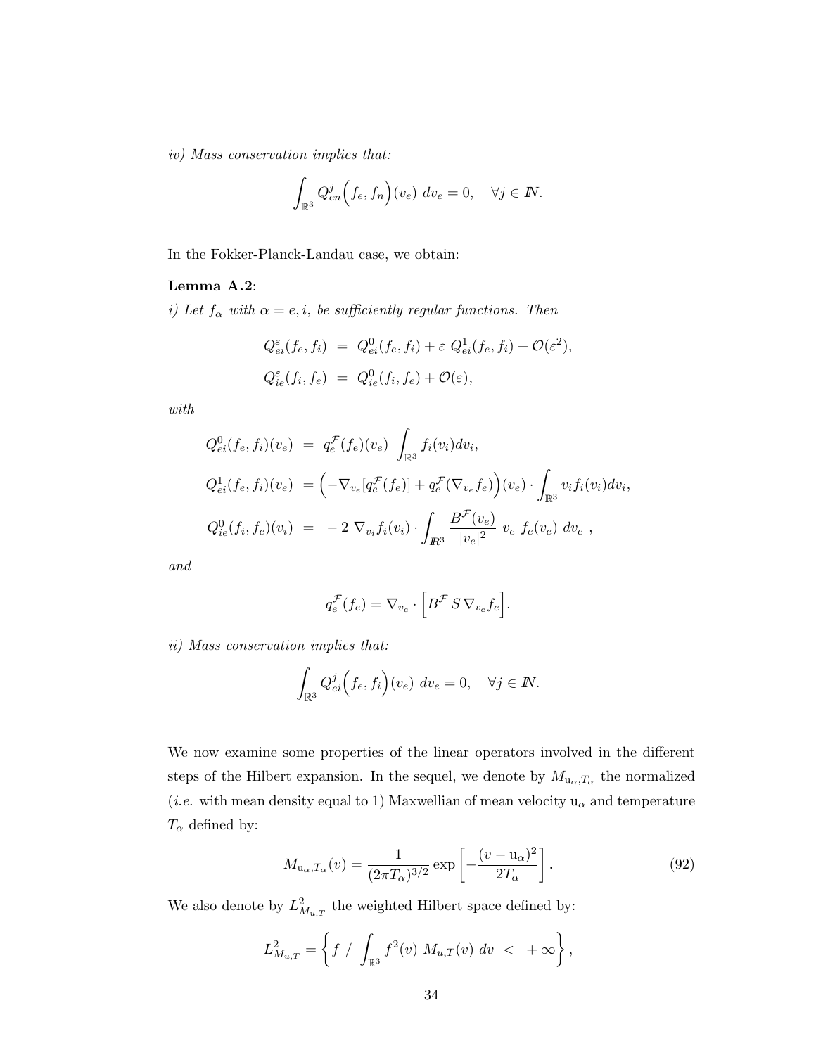*iv) Mass conservation implies that:*

$$\int_{\mathbb{R}^3} Q^j_{en}\Big(f_e, f_n\Big)(v_e)\ dv_e = 0, \quad \forall j \in I\!N.$$

In the Fokker-Planck-Landau case, we obtain:

**Lemma A.2**:

*i) Let $f_\alpha$ with $\alpha = e, i$, be sufficiently regular functions. Then*

$$\begin{aligned}
Q^\varepsilon_{ei}(f_e, f_i) &= Q^0_{ei}(f_e, f_i) + \varepsilon\ Q^1_{ei}(f_e, f_i) + \mathcal{O}(\varepsilon^2),\\
Q^\varepsilon_{ie}(f_i, f_e) &= Q^0_{ie}(f_i, f_e) + \mathcal{O}(\varepsilon),
\end{aligned}$$

*with*

$$\begin{aligned}
Q^0_{ei}(f_e, f_i)(v_e) &= q^{\mathcal{F}}_e(f_e)(v_e)\ \int_{\mathbb{R}^3} f_i(v_i) dv_i,\\
Q^1_{ei}(f_e, f_i)(v_e) &= \Big(-\nabla_{v_e}[q^{\mathcal{F}}_e(f_e)] + q^{\mathcal{F}}_e(\nabla_{v_e} f_e)\Big)(v_e) \cdot \int_{\mathbb{R}^3} v_i f_i(v_i) dv_i,\\
Q^0_{ie}(f_i, f_e)(v_i) &= -\,2\ \nabla_{v_i} f_i(v_i) \cdot \int_{I\!R^3} \frac{B^{\mathcal{F}}(v_e)}{|v_e|^2}\ v_e\ f_e(v_e)\ dv_e\ ,
\end{aligned}$$

*and*

$$q^{\mathcal{F}}_e(f_e) = \nabla_{v_e} \cdot \Big[B^{\mathcal{F}}\, S\, \nabla_{v_e} f_e\Big].$$

*ii) Mass conservation implies that:*

$$\int_{\mathbb{R}^3} Q^j_{ei}\Big(f_e, f_i\Big)(v_e)\ dv_e = 0, \quad \forall j \in I\!N.$$

We now examine some properties of the linear operators involved in the different steps of the Hilbert expansion. In the sequel, we denote by $M_{\mathrm{u}_\alpha, T_\alpha}$ the normalized (*i.e.* with mean density equal to 1) Maxwellian of mean velocity $\mathrm{u}_\alpha$ and temperature $T_\alpha$ defined by:

$$M_{\mathrm{u}_\alpha, T_\alpha}(v) = \frac{1}{(2\pi T_\alpha)^{3/2}} \exp\left[-\frac{(v - \mathrm{u}_\alpha)^2}{2T_\alpha}\right]. \tag{92}$$

We also denote by $L^2_{M_{u,T}}$ the weighted Hilbert space defined by:

$$L^2_{M_{u,T}} = \left\{ f\ /\ \int_{\mathbb{R}^3} f^2(v)\ M_{u,T}(v)\ dv\ <\ +\infty \right\},$$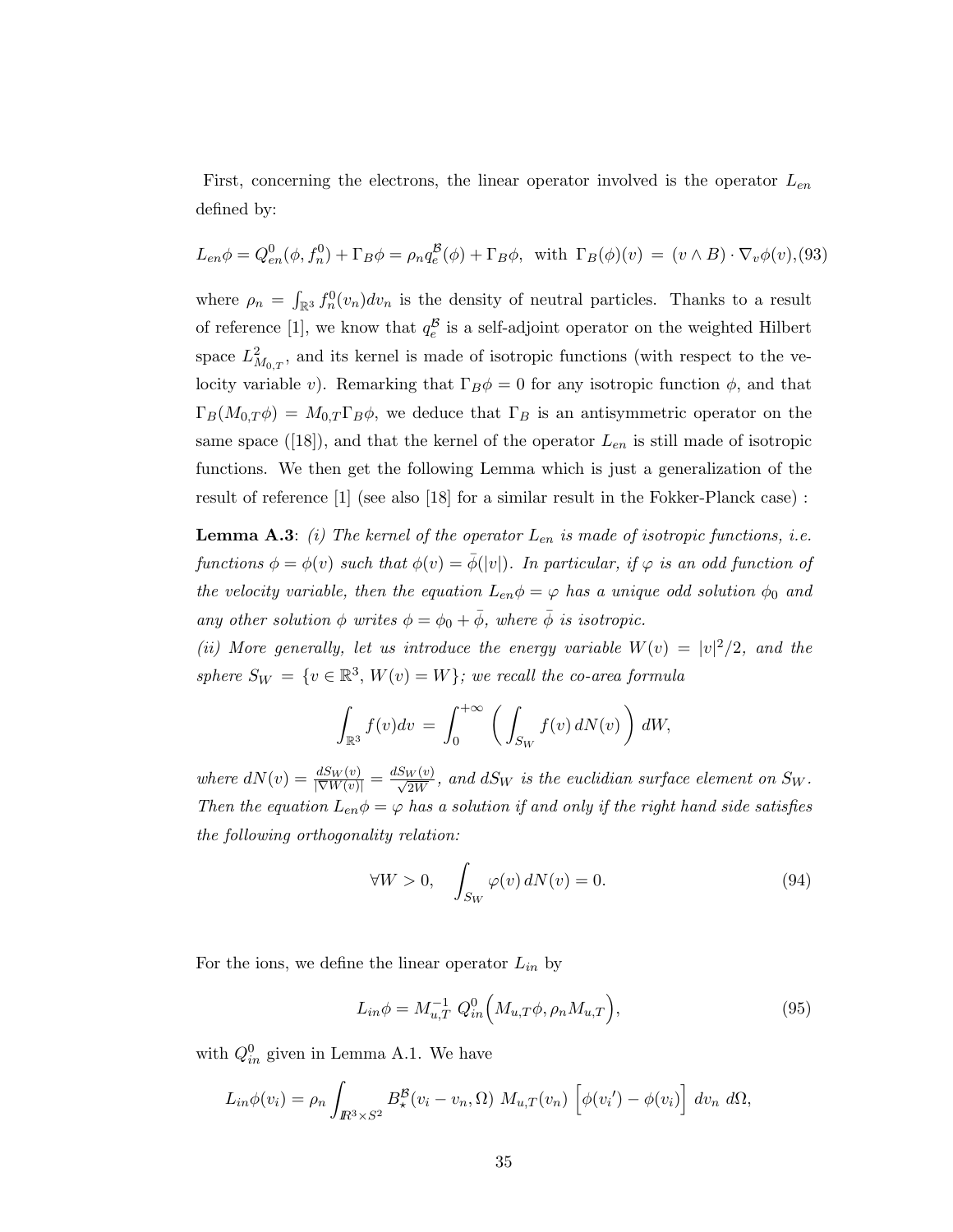First, concerning the electrons, the linear operator involved is the operator $L_{en}$ defined by:

$$L_{en}\phi = Q^0_{en}(\phi, f^0_n) + \Gamma_B \phi = \rho_n q^{\mathcal{B}}_e(\phi) + \Gamma_B \phi, \text{ with } \Gamma_B(\phi)(v) = (v \wedge B) \cdot \nabla_v \phi(v), \tag{93}$$

where $\rho_n = \int_{\mathbb{R}^3} f^0_n(v_n) dv_n$ is the density of neutral particles. Thanks to a result of reference [1], we know that $q^{\mathcal{B}}_e$ is a self-adjoint operator on the weighted Hilbert space $L^2_{M_{0,T}}$, and its kernel is made of isotropic functions (with respect to the velocity variable $v$). Remarking that $\Gamma_B \phi = 0$ for any isotropic function $\phi$, and that $\Gamma_B(M_{0,T}\phi) = M_{0,T}\Gamma_B \phi$, we deduce that $\Gamma_B$ is an antisymmetric operator on the same space ([18]), and that the kernel of the operator $L_{en}$ is still made of isotropic functions. We then get the following Lemma which is just a generalization of the result of reference [1] (see also [18] for a similar result in the Fokker-Planck case) :

**Lemma A.3**: *(i) The kernel of the operator $L_{en}$ is made of isotropic functions, i.e. functions $\phi = \phi(v)$ such that $\phi(v) = \bar{\phi}(|v|)$. In particular, if $\varphi$ is an odd function of the velocity variable, then the equation $L_{en}\phi = \varphi$ has a unique odd solution $\phi_0$ and any other solution $\phi$ writes $\phi = \phi_0 + \bar{\phi}$, where $\bar{\phi}$ is isotropic.*
*(ii) More generally, let us introduce the energy variable $W(v) = |v|^2/2$, and the sphere $S_W = \{v \in \mathbb{R}^3, W(v) = W\}$; we recall the co-area formula*

$$\int_{\mathbb{R}^3} f(v) dv = \int_0^{+\infty} \left( \int_{S_W} f(v)\, dN(v) \right) dW,$$

*where $dN(v) = \frac{dS_W(v)}{|\nabla W(v)|} = \frac{dS_W(v)}{\sqrt{2W}}$, and $dS_W$ is the euclidian surface element on $S_W$. Then the equation $L_{en}\phi = \varphi$ has a solution if and only if the right hand side satisfies the following orthogonality relation:*

$$\forall W > 0, \quad \int_{S_W} \varphi(v)\, dN(v) = 0. \tag{94}$$

For the ions, we define the linear operator $L_{in}$ by

$$L_{in}\phi = M^{-1}_{u,T}\, Q^0_{in}\Big(M_{u,T}\phi, \rho_n M_{u,T}\Big), \tag{95}$$

with $Q^0_{in}$ given in Lemma A.1. We have

$$L_{in}\phi(v_i) = \rho_n \int_{I\!R^3 \times S^2} B^{\mathcal{B}}_{\star}(v_i - v_n, \Omega)\; M_{u,T}(v_n) \Big[\phi(v_i{}') - \phi(v_i)\Big]\; dv_n\; d\Omega,$$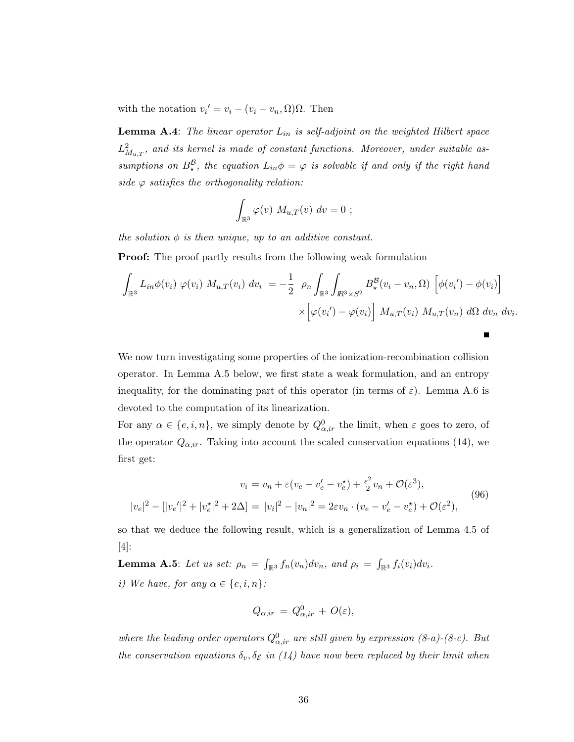with the notation ${v_i}' = v_i - (v_i - v_n, \Omega)\Omega$. Then

**Lemma A.4**: *The linear operator $L_{in}$ is self-adjoint on the weighted Hilbert space $L^2_{M_{u,T}}$, and its kernel is made of constant functions. Moreover, under suitable assumptions on $B^{\mathcal{B}}_\star$, the equation $L_{in}\phi = \varphi$ is solvable if and only if the right hand side $\varphi$ satisfies the orthogonality relation:*

$$\int_{\mathbb{R}^3} \varphi(v)\ M_{u,T}(v)\ dv = 0\ ;$$

*the solution $\phi$ is then unique, up to an additive constant.*

**Proof:** The proof partly results from the following weak formulation

$$\int_{\mathbb{R}^3} L_{in}\phi(v_i)\ \varphi(v_i)\ M_{u,T}(v_i)\ dv_i\ = -\frac{1}{2}\ \ \rho_n \int_{\mathbb{R}^3} \int_{I\!R^3 \times S^2} B^{\mathcal{B}}_\star(v_i - v_n, \Omega)\ \Big[\phi({v_i}') - \phi(v_i)\Big] \times\Big[\varphi({v_i}') - \varphi(v_i)\Big]\ M_{u,T}(v_i)\ M_{u,T}(v_n)\ d\Omega\ dv_n\ dv_i.$$

■

We now turn investigating some properties of the ionization-recombination collision operator. In Lemma A.5 below, we first state a weak formulation, and an entropy inequality, for the dominating part of this operator (in terms of $\varepsilon$). Lemma A.6 is devoted to the computation of its linearization.

For any $\alpha \in \{e, i, n\}$, we simply denote by $Q^0_{\alpha,ir}$ the limit, when $\varepsilon$ goes to zero, of the operator $Q_{\alpha,ir}$. Taking into account the scaled conservation equations (14), we first get:

$$\begin{aligned} v_i &= v_n + \varepsilon(v_e - v_e' - v_e^\star) + \tfrac{\varepsilon^2}{2} v_n + \mathcal{O}(\varepsilon^3), \\ |v_e|^2 - [|{v_e}'|^2 + |v_e^\star|^2 + 2\Delta] &= |v_i|^2 - |v_n|^2 = 2\varepsilon v_n \cdot (v_e - v_e' - v_e^\star) + \mathcal{O}(\varepsilon^2), \end{aligned} \tag{96}$$

so that we deduce the following result, which is a generalization of Lemma 4.5 of [4]:

**Lemma A.5**: *Let us set: $\rho_n = \int_{\mathbb{R}^3} f_n(v_n)dv_n$, and $\rho_i = \int_{\mathbb{R}^3} f_i(v_i)dv_i$.*

*i) We have, for any $\alpha \in \{e, i, n\}$:*

$$Q_{\alpha,ir}\ =\ Q^0_{\alpha,ir}\ +\ O(\varepsilon),$$

*where the leading order operators $Q^0_{\alpha,ir}$ are still given by expression (8-a)-(8-c). But the conservation equations $\delta_v, \delta_{\mathcal{E}}$ in (14) have now been replaced by their limit when*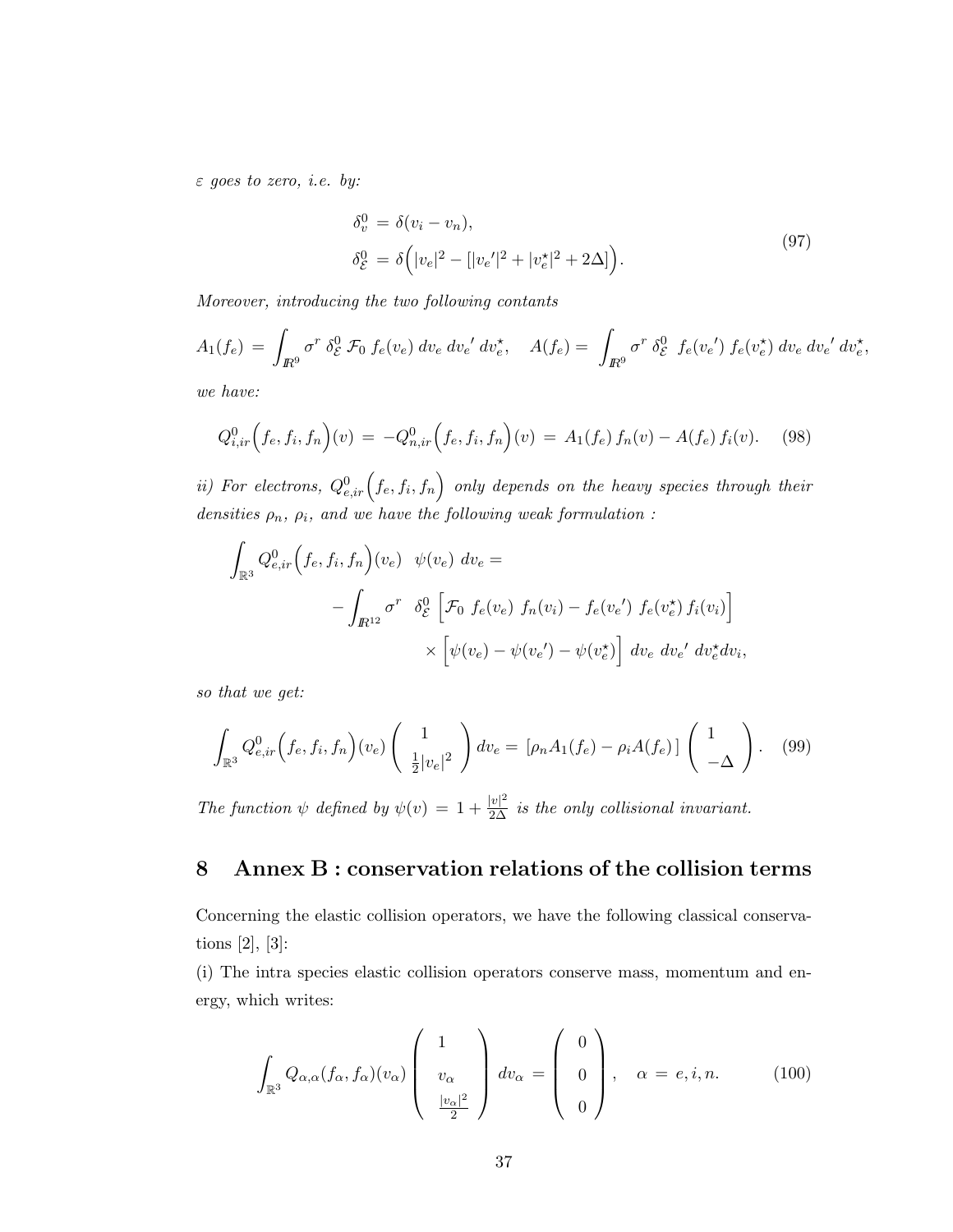*$\varepsilon$ goes to zero, i.e. by:*

$$
\begin{aligned}
\delta_v^0 &= \delta(v_i - v_n), \\
\delta_{\mathcal{E}}^0 &= \delta\Big(|v_e|^2 - [|v_e{}'|^2 + |v_e^\star|^2 + 2\Delta]\Big).
\end{aligned}
\tag{97}
$$

*Moreover, introducing the two following contants*

$$
A_1(f_e) = \int_{I\!R^9} \sigma^r \, \delta_{\mathcal{E}}^0 \, \mathcal{F}_0 \, f_e(v_e) \, dv_e \, dv_e{}' \, dv_e^\star, \quad A(f_e) = \int_{I\!R^9} \sigma^r \, \delta_{\mathcal{E}}^0 \; f_e(v_e{}') \, f_e(v_e^\star) \, dv_e \, dv_e{}' \, dv_e^\star,
$$

*we have:*

$$
Q_{i,ir}^0\Big(f_e, f_i, f_n\Big)(v) = -Q_{n,ir}^0\Big(f_e, f_i, f_n\Big)(v) = A_1(f_e) \, f_n(v) - A(f_e) \, f_i(v). \tag{98}
$$

*ii) For electrons, $Q_{e,ir}^0\Big(f_e, f_i, f_n\Big)$ only depends on the heavy species through their densities $\rho_n$, $\rho_i$, and we have the following weak formulation :*

$$
\begin{aligned}
\int_{\mathbb{R}^3} Q_{e,ir}^0\Big(f_e, f_i, f_n\Big)(v_e) \;\; \psi(v_e) \; dv_e = \\
- \int_{I\!R^{12}} \sigma^r \;\; \delta_{\mathcal{E}}^0 \; \Big[\mathcal{F}_0 \; f_e(v_e) \; f_n(v_i) - f_e(v_e{}') \; f_e(v_e^\star) \, f_i(v_i)\Big] \\
\times \Big[\psi(v_e) - \psi(v_e{}') - \psi(v_e^\star)\Big] \; dv_e \; dv_e{}' \; dv_e^\star dv_i,
\end{aligned}
$$

*so that we get:*

$$
\int_{\mathbb{R}^3} Q_{e,ir}^0\Big(f_e, f_i, f_n\Big)(v_e) \begin{pmatrix} 1 \\ \frac{1}{2}|v_e|^2 \end{pmatrix} dv_e = \left[\rho_n A_1(f_e) - \rho_i A(f_e)\right] \begin{pmatrix} 1 \\ -\Delta \end{pmatrix}. \tag{99}
$$

*The function $\psi$ defined by $\psi(v) = 1 + \frac{|v|^2}{2\Delta}$ is the only collisional invariant.*

## 8 Annex B : conservation relations of the collision terms

Concerning the elastic collision operators, we have the following classical conservations [2], [3]:

(i) The intra species elastic collision operators conserve mass, momentum and energy, which writes:

$$
\int_{\mathbb{R}^3} Q_{\alpha,\alpha}(f_\alpha, f_\alpha)(v_\alpha) \begin{pmatrix} 1 \\ v_\alpha \\ \frac{|v_\alpha|^2}{2} \end{pmatrix} dv_\alpha = \begin{pmatrix} 0 \\ 0 \\ 0 \end{pmatrix}, \quad \alpha = e, i, n. \tag{100}
$$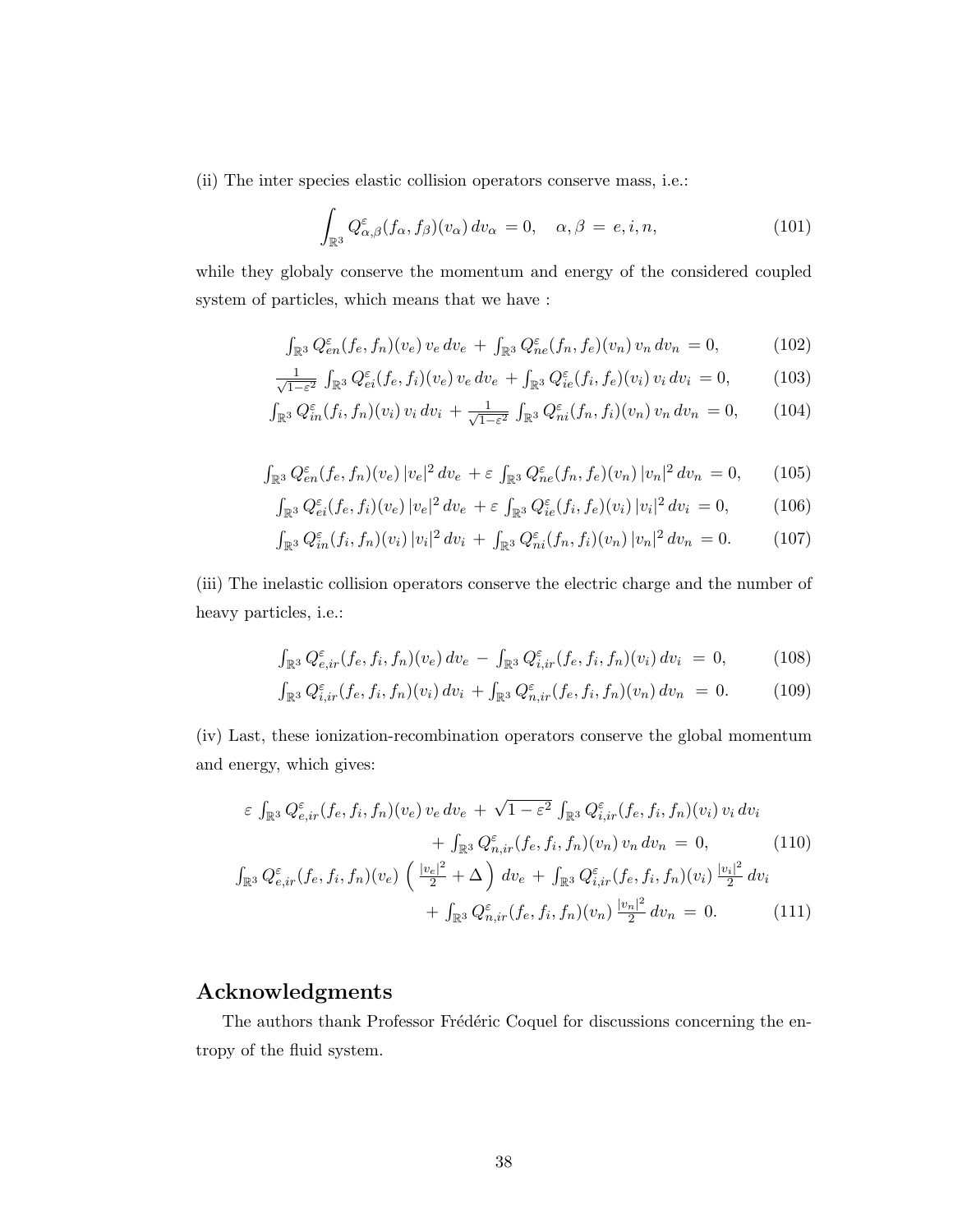(ii) The inter species elastic collision operators conserve mass, i.e.:

$$\int_{\mathbb{R}^3} Q^{\varepsilon}_{\alpha,\beta}(f_\alpha, f_\beta)(v_\alpha)\, dv_\alpha \,=0, \quad \alpha, \beta \,=\, e, i, n, \tag{101}$$

while they globaly conserve the momentum and energy of the considered coupled system of particles, which means that we have :

$$\int_{\mathbb{R}^3} Q^{\varepsilon}_{en}(f_e, f_n)(v_e)\, v_e\, dv_e \,+\, \int_{\mathbb{R}^3} Q^{\varepsilon}_{ne}(f_n, f_e)(v_n)\, v_n\, dv_n \,=0, \tag{102}$$

$$\frac{1}{\sqrt{1-\varepsilon^2}} \int_{\mathbb{R}^3} Q^{\varepsilon}_{ei}(f_e, f_i)(v_e)\, v_e\, dv_e \,+ \int_{\mathbb{R}^3} Q^{\varepsilon}_{ie}(f_i, f_e)(v_i)\, v_i\, dv_i \,=0, \tag{103}$$

$$\int_{\mathbb{R}^3} Q^{\varepsilon}_{in}(f_i, f_n)(v_i)\, v_i\, dv_i \,+\, \frac{1}{\sqrt{1-\varepsilon^2}} \int_{\mathbb{R}^3} Q^{\varepsilon}_{ni}(f_n, f_i)(v_n)\, v_n\, dv_n \,=0, \tag{104}$$

$$\int_{\mathbb{R}^3} Q^{\varepsilon}_{en}(f_e, f_n)(v_e)\, |v_e|^2\, dv_e \,+\varepsilon \int_{\mathbb{R}^3} Q^{\varepsilon}_{ne}(f_n, f_e)(v_n)\, |v_n|^2\, dv_n \,=0, \tag{105}$$

$$\int_{\mathbb{R}^3} Q^{\varepsilon}_{ei}(f_e, f_i)(v_e)\, |v_e|^2\, dv_e \,+\varepsilon \int_{\mathbb{R}^3} Q^{\varepsilon}_{ie}(f_i, f_e)(v_i)\, |v_i|^2\, dv_i \,=0, \tag{106}$$

$$\int_{\mathbb{R}^3} Q^{\varepsilon}_{in}(f_i, f_n)(v_i)\, |v_i|^2\, dv_i \,+\, \int_{\mathbb{R}^3} Q^{\varepsilon}_{ni}(f_n, f_i)(v_n)\, |v_n|^2\, dv_n \,=0. \tag{107}$$

(iii) The inelastic collision operators conserve the electric charge and the number of heavy particles, i.e.:

$$\int_{\mathbb{R}^3} Q^{\varepsilon}_{e,ir}(f_e, f_i, f_n)(v_e)\, dv_e \,-\, \int_{\mathbb{R}^3} Q^{\varepsilon}_{i,ir}(f_e, f_i, f_n)(v_i)\, dv_i \,\,=0, \tag{108}$$

$$\int_{\mathbb{R}^3} Q^{\varepsilon}_{i,ir}(f_e, f_i, f_n)(v_i)\, dv_i \,+ \int_{\mathbb{R}^3} Q^{\varepsilon}_{n,ir}(f_e, f_i, f_n)(v_n)\, dv_n \,\,=0. \tag{109}$$

(iv) Last, these ionization-recombination operators conserve the global momentum and energy, which gives:

$$\begin{aligned}
\varepsilon \int_{\mathbb{R}^3} Q^{\varepsilon}_{e,ir}(f_e, f_i, f_n)(v_e)\, v_e\, dv_e \,+\, \sqrt{1-\varepsilon^2} \int_{\mathbb{R}^3} Q^{\varepsilon}_{i,ir}(f_e, f_i, f_n)(v_i)\, v_i\, dv_i \\
+\, \int_{\mathbb{R}^3} Q^{\varepsilon}_{n,ir}(f_e, f_i, f_n)(v_n)\, v_n\, dv_n \,=\, 0,
\end{aligned} \tag{110}$$

$$\begin{aligned}
\int_{\mathbb{R}^3} Q^{\varepsilon}_{e,ir}(f_e, f_i, f_n)(v_e) \left( \frac{|v_e|^2}{2} + \Delta \right) dv_e \,+\, \int_{\mathbb{R}^3} Q^{\varepsilon}_{i,ir}(f_e, f_i, f_n)(v_i)\, \frac{|v_i|^2}{2}\, dv_i \\
+\, \int_{\mathbb{R}^3} Q^{\varepsilon}_{n,ir}(f_e, f_i, f_n)(v_n)\, \frac{|v_n|^2}{2}\, dv_n \,=\, 0.
\end{aligned} \tag{111}$$

## Acknowledgments

The authors thank Professor Frédéric Coquel for discussions concerning the entropy of the fluid system.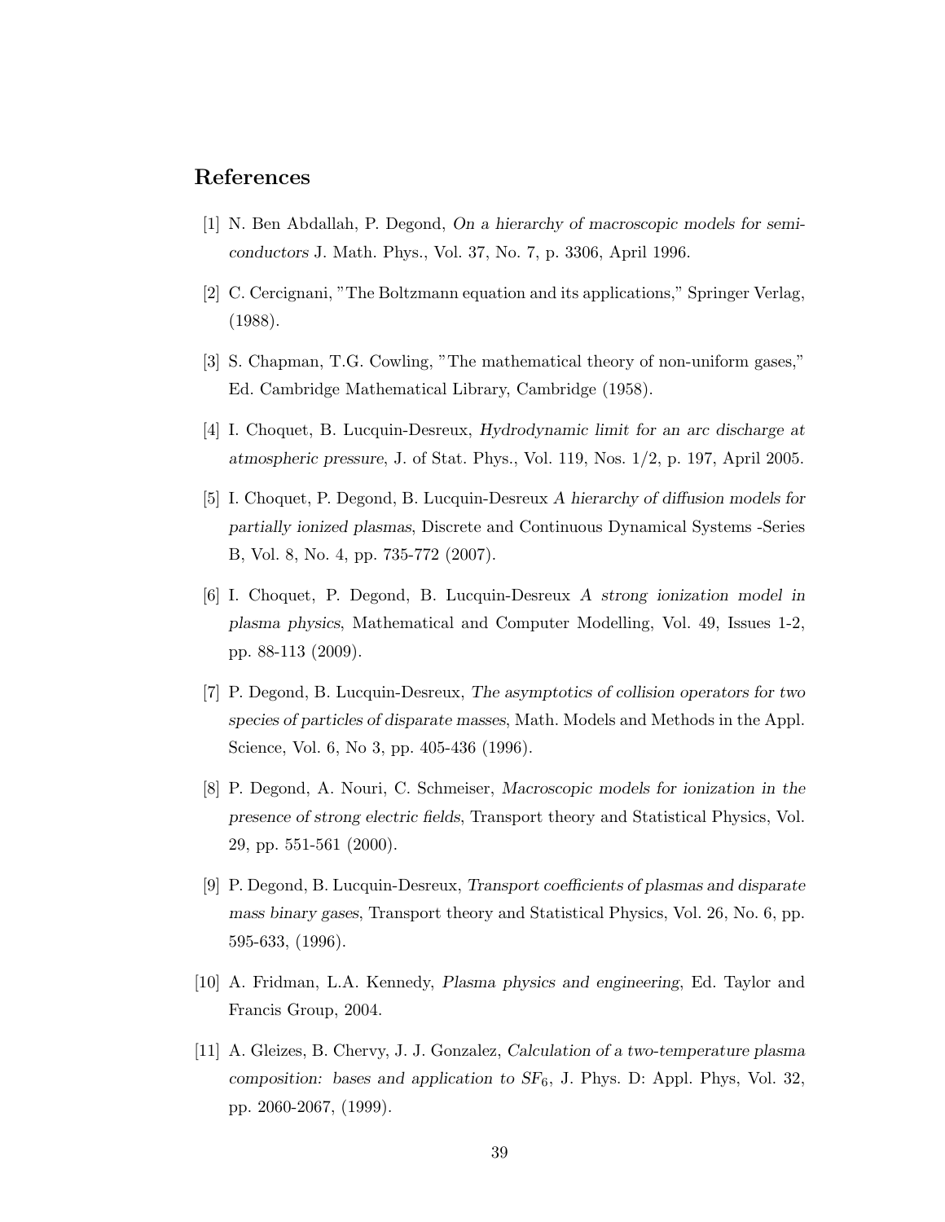## References

[1] N. Ben Abdallah, P. Degond, *On a hierarchy of macroscopic models for semiconductors* J. Math. Phys., Vol. 37, No. 7, p. 3306, April 1996.

[2] C. Cercignani, "The Boltzmann equation and its applications," Springer Verlag, (1988).

[3] S. Chapman, T.G. Cowling, "The mathematical theory of non-uniform gases," Ed. Cambridge Mathematical Library, Cambridge (1958).

[4] I. Choquet, B. Lucquin-Desreux, *Hydrodynamic limit for an arc discharge at atmospheric pressure*, J. of Stat. Phys., Vol. 119, Nos. 1/2, p. 197, April 2005.

[5] I. Choquet, P. Degond, B. Lucquin-Desreux *A hierarchy of diffusion models for partially ionized plasmas*, Discrete and Continuous Dynamical Systems -Series B, Vol. 8, No. 4, pp. 735-772 (2007).

[6] I. Choquet, P. Degond, B. Lucquin-Desreux *A strong ionization model in plasma physics*, Mathematical and Computer Modelling, Vol. 49, Issues 1-2, pp. 88-113 (2009).

[7] P. Degond, B. Lucquin-Desreux, *The asymptotics of collision operators for two species of particles of disparate masses*, Math. Models and Methods in the Appl. Science, Vol. 6, No 3, pp. 405-436 (1996).

[8] P. Degond, A. Nouri, C. Schmeiser, *Macroscopic models for ionization in the presence of strong electric fields*, Transport theory and Statistical Physics, Vol. 29, pp. 551-561 (2000).

[9] P. Degond, B. Lucquin-Desreux, *Transport coefficients of plasmas and disparate mass binary gases*, Transport theory and Statistical Physics, Vol. 26, No. 6, pp. 595-633, (1996).

[10] A. Fridman, L.A. Kennedy, *Plasma physics and engineering*, Ed. Taylor and Francis Group, 2004.

[11] A. Gleizes, B. Chervy, J. J. Gonzalez, *Calculation of a two-temperature plasma composition: bases and application to $SF_6$*, J. Phys. D: Appl. Phys, Vol. 32, pp. 2060-2067, (1999).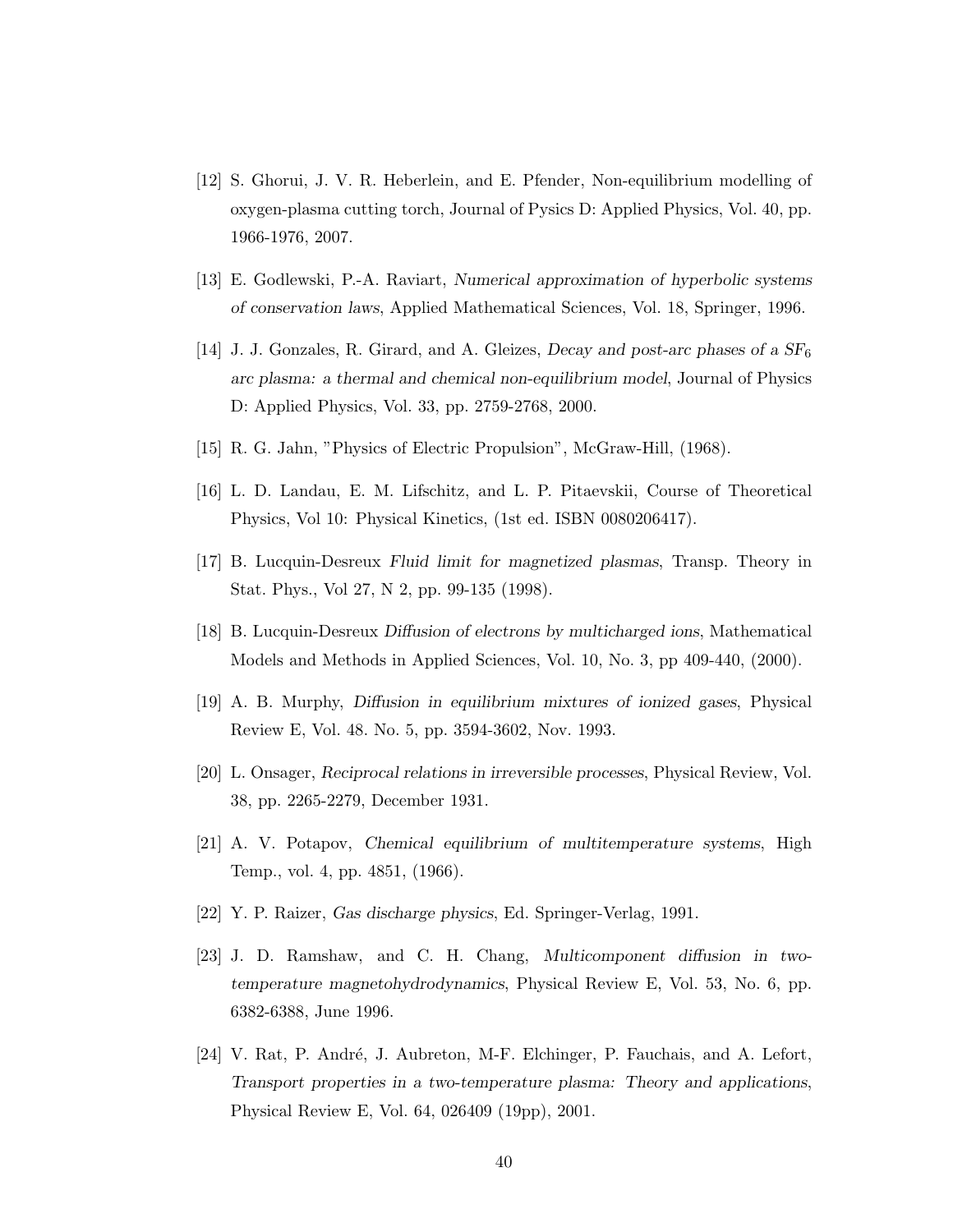[12] S. Ghorui, J. V. R. Heberlein, and E. Pfender, Non-equilibrium modelling of oxygen-plasma cutting torch, Journal of Pysics D: Applied Physics, Vol. 40, pp. 1966-1976, 2007.

[13] E. Godlewski, P.-A. Raviart, *Numerical approximation of hyperbolic systems of conservation laws*, Applied Mathematical Sciences, Vol. 18, Springer, 1996.

[14] J. J. Gonzales, R. Girard, and A. Gleizes, *Decay and post-arc phases of a $SF_6$ arc plasma: a thermal and chemical non-equilibrium model*, Journal of Physics D: Applied Physics, Vol. 33, pp. 2759-2768, 2000.

[15] R. G. Jahn, "Physics of Electric Propulsion", McGraw-Hill, (1968).

[16] L. D. Landau, E. M. Lifschitz, and L. P. Pitaevskii, Course of Theoretical Physics, Vol 10: Physical Kinetics, (1st ed. ISBN 0080206417).

[17] B. Lucquin-Desreux *Fluid limit for magnetized plasmas*, Transp. Theory in Stat. Phys., Vol 27, N 2, pp. 99-135 (1998).

[18] B. Lucquin-Desreux *Diffusion of electrons by multicharged ions*, Mathematical Models and Methods in Applied Sciences, Vol. 10, No. 3, pp 409-440, (2000).

[19] A. B. Murphy, *Diffusion in equilibrium mixtures of ionized gases*, Physical Review E, Vol. 48. No. 5, pp. 3594-3602, Nov. 1993.

[20] L. Onsager, *Reciprocal relations in irreversible processes*, Physical Review, Vol. 38, pp. 2265-2279, December 1931.

[21] A. V. Potapov, *Chemical equilibrium of multitemperature systems*, High Temp., vol. 4, pp. 4851, (1966).

[22] Y. P. Raizer, *Gas discharge physics*, Ed. Springer-Verlag, 1991.

[23] J. D. Ramshaw, and C. H. Chang, *Multicomponent diffusion in two-temperature magnetohydrodynamics*, Physical Review E, Vol. 53, No. 6, pp. 6382-6388, June 1996.

[24] V. Rat, P. André, J. Aubreton, M-F. Elchinger, P. Fauchais, and A. Lefort, *Transport properties in a two-temperature plasma: Theory and applications*, Physical Review E, Vol. 64, 026409 (19pp), 2001.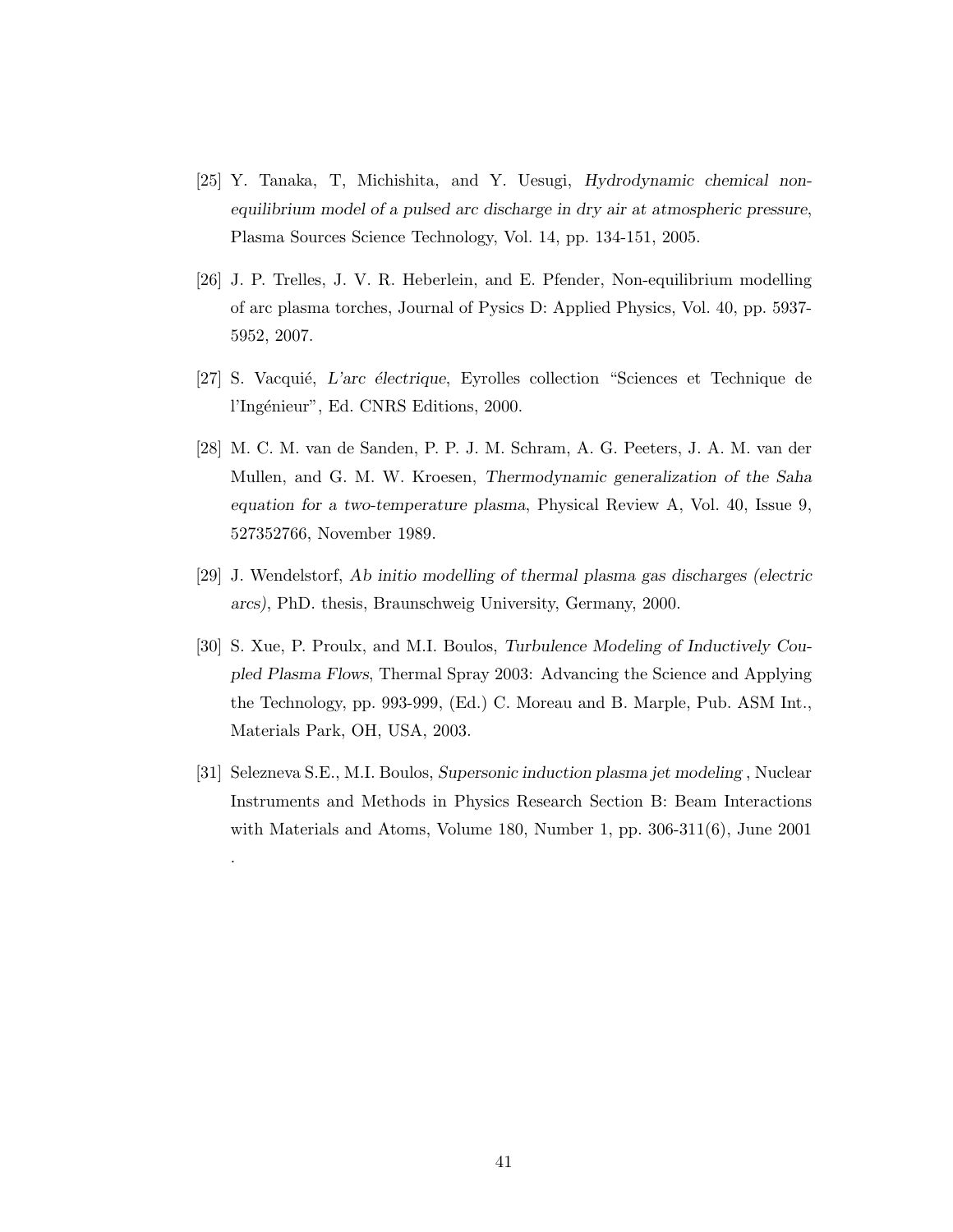[25] Y. Tanaka, T, Michishita, and Y. Uesugi, *Hydrodynamic chemical non-equilibrium model of a pulsed arc discharge in dry air at atmospheric pressure*, Plasma Sources Science Technology, Vol. 14, pp. 134-151, 2005.

[26] J. P. Trelles, J. V. R. Heberlein, and E. Pfender, Non-equilibrium modelling of arc plasma torches, Journal of Pysics D: Applied Physics, Vol. 40, pp. 5937-5952, 2007.

[27] S. Vacquié, *L'arc électrique*, Eyrolles collection "Sciences et Technique de l'Ingénieur", Ed. CNRS Editions, 2000.

[28] M. C. M. van de Sanden, P. P. J. M. Schram, A. G. Peeters, J. A. M. van der Mullen, and G. M. W. Kroesen, *Thermodynamic generalization of the Saha equation for a two-temperature plasma*, Physical Review A, Vol. 40, Issue 9, 527352766, November 1989.

[29] J. Wendelstorf, *Ab initio modelling of thermal plasma gas discharges (electric arcs)*, PhD. thesis, Braunschweig University, Germany, 2000.

[30] S. Xue, P. Proulx, and M.I. Boulos, *Turbulence Modeling of Inductively Coupled Plasma Flows*, Thermal Spray 2003: Advancing the Science and Applying the Technology, pp. 993-999, (Ed.) C. Moreau and B. Marple, Pub. ASM Int., Materials Park, OH, USA, 2003.

[31] Selezneva S.E., M.I. Boulos, *Supersonic induction plasma jet modeling* , Nuclear Instruments and Methods in Physics Research Section B: Beam Interactions with Materials and Atoms, Volume 180, Number 1, pp. 306-311(6), June 2001 .